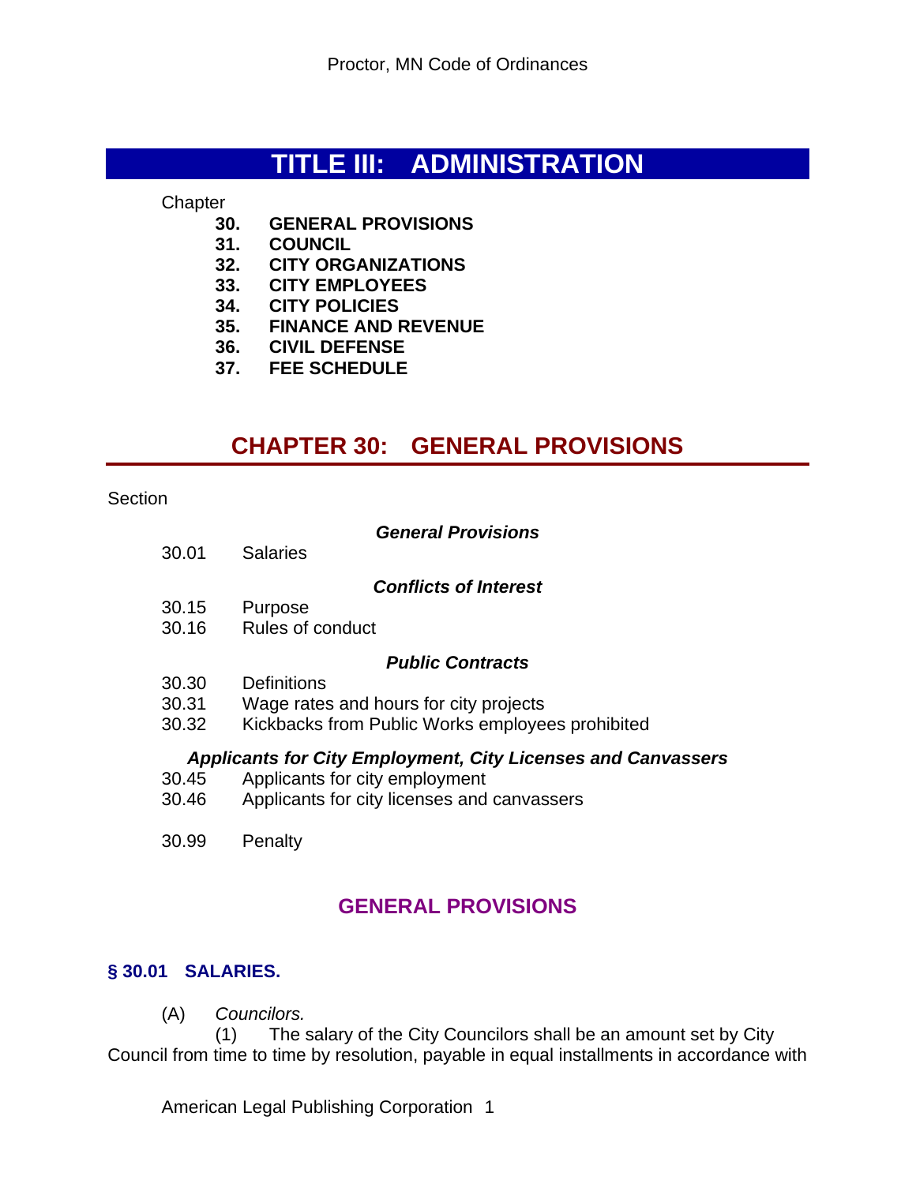# TITLE III: ADMINISTRATION

Chapter

**30. GENERAL PROVISIONS**
**31. COUNCIL**
**32. CITY ORGANIZATIONS**
**33. CITY EMPLOYEES**
**34. CITY POLICIES**
**35. FINANCE AND REVENUE**
**36. CIVIL DEFENSE**
**37. FEE SCHEDULE**

## CHAPTER 30: GENERAL PROVISIONS

Section

***General Provisions***

30.01 Salaries

***Conflicts of Interest***

30.15 Purpose
30.16 Rules of conduct

***Public Contracts***

30.30 Definitions
30.31 Wage rates and hours for city projects
30.32 Kickbacks from Public Works employees prohibited

***Applicants for City Employment, City Licenses and Canvassers***

30.45 Applicants for city employment
30.46 Applicants for city licenses and canvassers

30.99 Penalty

### GENERAL PROVISIONS

#### § 30.01 SALARIES.

(A) *Councilors.*

(1) The salary of the City Councilors shall be an amount set by City Council from time to time by resolution, payable in equal installments in accordance with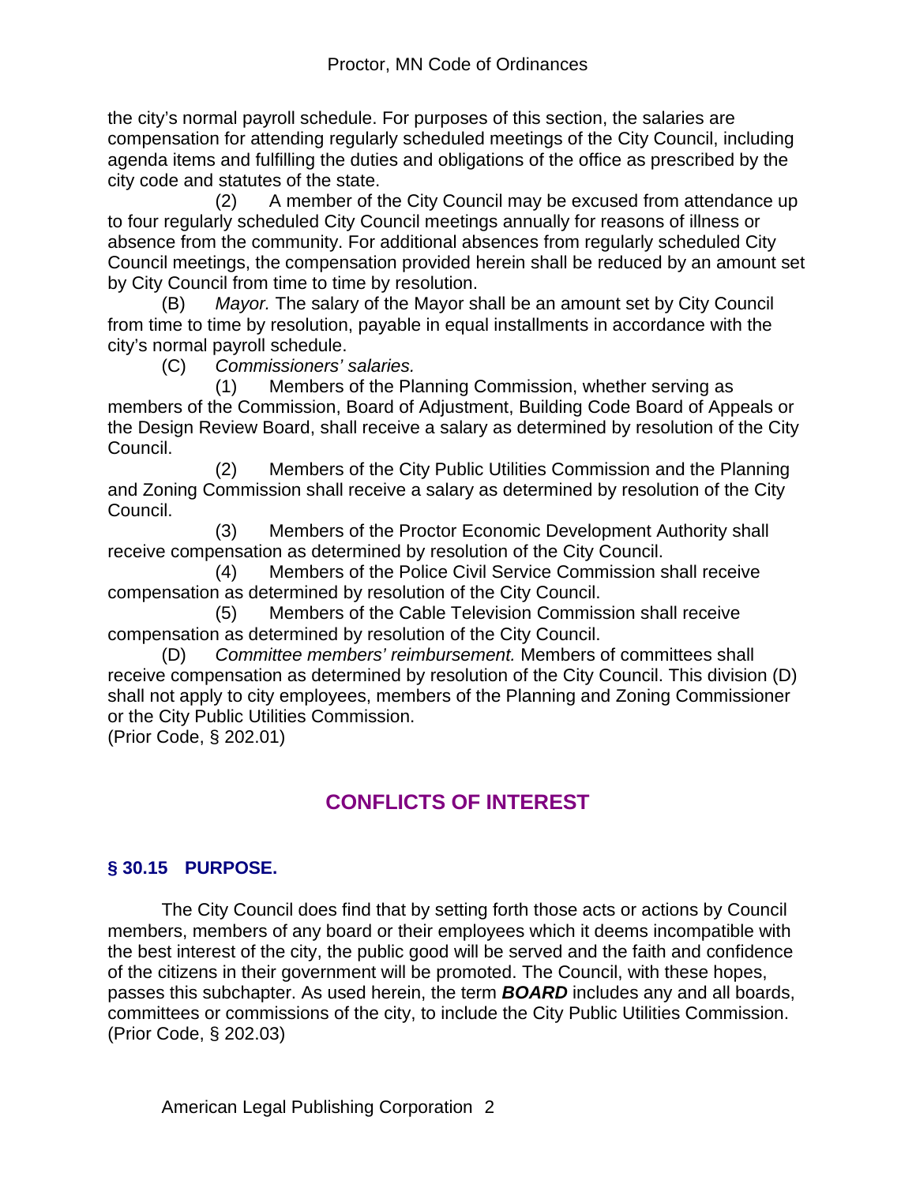the city's normal payroll schedule. For purposes of this section, the salaries are compensation for attending regularly scheduled meetings of the City Council, including agenda items and fulfilling the duties and obligations of the office as prescribed by the city code and statutes of the state.

(2) A member of the City Council may be excused from attendance up to four regularly scheduled City Council meetings annually for reasons of illness or absence from the community. For additional absences from regularly scheduled City Council meetings, the compensation provided herein shall be reduced by an amount set by City Council from time to time by resolution.

(B) *Mayor.* The salary of the Mayor shall be an amount set by City Council from time to time by resolution, payable in equal installments in accordance with the city's normal payroll schedule.

(C) *Commissioners' salaries.*

(1) Members of the Planning Commission, whether serving as members of the Commission, Board of Adjustment, Building Code Board of Appeals or the Design Review Board, shall receive a salary as determined by resolution of the City Council.

(2) Members of the City Public Utilities Commission and the Planning and Zoning Commission shall receive a salary as determined by resolution of the City Council.

(3) Members of the Proctor Economic Development Authority shall receive compensation as determined by resolution of the City Council.

(4) Members of the Police Civil Service Commission shall receive compensation as determined by resolution of the City Council.

(5) Members of the Cable Television Commission shall receive compensation as determined by resolution of the City Council.

(D) *Committee members' reimbursement.* Members of committees shall receive compensation as determined by resolution of the City Council. This division (D) shall not apply to city employees, members of the Planning and Zoning Commissioner or the City Public Utilities Commission.
(Prior Code, § 202.01)

## CONFLICTS OF INTEREST

### § 30.15 PURPOSE.

The City Council does find that by setting forth those acts or actions by Council members, members of any board or their employees which it deems incompatible with the best interest of the city, the public good will be served and the faith and confidence of the citizens in their government will be promoted. The Council, with these hopes, passes this subchapter. As used herein, the term ***BOARD*** includes any and all boards, committees or commissions of the city, to include the City Public Utilities Commission.
(Prior Code, § 202.03)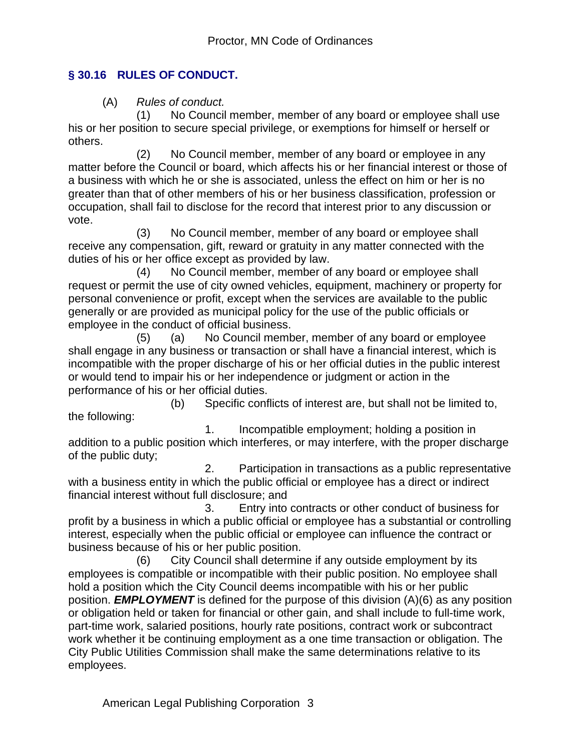## § 30.16 RULES OF CONDUCT.

(A) *Rules of conduct.*

(1) No Council member, member of any board or employee shall use his or her position to secure special privilege, or exemptions for himself or herself or others.

(2) No Council member, member of any board or employee in any matter before the Council or board, which affects his or her financial interest or those of a business with which he or she is associated, unless the effect on him or her is no greater than that of other members of his or her business classification, profession or occupation, shall fail to disclose for the record that interest prior to any discussion or vote.

(3) No Council member, member of any board or employee shall receive any compensation, gift, reward or gratuity in any matter connected with the duties of his or her office except as provided by law.

(4) No Council member, member of any board or employee shall request or permit the use of city owned vehicles, equipment, machinery or property for personal convenience or profit, except when the services are available to the public generally or are provided as municipal policy for the use of the public officials or employee in the conduct of official business.

(5) (a) No Council member, member of any board or employee shall engage in any business or transaction or shall have a financial interest, which is incompatible with the proper discharge of his or her official duties in the public interest or would tend to impair his or her independence or judgment or action in the performance of his or her official duties.

(b) Specific conflicts of interest are, but shall not be limited to, the following:

1. Incompatible employment; holding a position in addition to a public position which interferes, or may interfere, with the proper discharge of the public duty;

2. Participation in transactions as a public representative with a business entity in which the public official or employee has a direct or indirect financial interest without full disclosure; and

3. Entry into contracts or other conduct of business for profit by a business in which a public official or employee has a substantial or controlling interest, especially when the public official or employee can influence the contract or business because of his or her public position.

(6) City Council shall determine if any outside employment by its employees is compatible or incompatible with their public position. No employee shall hold a position which the City Council deems incompatible with his or her public position. ***EMPLOYMENT*** is defined for the purpose of this division (A)(6) as any position or obligation held or taken for financial or other gain, and shall include to full-time work, part-time work, salaried positions, hourly rate positions, contract work or subcontract work whether it be continuing employment as a one time transaction or obligation. The City Public Utilities Commission shall make the same determinations relative to its employees.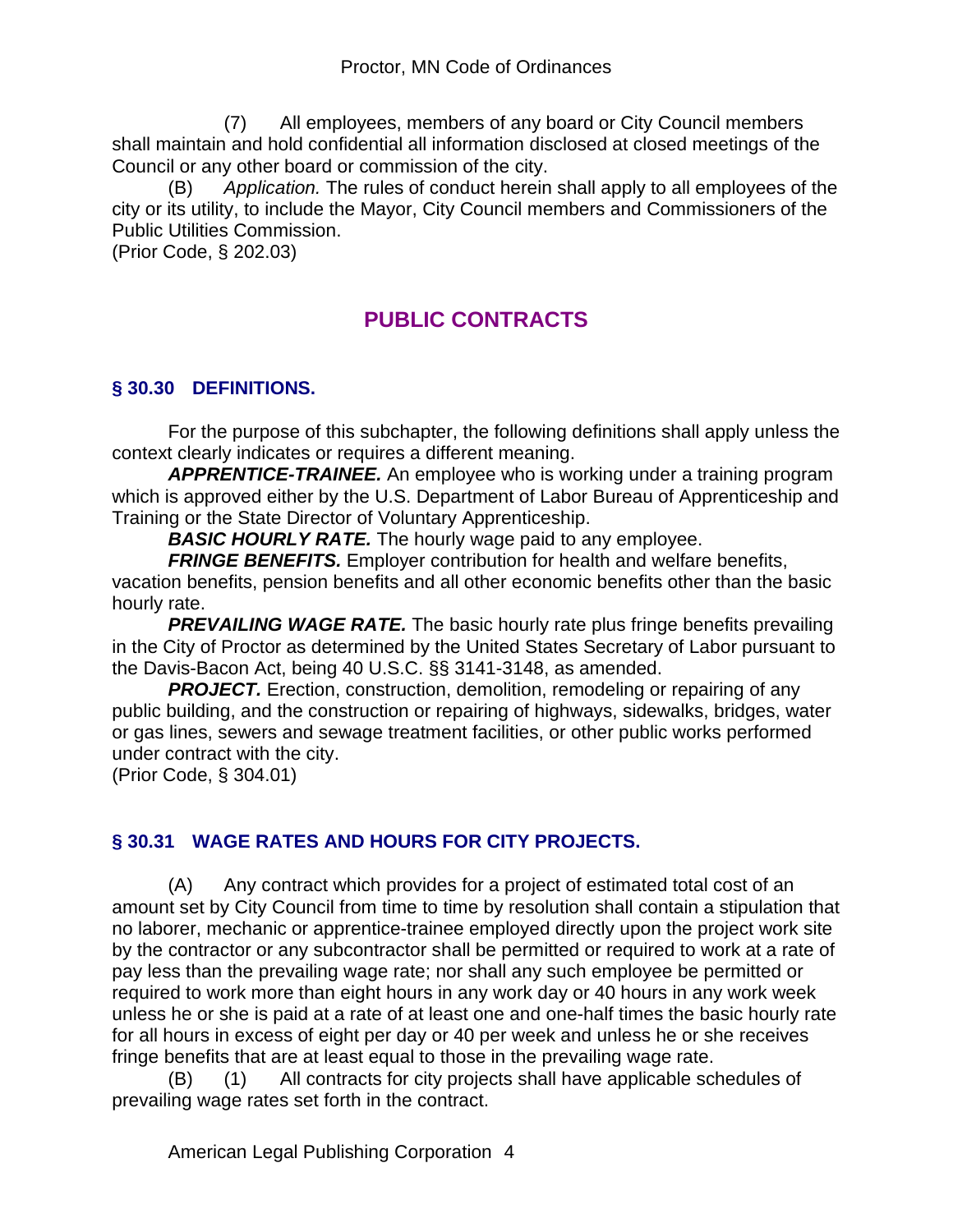(7) All employees, members of any board or City Council members shall maintain and hold confidential all information disclosed at closed meetings of the Council or any other board or commission of the city.

(B) *Application.* The rules of conduct herein shall apply to all employees of the city or its utility, to include the Mayor, City Council members and Commissioners of the Public Utilities Commission.

(Prior Code, § 202.03)

## PUBLIC CONTRACTS

### § 30.30 DEFINITIONS.

For the purpose of this subchapter, the following definitions shall apply unless the context clearly indicates or requires a different meaning.

***APPRENTICE-TRAINEE.*** An employee who is working under a training program which is approved either by the U.S. Department of Labor Bureau of Apprenticeship and Training or the State Director of Voluntary Apprenticeship.

***BASIC HOURLY RATE.*** The hourly wage paid to any employee.

***FRINGE BENEFITS.*** Employer contribution for health and welfare benefits, vacation benefits, pension benefits and all other economic benefits other than the basic hourly rate.

***PREVAILING WAGE RATE.*** The basic hourly rate plus fringe benefits prevailing in the City of Proctor as determined by the United States Secretary of Labor pursuant to the Davis-Bacon Act, being 40 U.S.C. §§ 3141-3148, as amended.

***PROJECT.*** Erection, construction, demolition, remodeling or repairing of any public building, and the construction or repairing of highways, sidewalks, bridges, water or gas lines, sewers and sewage treatment facilities, or other public works performed under contract with the city.

(Prior Code, § 304.01)

### § 30.31 WAGE RATES AND HOURS FOR CITY PROJECTS.

(A) Any contract which provides for a project of estimated total cost of an amount set by City Council from time to time by resolution shall contain a stipulation that no laborer, mechanic or apprentice-trainee employed directly upon the project work site by the contractor or any subcontractor shall be permitted or required to work at a rate of pay less than the prevailing wage rate; nor shall any such employee be permitted or required to work more than eight hours in any work day or 40 hours in any work week unless he or she is paid at a rate of at least one and one-half times the basic hourly rate for all hours in excess of eight per day or 40 per week and unless he or she receives fringe benefits that are at least equal to those in the prevailing wage rate.

(B) (1) All contracts for city projects shall have applicable schedules of prevailing wage rates set forth in the contract.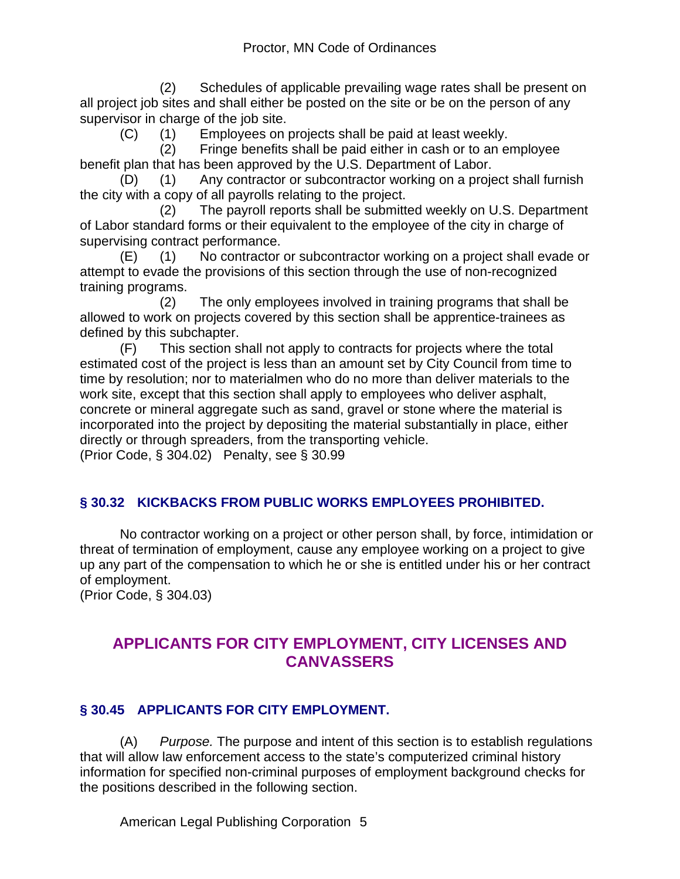(2) Schedules of applicable prevailing wage rates shall be present on all project job sites and shall either be posted on the site or be on the person of any supervisor in charge of the job site.

(C) (1) Employees on projects shall be paid at least weekly.

(2) Fringe benefits shall be paid either in cash or to an employee benefit plan that has been approved by the U.S. Department of Labor.

(D) (1) Any contractor or subcontractor working on a project shall furnish the city with a copy of all payrolls relating to the project.

(2) The payroll reports shall be submitted weekly on U.S. Department of Labor standard forms or their equivalent to the employee of the city in charge of supervising contract performance.

(E) (1) No contractor or subcontractor working on a project shall evade or attempt to evade the provisions of this section through the use of non-recognized training programs.

(2) The only employees involved in training programs that shall be allowed to work on projects covered by this section shall be apprentice-trainees as defined by this subchapter.

(F) This section shall not apply to contracts for projects where the total estimated cost of the project is less than an amount set by City Council from time to time by resolution; nor to materialmen who do no more than deliver materials to the work site, except that this section shall apply to employees who deliver asphalt, concrete or mineral aggregate such as sand, gravel or stone where the material is incorporated into the project by depositing the material substantially in place, either directly or through spreaders, from the transporting vehicle.

(Prior Code, § 304.02) Penalty, see § 30.99

### § 30.32 KICKBACKS FROM PUBLIC WORKS EMPLOYEES PROHIBITED.

No contractor working on a project or other person shall, by force, intimidation or threat of termination of employment, cause any employee working on a project to give up any part of the compensation to which he or she is entitled under his or her contract of employment.

(Prior Code, § 304.03)

## APPLICANTS FOR CITY EMPLOYMENT, CITY LICENSES AND CANVASSERS

### § 30.45 APPLICANTS FOR CITY EMPLOYMENT.

(A) *Purpose.* The purpose and intent of this section is to establish regulations that will allow law enforcement access to the state's computerized criminal history information for specified non-criminal purposes of employment background checks for the positions described in the following section.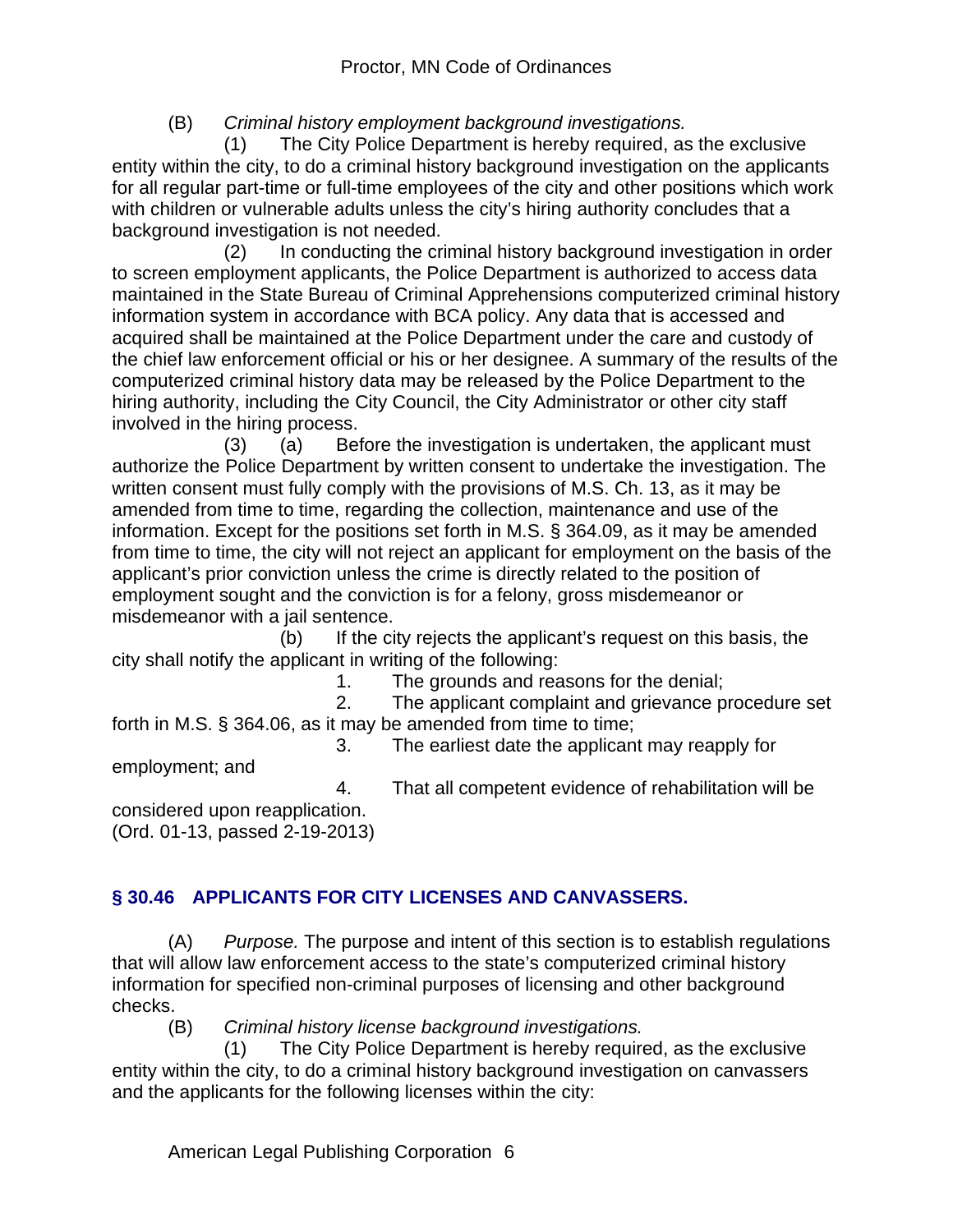(B) *Criminal history employment background investigations.*

(1) The City Police Department is hereby required, as the exclusive entity within the city, to do a criminal history background investigation on the applicants for all regular part-time or full-time employees of the city and other positions which work with children or vulnerable adults unless the city's hiring authority concludes that a background investigation is not needed.

(2) In conducting the criminal history background investigation in order to screen employment applicants, the Police Department is authorized to access data maintained in the State Bureau of Criminal Apprehensions computerized criminal history information system in accordance with BCA policy. Any data that is accessed and acquired shall be maintained at the Police Department under the care and custody of the chief law enforcement official or his or her designee. A summary of the results of the computerized criminal history data may be released by the Police Department to the hiring authority, including the City Council, the City Administrator or other city staff involved in the hiring process.

(3) (a) Before the investigation is undertaken, the applicant must authorize the Police Department by written consent to undertake the investigation. The written consent must fully comply with the provisions of M.S. Ch. 13, as it may be amended from time to time, regarding the collection, maintenance and use of the information. Except for the positions set forth in M.S. § 364.09, as it may be amended from time to time, the city will not reject an applicant for employment on the basis of the applicant's prior conviction unless the crime is directly related to the position of employment sought and the conviction is for a felony, gross misdemeanor or misdemeanor with a jail sentence.

(b) If the city rejects the applicant's request on this basis, the city shall notify the applicant in writing of the following:

1. The grounds and reasons for the denial;

2. The applicant complaint and grievance procedure set forth in M.S. § 364.06, as it may be amended from time to time;

3. The earliest date the applicant may reapply for employment; and

4. That all competent evidence of rehabilitation will be considered upon reapplication.

(Ord. 01-13, passed 2-19-2013)

## § 30.46 APPLICANTS FOR CITY LICENSES AND CANVASSERS.

(A) *Purpose.* The purpose and intent of this section is to establish regulations that will allow law enforcement access to the state's computerized criminal history information for specified non-criminal purposes of licensing and other background checks.

(B) *Criminal history license background investigations.*

(1) The City Police Department is hereby required, as the exclusive entity within the city, to do a criminal history background investigation on canvassers and the applicants for the following licenses within the city: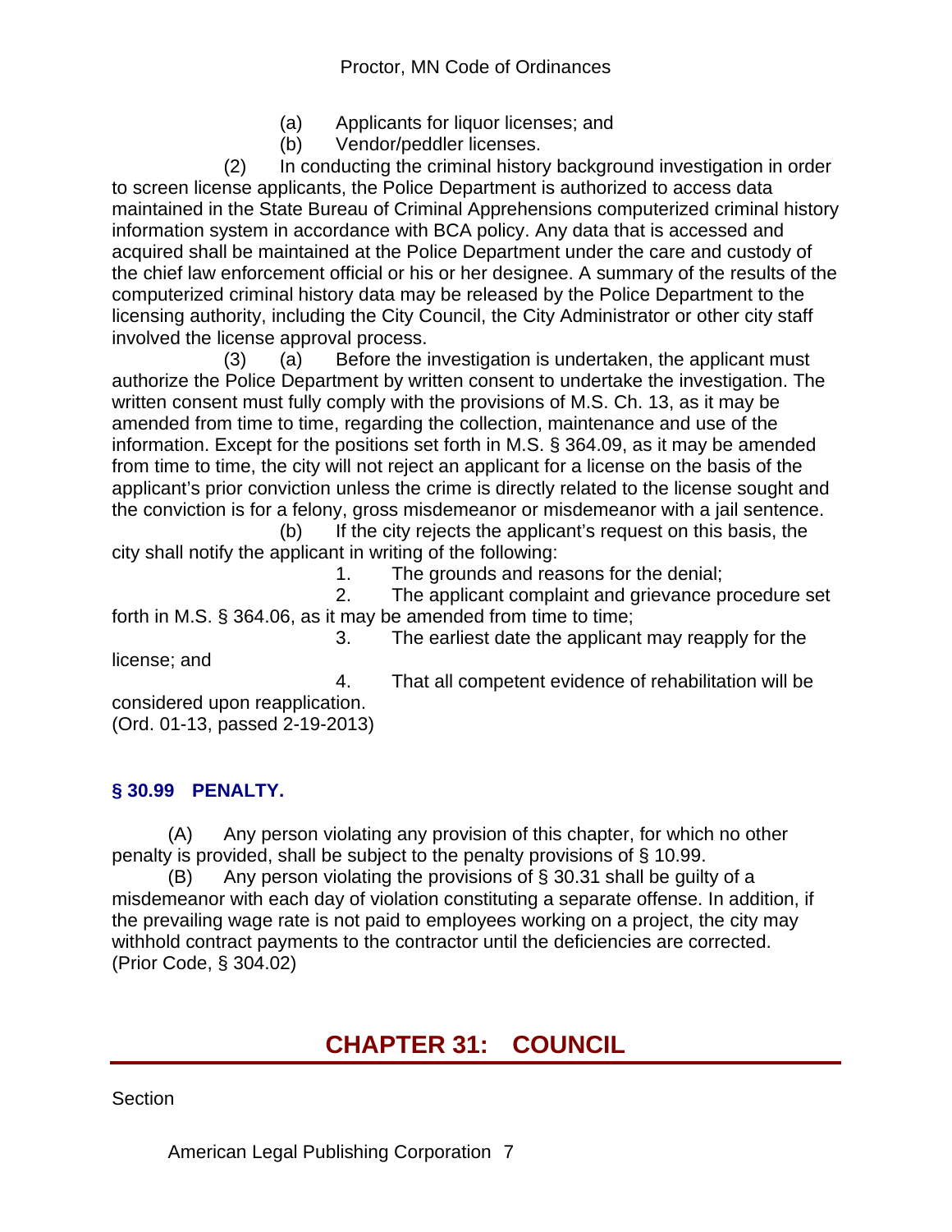(a) Applicants for liquor licenses; and

(b) Vendor/peddler licenses.

(2) In conducting the criminal history background investigation in order to screen license applicants, the Police Department is authorized to access data maintained in the State Bureau of Criminal Apprehensions computerized criminal history information system in accordance with BCA policy. Any data that is accessed and acquired shall be maintained at the Police Department under the care and custody of the chief law enforcement official or his or her designee. A summary of the results of the computerized criminal history data may be released by the Police Department to the licensing authority, including the City Council, the City Administrator or other city staff involved the license approval process.

(3) (a) Before the investigation is undertaken, the applicant must authorize the Police Department by written consent to undertake the investigation. The written consent must fully comply with the provisions of M.S. Ch. 13, as it may be amended from time to time, regarding the collection, maintenance and use of the information. Except for the positions set forth in M.S. § 364.09, as it may be amended from time to time, the city will not reject an applicant for a license on the basis of the applicant's prior conviction unless the crime is directly related to the license sought and the conviction is for a felony, gross misdemeanor or misdemeanor with a jail sentence.

(b) If the city rejects the applicant's request on this basis, the city shall notify the applicant in writing of the following:

1. The grounds and reasons for the denial;

2. The applicant complaint and grievance procedure set forth in M.S. § 364.06, as it may be amended from time to time;

3. The earliest date the applicant may reapply for the license; and

4. That all competent evidence of rehabilitation will be considered upon reapplication.

(Ord. 01-13, passed 2-19-2013)

### § 30.99 PENALTY.

(A) Any person violating any provision of this chapter, for which no other penalty is provided, shall be subject to the penalty provisions of § 10.99.

(B) Any person violating the provisions of § 30.31 shall be guilty of a misdemeanor with each day of violation constituting a separate offense. In addition, if the prevailing wage rate is not paid to employees working on a project, the city may withhold contract payments to the contractor until the deficiencies are corrected.
(Prior Code, § 304.02)

## CHAPTER 31: COUNCIL

Section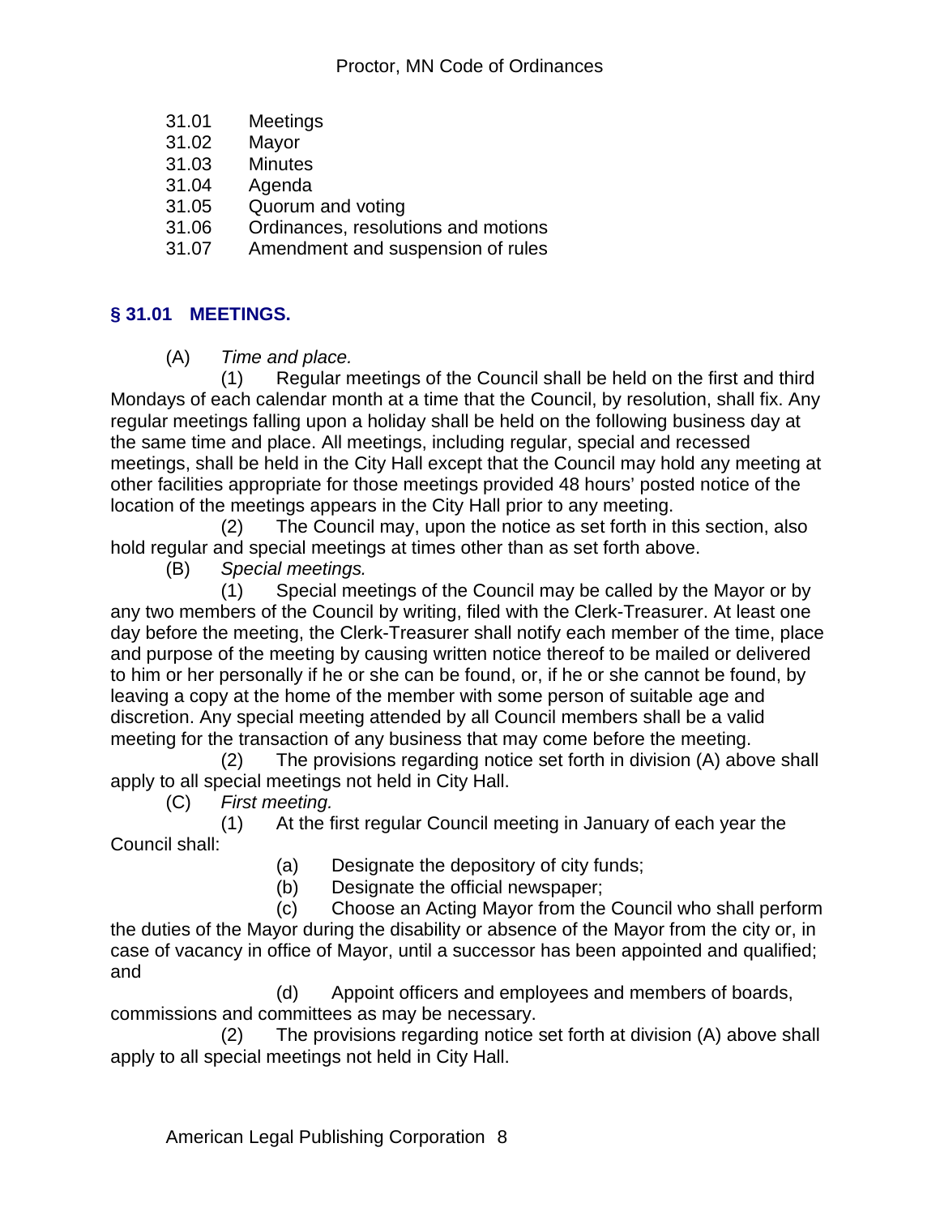31.01 Meetings
31.02 Mayor
31.03 Minutes
31.04 Agenda
31.05 Quorum and voting
31.06 Ordinances, resolutions and motions
31.07 Amendment and suspension of rules

## § 31.01 MEETINGS.

(A) *Time and place.*

(1) Regular meetings of the Council shall be held on the first and third Mondays of each calendar month at a time that the Council, by resolution, shall fix. Any regular meetings falling upon a holiday shall be held on the following business day at the same time and place. All meetings, including regular, special and recessed meetings, shall be held in the City Hall except that the Council may hold any meeting at other facilities appropriate for those meetings provided 48 hours' posted notice of the location of the meetings appears in the City Hall prior to any meeting.

(2) The Council may, upon the notice as set forth in this section, also hold regular and special meetings at times other than as set forth above.

(B) *Special meetings.*

(1) Special meetings of the Council may be called by the Mayor or by any two members of the Council by writing, filed with the Clerk-Treasurer. At least one day before the meeting, the Clerk-Treasurer shall notify each member of the time, place and purpose of the meeting by causing written notice thereof to be mailed or delivered to him or her personally if he or she can be found, or, if he or she cannot be found, by leaving a copy at the home of the member with some person of suitable age and discretion. Any special meeting attended by all Council members shall be a valid meeting for the transaction of any business that may come before the meeting.

(2) The provisions regarding notice set forth in division (A) above shall apply to all special meetings not held in City Hall.

(C) *First meeting.*

(1) At the first regular Council meeting in January of each year the Council shall:

(a) Designate the depository of city funds;

(b) Designate the official newspaper;

(c) Choose an Acting Mayor from the Council who shall perform the duties of the Mayor during the disability or absence of the Mayor from the city or, in case of vacancy in office of Mayor, until a successor has been appointed and qualified; and

(d) Appoint officers and employees and members of boards, commissions and committees as may be necessary.

(2) The provisions regarding notice set forth at division (A) above shall apply to all special meetings not held in City Hall.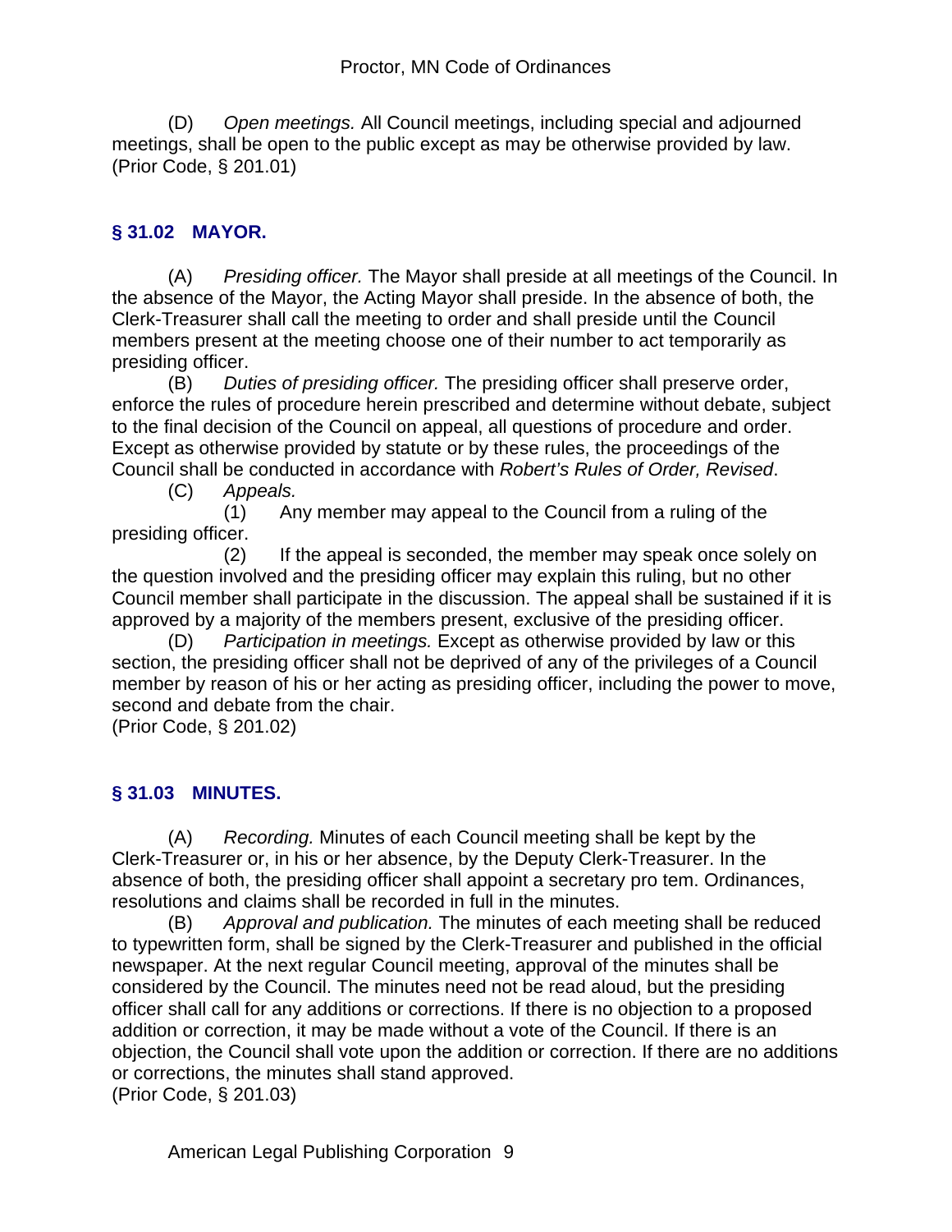(D) *Open meetings.* All Council meetings, including special and adjourned meetings, shall be open to the public except as may be otherwise provided by law.
(Prior Code, § 201.01)

## § 31.02 MAYOR.

(A) *Presiding officer.* The Mayor shall preside at all meetings of the Council. In the absence of the Mayor, the Acting Mayor shall preside. In the absence of both, the Clerk-Treasurer shall call the meeting to order and shall preside until the Council members present at the meeting choose one of their number to act temporarily as presiding officer.

(B) *Duties of presiding officer.* The presiding officer shall preserve order, enforce the rules of procedure herein prescribed and determine without debate, subject to the final decision of the Council on appeal, all questions of procedure and order. Except as otherwise provided by statute or by these rules, the proceedings of the Council shall be conducted in accordance with *Robert's Rules of Order, Revised*.

(C) *Appeals.*

(1) Any member may appeal to the Council from a ruling of the presiding officer.

(2) If the appeal is seconded, the member may speak once solely on the question involved and the presiding officer may explain this ruling, but no other Council member shall participate in the discussion. The appeal shall be sustained if it is approved by a majority of the members present, exclusive of the presiding officer.

(D) *Participation in meetings.* Except as otherwise provided by law or this section, the presiding officer shall not be deprived of any of the privileges of a Council member by reason of his or her acting as presiding officer, including the power to move, second and debate from the chair.
(Prior Code, § 201.02)

## § 31.03 MINUTES.

(A) *Recording.* Minutes of each Council meeting shall be kept by the Clerk-Treasurer or, in his or her absence, by the Deputy Clerk-Treasurer. In the absence of both, the presiding officer shall appoint a secretary pro tem. Ordinances, resolutions and claims shall be recorded in full in the minutes.

(B) *Approval and publication.* The minutes of each meeting shall be reduced to typewritten form, shall be signed by the Clerk-Treasurer and published in the official newspaper. At the next regular Council meeting, approval of the minutes shall be considered by the Council. The minutes need not be read aloud, but the presiding officer shall call for any additions or corrections. If there is no objection to a proposed addition or correction, it may be made without a vote of the Council. If there is an objection, the Council shall vote upon the addition or correction. If there are no additions or corrections, the minutes shall stand approved.
(Prior Code, § 201.03)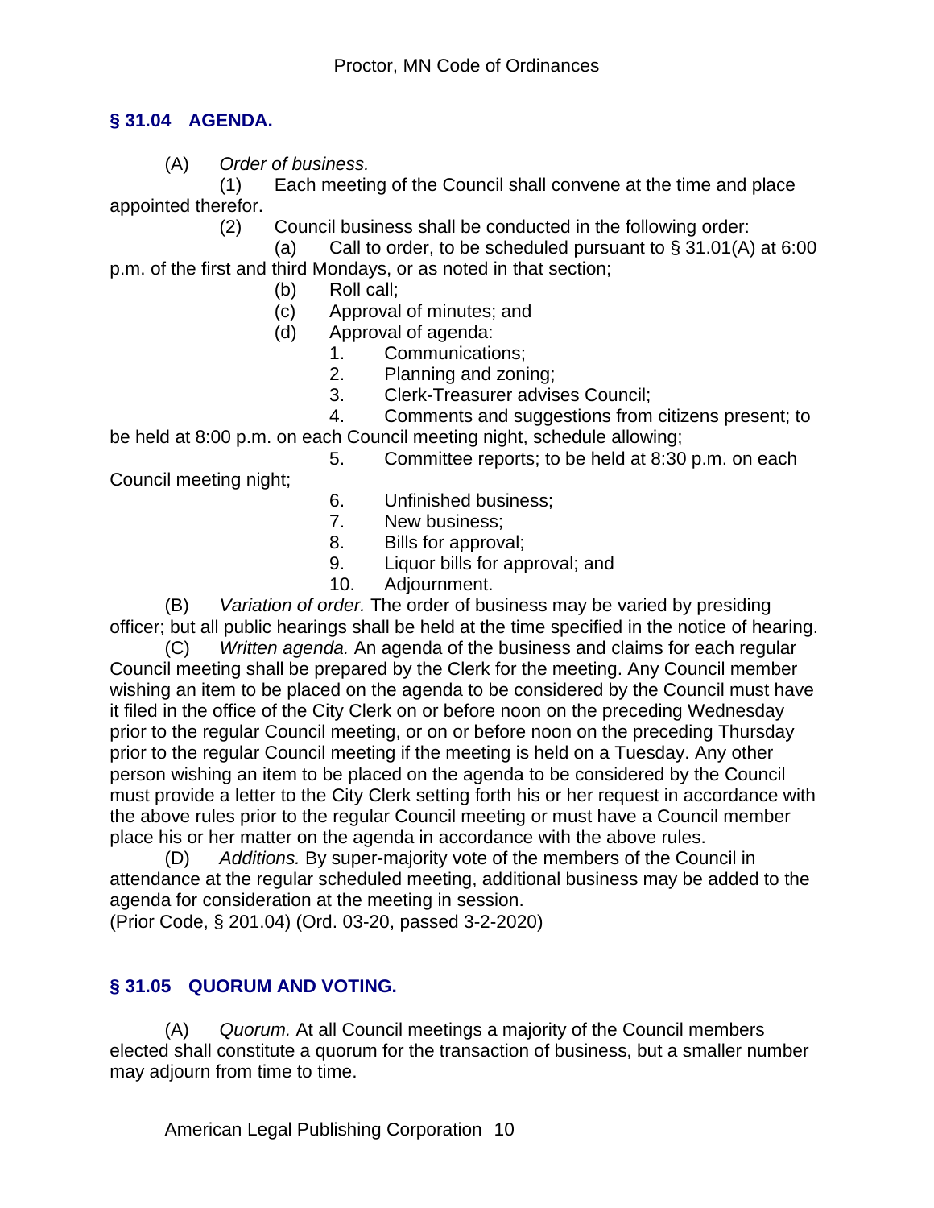## § 31.04 AGENDA.

(A) *Order of business.*

(1) Each meeting of the Council shall convene at the time and place appointed therefor.

(2) Council business shall be conducted in the following order:

(a) Call to order, to be scheduled pursuant to § 31.01(A) at 6:00 p.m. of the first and third Mondays, or as noted in that section;

(b) Roll call;

(c) Approval of minutes; and

(d) Approval of agenda:

1. Communications;
2. Planning and zoning;
3. Clerk-Treasurer advises Council;
4. Comments and suggestions from citizens present; to be held at 8:00 p.m. on each Council meeting night, schedule allowing;
5. Committee reports; to be held at 8:30 p.m. on each Council meeting night;
6. Unfinished business;
7. New business;
8. Bills for approval;
9. Liquor bills for approval; and
10. Adjournment.

(B) *Variation of order.* The order of business may be varied by presiding officer; but all public hearings shall be held at the time specified in the notice of hearing.

(C) *Written agenda.* An agenda of the business and claims for each regular Council meeting shall be prepared by the Clerk for the meeting. Any Council member wishing an item to be placed on the agenda to be considered by the Council must have it filed in the office of the City Clerk on or before noon on the preceding Wednesday prior to the regular Council meeting, or on or before noon on the preceding Thursday prior to the regular Council meeting if the meeting is held on a Tuesday. Any other person wishing an item to be placed on the agenda to be considered by the Council must provide a letter to the City Clerk setting forth his or her request in accordance with the above rules prior to the regular Council meeting or must have a Council member place his or her matter on the agenda in accordance with the above rules.

(D) *Additions.* By super-majority vote of the members of the Council in attendance at the regular scheduled meeting, additional business may be added to the agenda for consideration at the meeting in session.

(Prior Code, § 201.04) (Ord. 03-20, passed 3-2-2020)

## § 31.05 QUORUM AND VOTING.

(A) *Quorum.* At all Council meetings a majority of the Council members elected shall constitute a quorum for the transaction of business, but a smaller number may adjourn from time to time.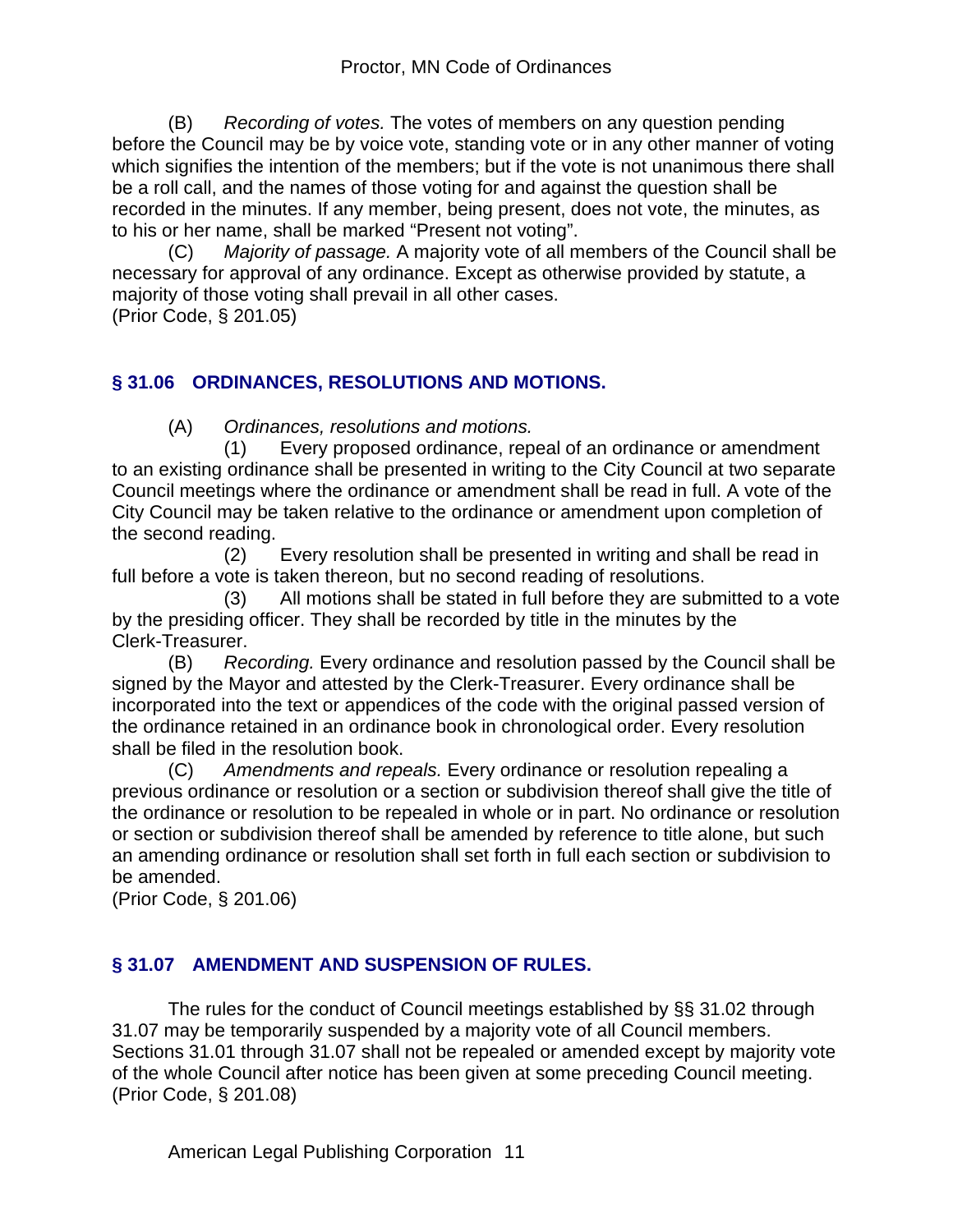(B) *Recording of votes.* The votes of members on any question pending before the Council may be by voice vote, standing vote or in any other manner of voting which signifies the intention of the members; but if the vote is not unanimous there shall be a roll call, and the names of those voting for and against the question shall be recorded in the minutes. If any member, being present, does not vote, the minutes, as to his or her name, shall be marked "Present not voting".

(C) *Majority of passage.* A majority vote of all members of the Council shall be necessary for approval of any ordinance. Except as otherwise provided by statute, a majority of those voting shall prevail in all other cases.
(Prior Code, § 201.05)

## § 31.06 ORDINANCES, RESOLUTIONS AND MOTIONS.

(A) *Ordinances, resolutions and motions.*

(1) Every proposed ordinance, repeal of an ordinance or amendment to an existing ordinance shall be presented in writing to the City Council at two separate Council meetings where the ordinance or amendment shall be read in full. A vote of the City Council may be taken relative to the ordinance or amendment upon completion of the second reading.

(2) Every resolution shall be presented in writing and shall be read in full before a vote is taken thereon, but no second reading of resolutions.

(3) All motions shall be stated in full before they are submitted to a vote by the presiding officer. They shall be recorded by title in the minutes by the Clerk-Treasurer.

(B) *Recording.* Every ordinance and resolution passed by the Council shall be signed by the Mayor and attested by the Clerk-Treasurer. Every ordinance shall be incorporated into the text or appendices of the code with the original passed version of the ordinance retained in an ordinance book in chronological order. Every resolution shall be filed in the resolution book.

(C) *Amendments and repeals.* Every ordinance or resolution repealing a previous ordinance or resolution or a section or subdivision thereof shall give the title of the ordinance or resolution to be repealed in whole or in part. No ordinance or resolution or section or subdivision thereof shall be amended by reference to title alone, but such an amending ordinance or resolution shall set forth in full each section or subdivision to be amended.
(Prior Code, § 201.06)

## § 31.07 AMENDMENT AND SUSPENSION OF RULES.

The rules for the conduct of Council meetings established by §§ 31.02 through 31.07 may be temporarily suspended by a majority vote of all Council members. Sections 31.01 through 31.07 shall not be repealed or amended except by majority vote of the whole Council after notice has been given at some preceding Council meeting.
(Prior Code, § 201.08)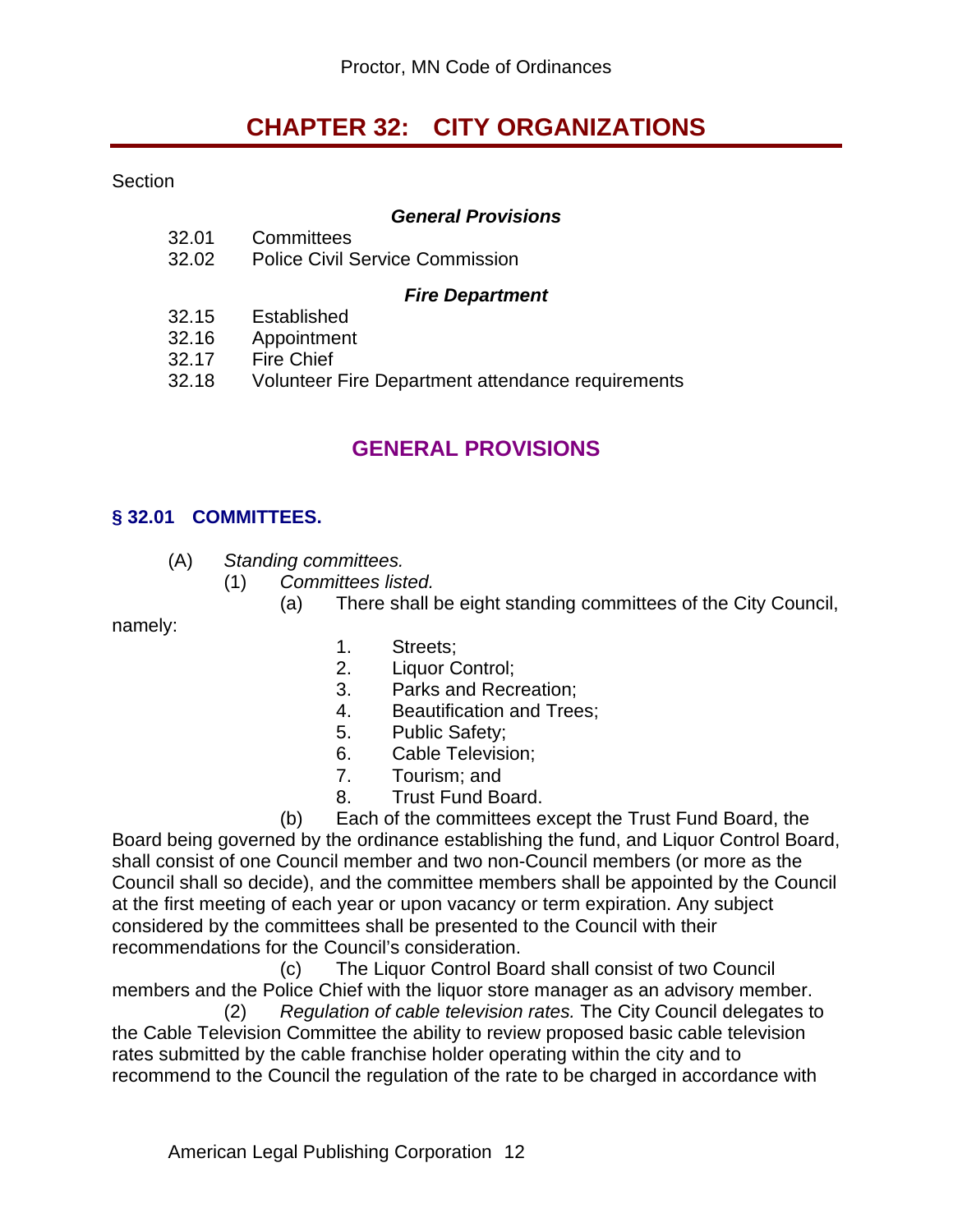# CHAPTER 32: CITY ORGANIZATIONS

Section

***General Provisions***

32.01 Committees
32.02 Police Civil Service Commission

***Fire Department***

32.15 Established
32.16 Appointment
32.17 Fire Chief
32.18 Volunteer Fire Department attendance requirements

## GENERAL PROVISIONS

### § 32.01 COMMITTEES.

(A) *Standing committees.*

(1) *Committees listed.*

(a) There shall be eight standing committees of the City Council, namely:

1. Streets;
2. Liquor Control;
3. Parks and Recreation;
4. Beautification and Trees;
5. Public Safety;
6. Cable Television;
7. Tourism; and
8. Trust Fund Board.

(b) Each of the committees except the Trust Fund Board, the Board being governed by the ordinance establishing the fund, and Liquor Control Board, shall consist of one Council member and two non-Council members (or more as the Council shall so decide), and the committee members shall be appointed by the Council at the first meeting of each year or upon vacancy or term expiration. Any subject considered by the committees shall be presented to the Council with their recommendations for the Council's consideration.

(c) The Liquor Control Board shall consist of two Council members and the Police Chief with the liquor store manager as an advisory member.

(2) *Regulation of cable television rates.* The City Council delegates to the Cable Television Committee the ability to review proposed basic cable television rates submitted by the cable franchise holder operating within the city and to recommend to the Council the regulation of the rate to be charged in accordance with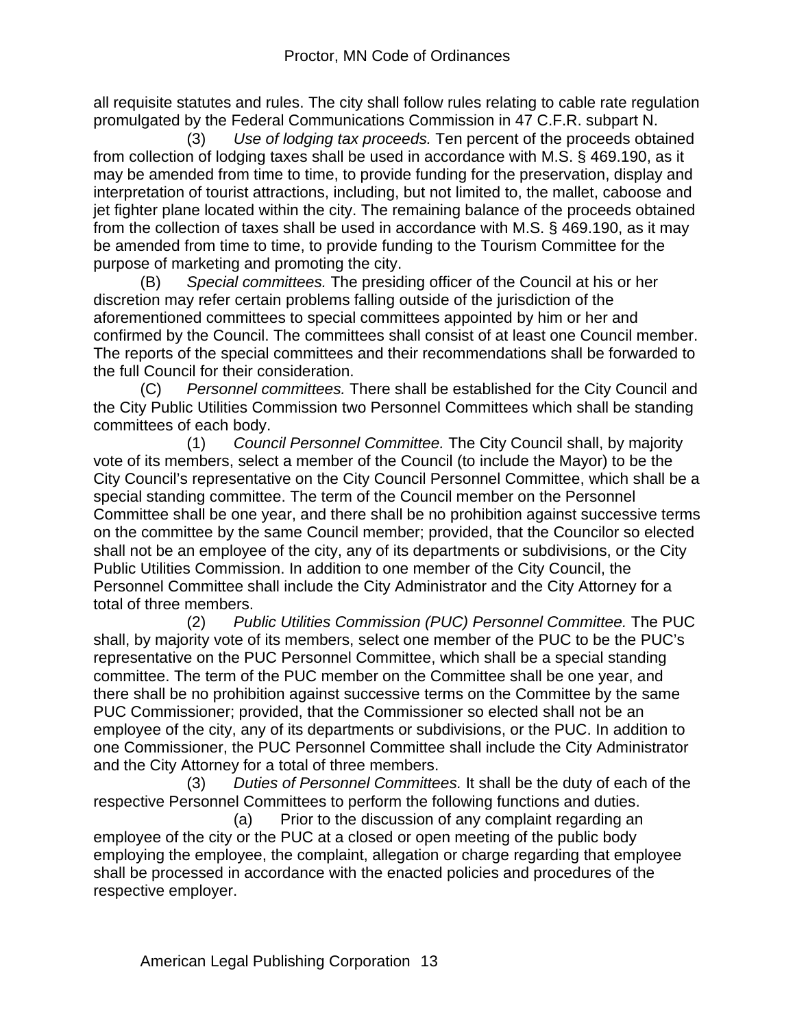all requisite statutes and rules. The city shall follow rules relating to cable rate regulation promulgated by the Federal Communications Commission in 47 C.F.R. subpart N.

(3) *Use of lodging tax proceeds.* Ten percent of the proceeds obtained from collection of lodging taxes shall be used in accordance with M.S. § 469.190, as it may be amended from time to time, to provide funding for the preservation, display and interpretation of tourist attractions, including, but not limited to, the mallet, caboose and jet fighter plane located within the city. The remaining balance of the proceeds obtained from the collection of taxes shall be used in accordance with M.S. § 469.190, as it may be amended from time to time, to provide funding to the Tourism Committee for the purpose of marketing and promoting the city.

(B) *Special committees.* The presiding officer of the Council at his or her discretion may refer certain problems falling outside of the jurisdiction of the aforementioned committees to special committees appointed by him or her and confirmed by the Council. The committees shall consist of at least one Council member. The reports of the special committees and their recommendations shall be forwarded to the full Council for their consideration.

(C) *Personnel committees.* There shall be established for the City Council and the City Public Utilities Commission two Personnel Committees which shall be standing committees of each body.

(1) *Council Personnel Committee.* The City Council shall, by majority vote of its members, select a member of the Council (to include the Mayor) to be the City Council's representative on the City Council Personnel Committee, which shall be a special standing committee. The term of the Council member on the Personnel Committee shall be one year, and there shall be no prohibition against successive terms on the committee by the same Council member; provided, that the Councilor so elected shall not be an employee of the city, any of its departments or subdivisions, or the City Public Utilities Commission. In addition to one member of the City Council, the Personnel Committee shall include the City Administrator and the City Attorney for a total of three members.

(2) *Public Utilities Commission (PUC) Personnel Committee.* The PUC shall, by majority vote of its members, select one member of the PUC to be the PUC's representative on the PUC Personnel Committee, which shall be a special standing committee. The term of the PUC member on the Committee shall be one year, and there shall be no prohibition against successive terms on the Committee by the same PUC Commissioner; provided, that the Commissioner so elected shall not be an employee of the city, any of its departments or subdivisions, or the PUC. In addition to one Commissioner, the PUC Personnel Committee shall include the City Administrator and the City Attorney for a total of three members.

(3) *Duties of Personnel Committees.* It shall be the duty of each of the respective Personnel Committees to perform the following functions and duties.

(a) Prior to the discussion of any complaint regarding an employee of the city or the PUC at a closed or open meeting of the public body employing the employee, the complaint, allegation or charge regarding that employee shall be processed in accordance with the enacted policies and procedures of the respective employer.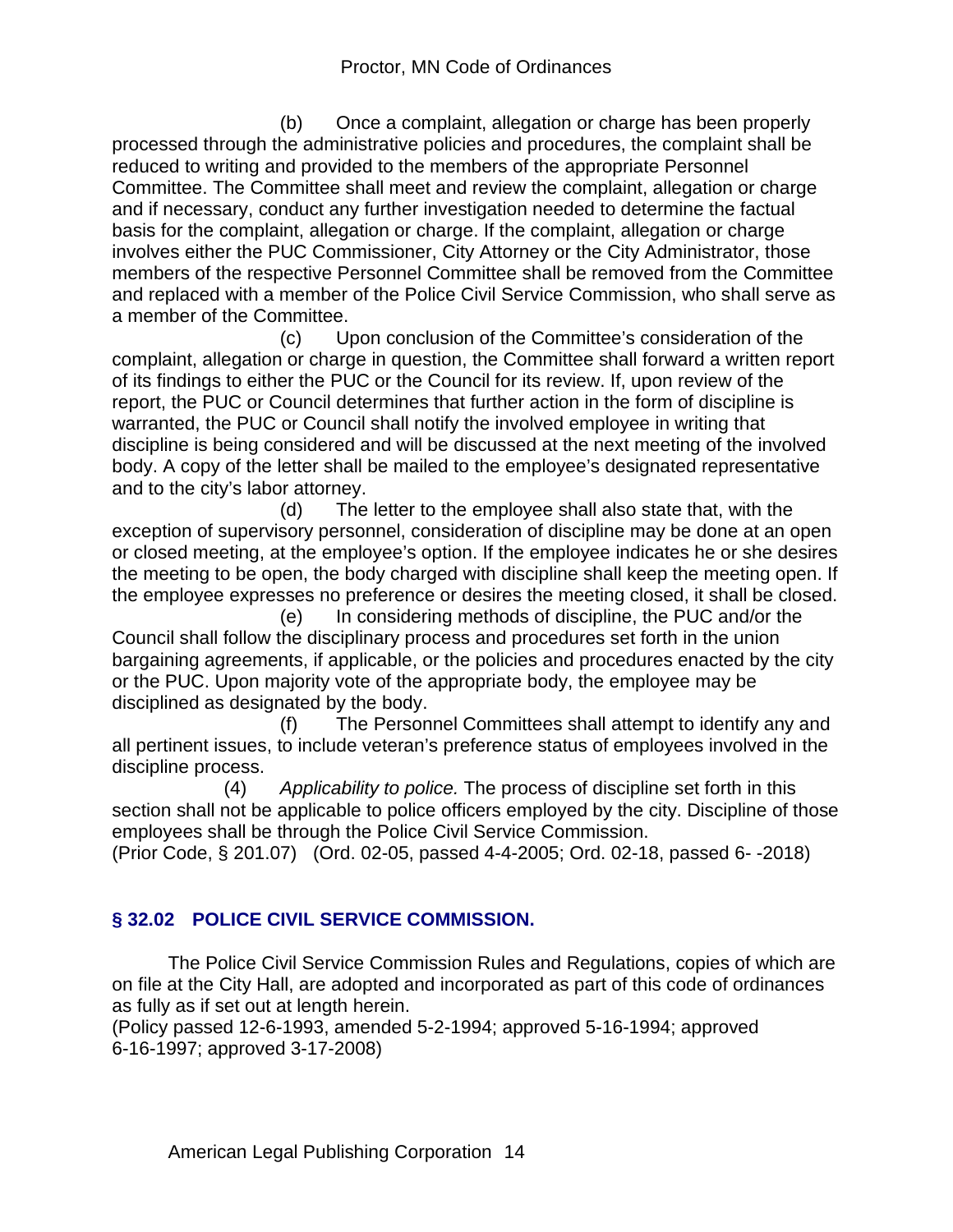(b) Once a complaint, allegation or charge has been properly processed through the administrative policies and procedures, the complaint shall be reduced to writing and provided to the members of the appropriate Personnel Committee. The Committee shall meet and review the complaint, allegation or charge and if necessary, conduct any further investigation needed to determine the factual basis for the complaint, allegation or charge. If the complaint, allegation or charge involves either the PUC Commissioner, City Attorney or the City Administrator, those members of the respective Personnel Committee shall be removed from the Committee and replaced with a member of the Police Civil Service Commission, who shall serve as a member of the Committee.

(c) Upon conclusion of the Committee's consideration of the complaint, allegation or charge in question, the Committee shall forward a written report of its findings to either the PUC or the Council for its review. If, upon review of the report, the PUC or Council determines that further action in the form of discipline is warranted, the PUC or Council shall notify the involved employee in writing that discipline is being considered and will be discussed at the next meeting of the involved body. A copy of the letter shall be mailed to the employee's designated representative and to the city's labor attorney.

(d) The letter to the employee shall also state that, with the exception of supervisory personnel, consideration of discipline may be done at an open or closed meeting, at the employee's option. If the employee indicates he or she desires the meeting to be open, the body charged with discipline shall keep the meeting open. If the employee expresses no preference or desires the meeting closed, it shall be closed.

(e) In considering methods of discipline, the PUC and/or the Council shall follow the disciplinary process and procedures set forth in the union bargaining agreements, if applicable, or the policies and procedures enacted by the city or the PUC. Upon majority vote of the appropriate body, the employee may be disciplined as designated by the body.

(f) The Personnel Committees shall attempt to identify any and all pertinent issues, to include veteran's preference status of employees involved in the discipline process.

(4) *Applicability to police.* The process of discipline set forth in this section shall not be applicable to police officers employed by the city. Discipline of those employees shall be through the Police Civil Service Commission.

(Prior Code, § 201.07) (Ord. 02-05, passed 4-4-2005; Ord. 02-18, passed 6- -2018)

## § 32.02 POLICE CIVIL SERVICE COMMISSION.

The Police Civil Service Commission Rules and Regulations, copies of which are on file at the City Hall, are adopted and incorporated as part of this code of ordinances as fully as if set out at length herein.

(Policy passed 12-6-1993, amended 5-2-1994; approved 5-16-1994; approved 6-16-1997; approved 3-17-2008)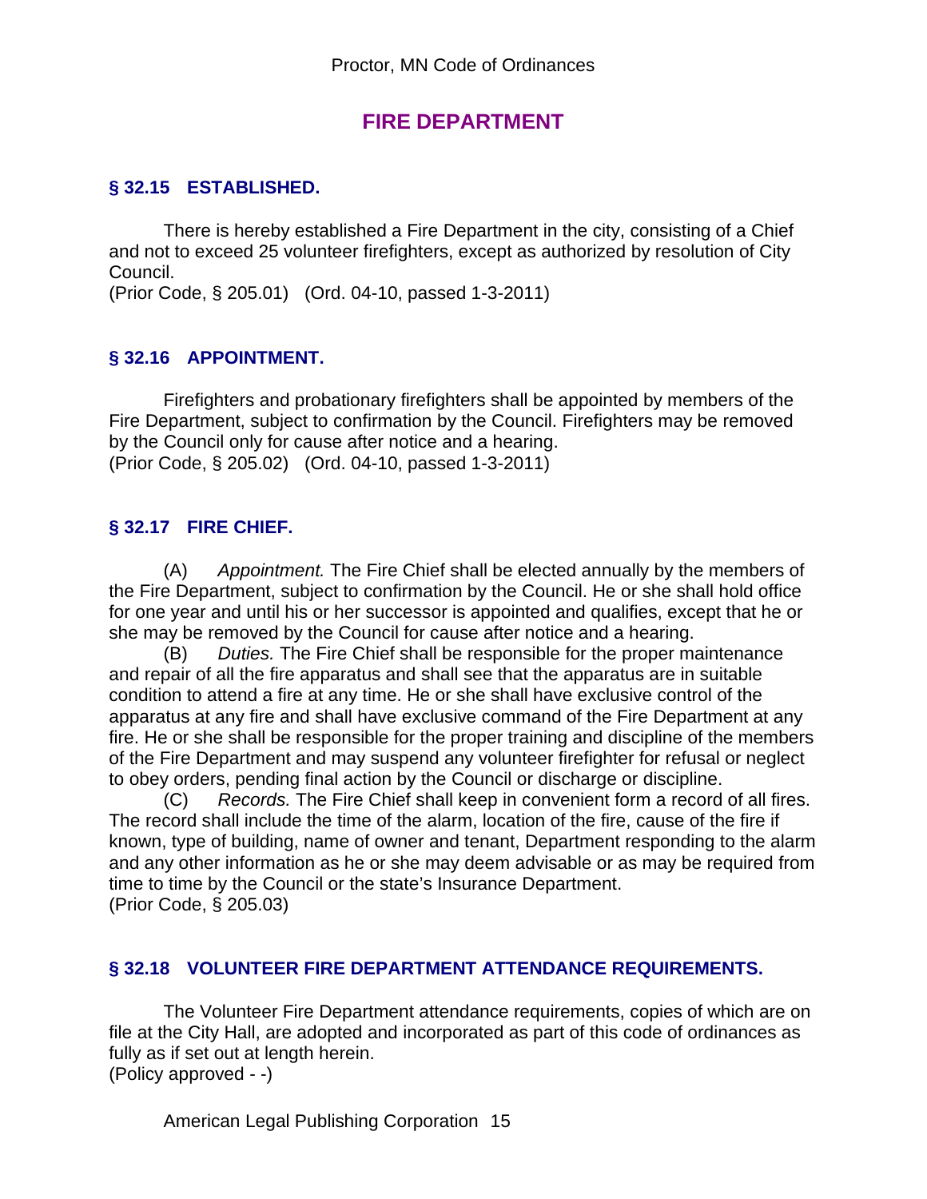# FIRE DEPARTMENT

## § 32.15 ESTABLISHED.

There is hereby established a Fire Department in the city, consisting of a Chief and not to exceed 25 volunteer firefighters, except as authorized by resolution of City Council.

(Prior Code, § 205.01) (Ord. 04-10, passed 1-3-2011)

## § 32.16 APPOINTMENT.

Firefighters and probationary firefighters shall be appointed by members of the Fire Department, subject to confirmation by the Council. Firefighters may be removed by the Council only for cause after notice and a hearing.

(Prior Code, § 205.02) (Ord. 04-10, passed 1-3-2011)

## § 32.17 FIRE CHIEF.

(A) *Appointment.* The Fire Chief shall be elected annually by the members of the Fire Department, subject to confirmation by the Council. He or she shall hold office for one year and until his or her successor is appointed and qualifies, except that he or she may be removed by the Council for cause after notice and a hearing.

(B) *Duties.* The Fire Chief shall be responsible for the proper maintenance and repair of all the fire apparatus and shall see that the apparatus are in suitable condition to attend a fire at any time. He or she shall have exclusive control of the apparatus at any fire and shall have exclusive command of the Fire Department at any fire. He or she shall be responsible for the proper training and discipline of the members of the Fire Department and may suspend any volunteer firefighter for refusal or neglect to obey orders, pending final action by the Council or discharge or discipline.

(C) *Records.* The Fire Chief shall keep in convenient form a record of all fires. The record shall include the time of the alarm, location of the fire, cause of the fire if known, type of building, name of owner and tenant, Department responding to the alarm and any other information as he or she may deem advisable or as may be required from time to time by the Council or the state's Insurance Department.

(Prior Code, § 205.03)

## § 32.18 VOLUNTEER FIRE DEPARTMENT ATTENDANCE REQUIREMENTS.

The Volunteer Fire Department attendance requirements, copies of which are on file at the City Hall, are adopted and incorporated as part of this code of ordinances as fully as if set out at length herein.

(Policy approved - -)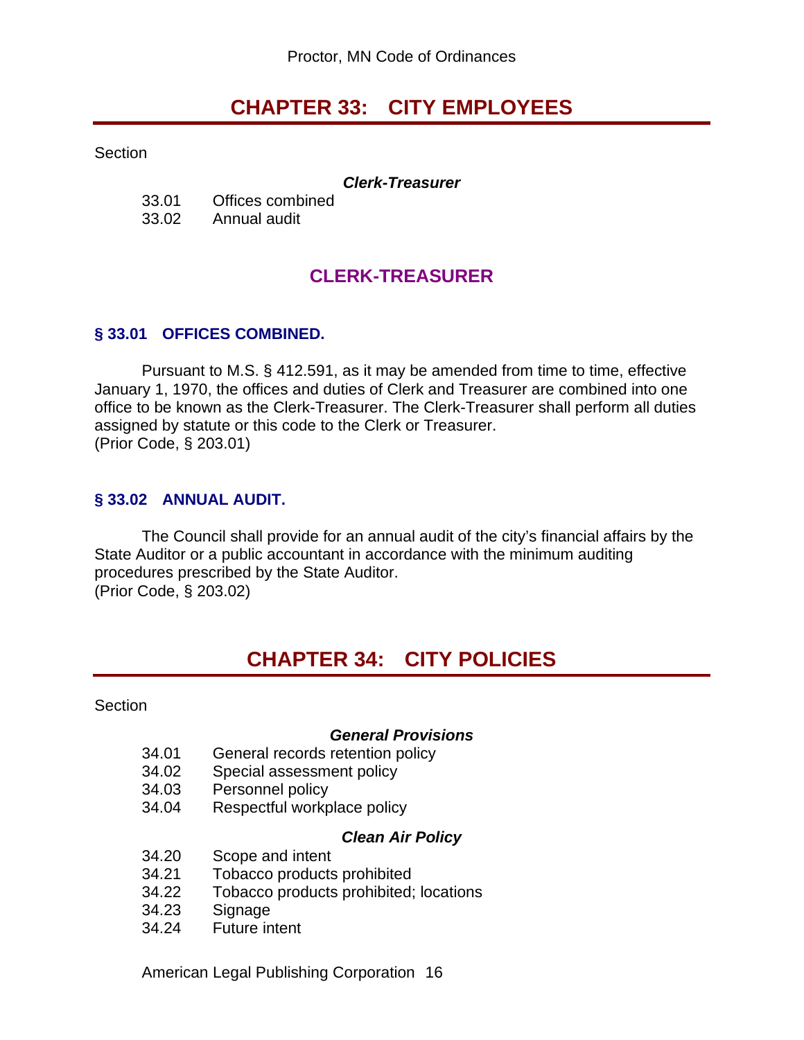# CHAPTER 33: CITY EMPLOYEES

Section

***Clerk-Treasurer***

33.01 Offices combined
33.02 Annual audit

## CLERK-TREASURER

### § 33.01 OFFICES COMBINED.

Pursuant to M.S. § 412.591, as it may be amended from time to time, effective January 1, 1970, the offices and duties of Clerk and Treasurer are combined into one office to be known as the Clerk-Treasurer. The Clerk-Treasurer shall perform all duties assigned by statute or this code to the Clerk or Treasurer.
(Prior Code, § 203.01)

### § 33.02 ANNUAL AUDIT.

The Council shall provide for an annual audit of the city's financial affairs by the State Auditor or a public accountant in accordance with the minimum auditing procedures prescribed by the State Auditor.
(Prior Code, § 203.02)

# CHAPTER 34: CITY POLICIES

Section

***General Provisions***

34.01 General records retention policy
34.02 Special assessment policy
34.03 Personnel policy
34.04 Respectful workplace policy

***Clean Air Policy***

34.20 Scope and intent
34.21 Tobacco products prohibited
34.22 Tobacco products prohibited; locations
34.23 Signage
34.24 Future intent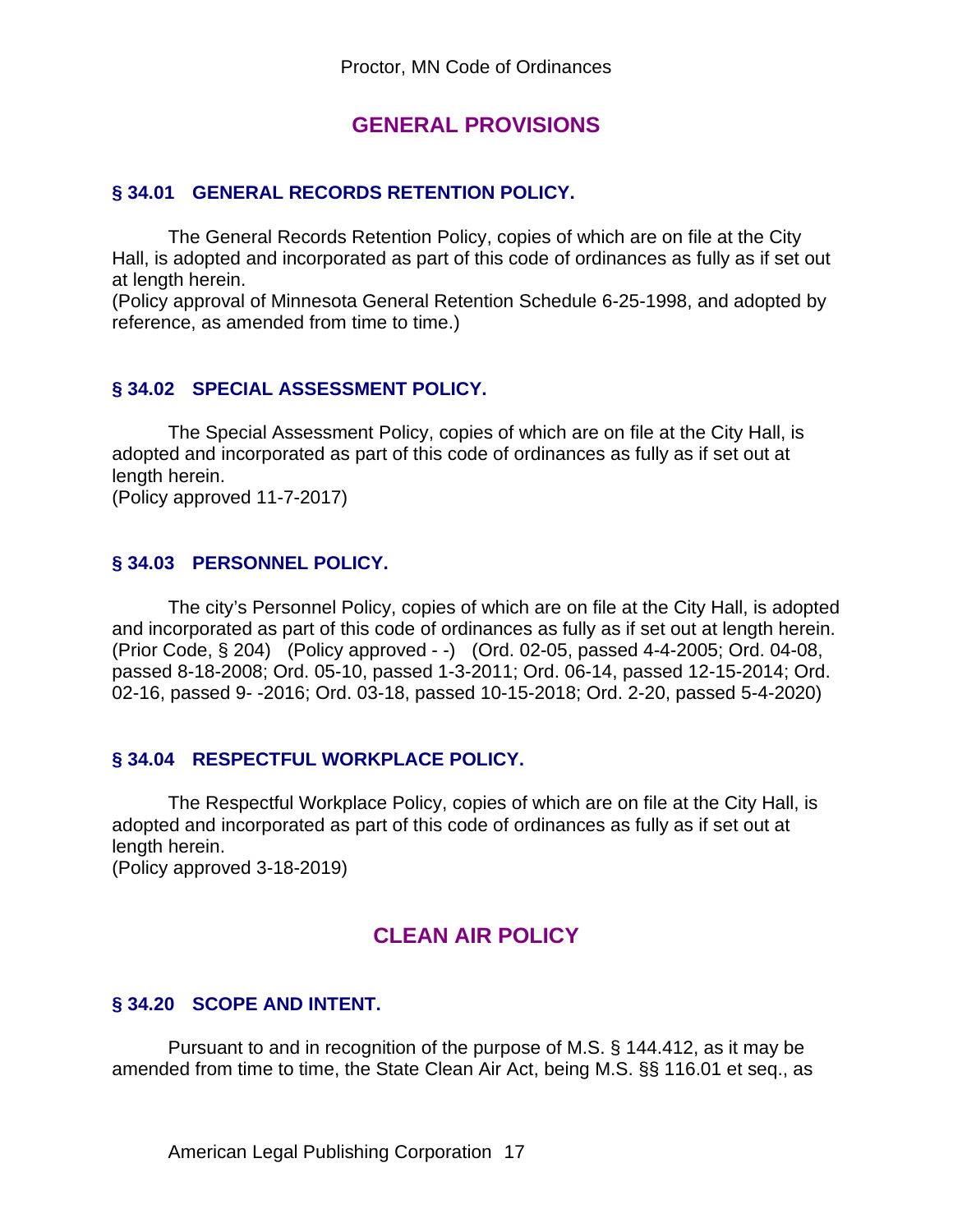## GENERAL PROVISIONS

### § 34.01 GENERAL RECORDS RETENTION POLICY.

The General Records Retention Policy, copies of which are on file at the City Hall, is adopted and incorporated as part of this code of ordinances as fully as if set out at length herein.
(Policy approval of Minnesota General Retention Schedule 6-25-1998, and adopted by reference, as amended from time to time.)

### § 34.02 SPECIAL ASSESSMENT POLICY.

The Special Assessment Policy, copies of which are on file at the City Hall, is adopted and incorporated as part of this code of ordinances as fully as if set out at length herein.
(Policy approved 11-7-2017)

### § 34.03 PERSONNEL POLICY.

The city's Personnel Policy, copies of which are on file at the City Hall, is adopted and incorporated as part of this code of ordinances as fully as if set out at length herein.
(Prior Code, § 204) (Policy approved - -) (Ord. 02-05, passed 4-4-2005; Ord. 04-08, passed 8-18-2008; Ord. 05-10, passed 1-3-2011; Ord. 06-14, passed 12-15-2014; Ord. 02-16, passed 9- -2016; Ord. 03-18, passed 10-15-2018; Ord. 2-20, passed 5-4-2020)

### § 34.04 RESPECTFUL WORKPLACE POLICY.

The Respectful Workplace Policy, copies of which are on file at the City Hall, is adopted and incorporated as part of this code of ordinances as fully as if set out at length herein.
(Policy approved 3-18-2019)

## CLEAN AIR POLICY

### § 34.20 SCOPE AND INTENT.

Pursuant to and in recognition of the purpose of M.S. § 144.412, as it may be amended from time to time, the State Clean Air Act, being M.S. §§ 116.01 et seq., as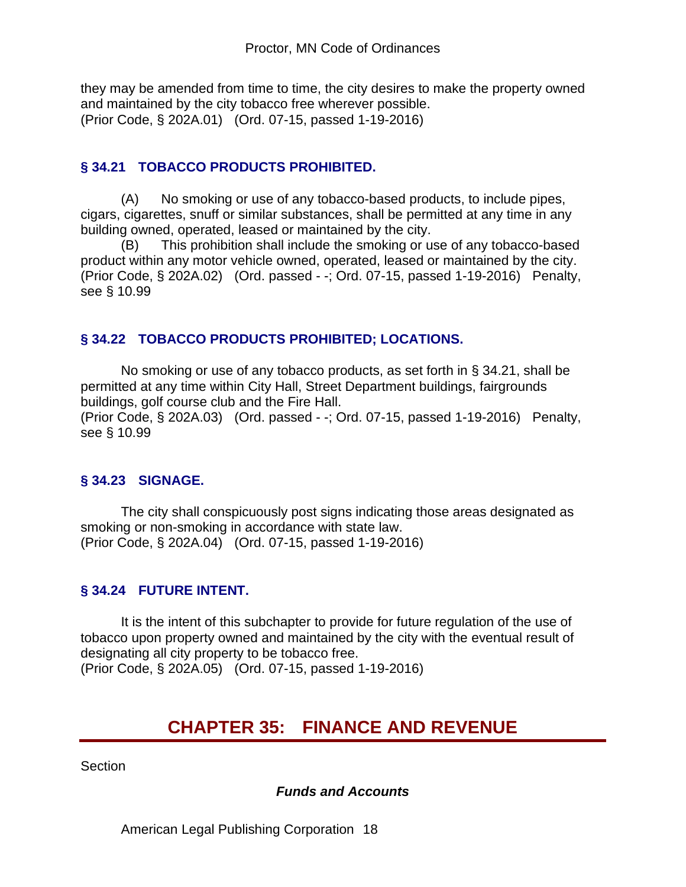they may be amended from time to time, the city desires to make the property owned and maintained by the city tobacco free wherever possible.
(Prior Code, § 202A.01) (Ord. 07-15, passed 1-19-2016)

### § 34.21 TOBACCO PRODUCTS PROHIBITED.

(A) No smoking or use of any tobacco-based products, to include pipes, cigars, cigarettes, snuff or similar substances, shall be permitted at any time in any building owned, operated, leased or maintained by the city.

(B) This prohibition shall include the smoking or use of any tobacco-based product within any motor vehicle owned, operated, leased or maintained by the city.
(Prior Code, § 202A.02) (Ord. passed - -; Ord. 07-15, passed 1-19-2016) Penalty, see § 10.99

### § 34.22 TOBACCO PRODUCTS PROHIBITED; LOCATIONS.

No smoking or use of any tobacco products, as set forth in § 34.21, shall be permitted at any time within City Hall, Street Department buildings, fairgrounds buildings, golf course club and the Fire Hall.
(Prior Code, § 202A.03) (Ord. passed - -; Ord. 07-15, passed 1-19-2016) Penalty, see § 10.99

### § 34.23 SIGNAGE.

The city shall conspicuously post signs indicating those areas designated as smoking or non-smoking in accordance with state law.
(Prior Code, § 202A.04) (Ord. 07-15, passed 1-19-2016)

### § 34.24 FUTURE INTENT.

It is the intent of this subchapter to provide for future regulation of the use of tobacco upon property owned and maintained by the city with the eventual result of designating all city property to be tobacco free.
(Prior Code, § 202A.05) (Ord. 07-15, passed 1-19-2016)

## CHAPTER 35: FINANCE AND REVENUE

Section

***Funds and Accounts***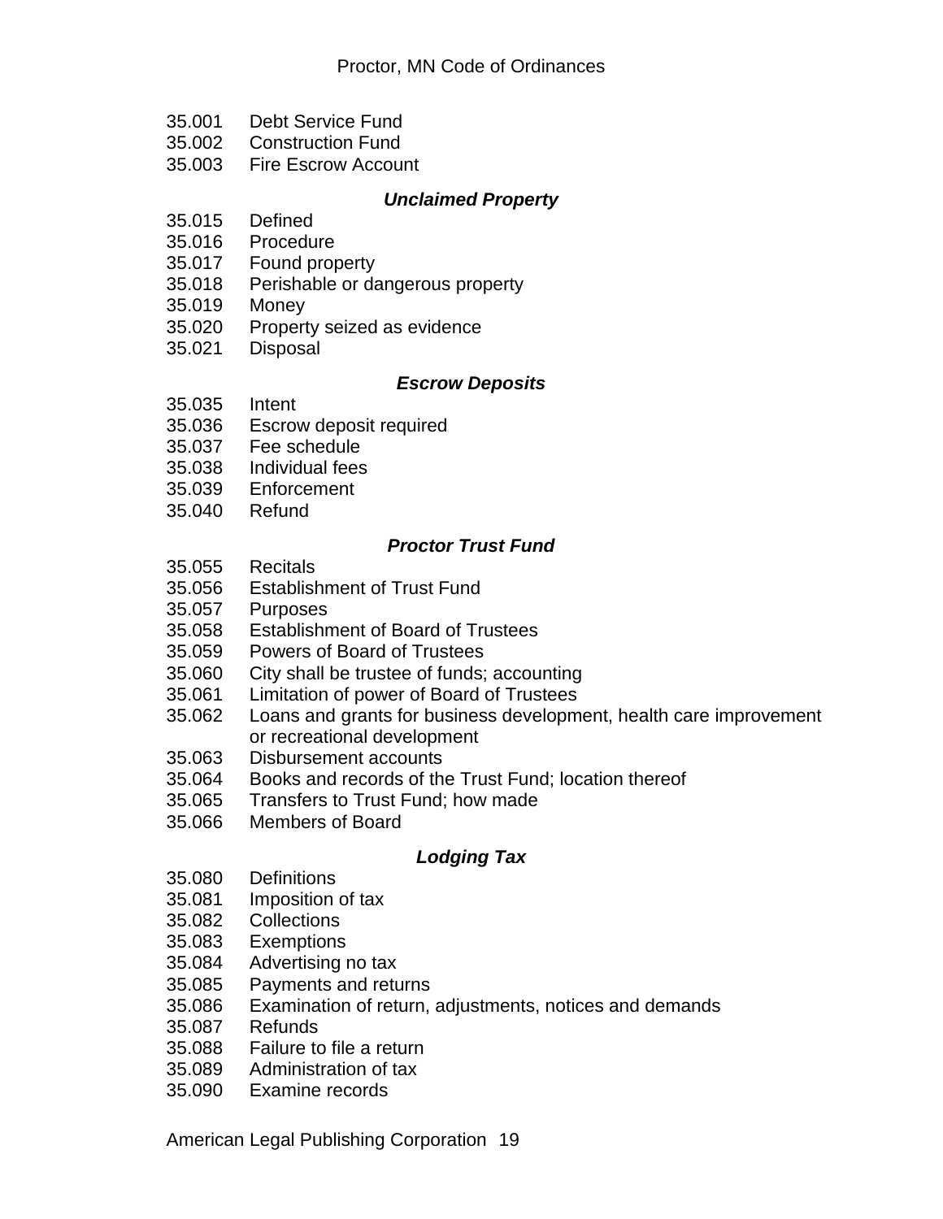35.001 Debt Service Fund
35.002 Construction Fund
35.003 Fire Escrow Account

***Unclaimed Property***

35.015 Defined
35.016 Procedure
35.017 Found property
35.018 Perishable or dangerous property
35.019 Money
35.020 Property seized as evidence
35.021 Disposal

***Escrow Deposits***

35.035 Intent
35.036 Escrow deposit required
35.037 Fee schedule
35.038 Individual fees
35.039 Enforcement
35.040 Refund

***Proctor Trust Fund***

35.055 Recitals
35.056 Establishment of Trust Fund
35.057 Purposes
35.058 Establishment of Board of Trustees
35.059 Powers of Board of Trustees
35.060 City shall be trustee of funds; accounting
35.061 Limitation of power of Board of Trustees
35.062 Loans and grants for business development, health care improvement or recreational development
35.063 Disbursement accounts
35.064 Books and records of the Trust Fund; location thereof
35.065 Transfers to Trust Fund; how made
35.066 Members of Board

***Lodging Tax***

35.080 Definitions
35.081 Imposition of tax
35.082 Collections
35.083 Exemptions
35.084 Advertising no tax
35.085 Payments and returns
35.086 Examination of return, adjustments, notices and demands
35.087 Refunds
35.088 Failure to file a return
35.089 Administration of tax
35.090 Examine records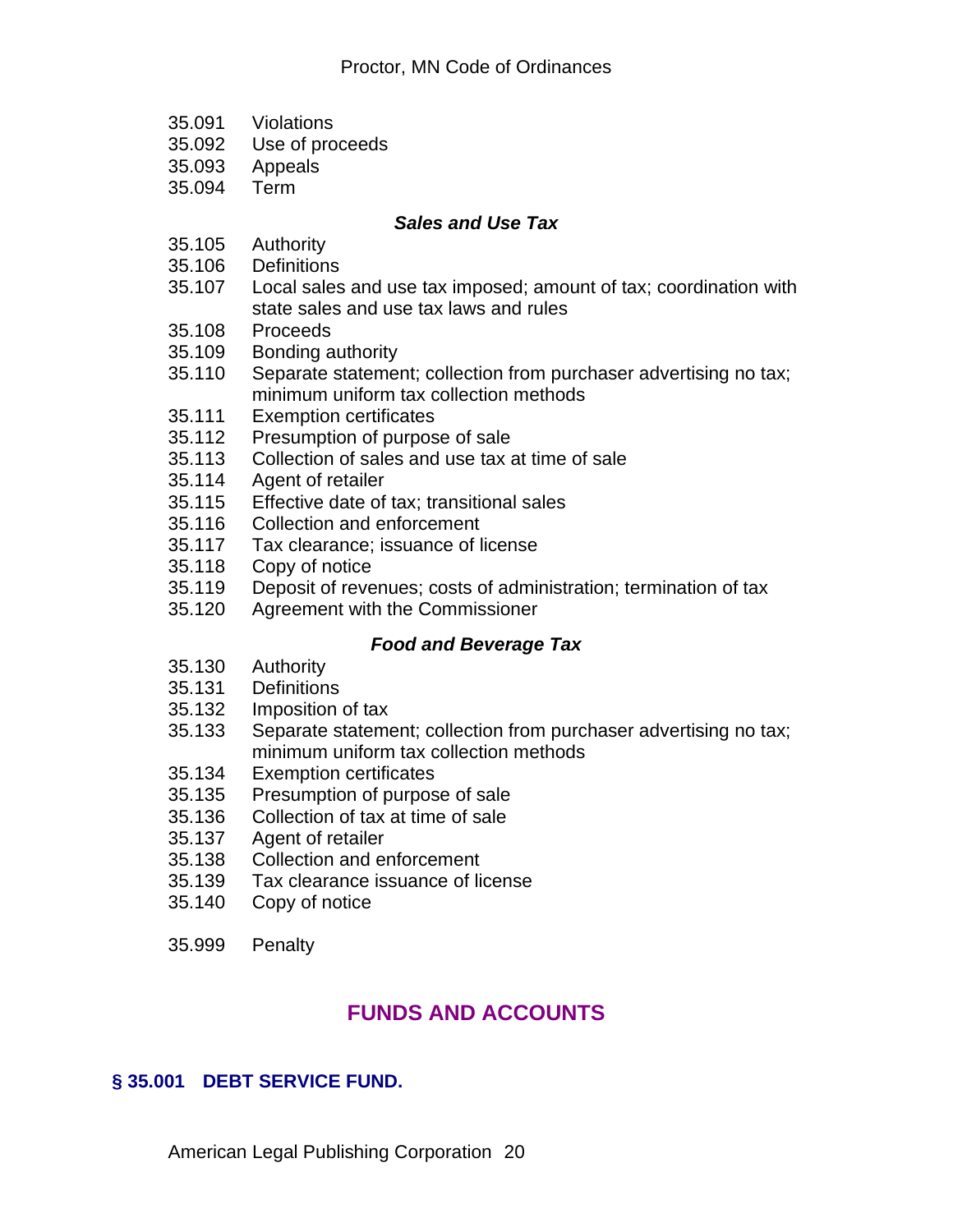35.091 Violations
35.092 Use of proceeds
35.093 Appeals
35.094 Term

***Sales and Use Tax***

35.105 Authority
35.106 Definitions
35.107 Local sales and use tax imposed; amount of tax; coordination with state sales and use tax laws and rules
35.108 Proceeds
35.109 Bonding authority
35.110 Separate statement; collection from purchaser advertising no tax; minimum uniform tax collection methods
35.111 Exemption certificates
35.112 Presumption of purpose of sale
35.113 Collection of sales and use tax at time of sale
35.114 Agent of retailer
35.115 Effective date of tax; transitional sales
35.116 Collection and enforcement
35.117 Tax clearance; issuance of license
35.118 Copy of notice
35.119 Deposit of revenues; costs of administration; termination of tax
35.120 Agreement with the Commissioner

***Food and Beverage Tax***

35.130 Authority
35.131 Definitions
35.132 Imposition of tax
35.133 Separate statement; collection from purchaser advertising no tax; minimum uniform tax collection methods
35.134 Exemption certificates
35.135 Presumption of purpose of sale
35.136 Collection of tax at time of sale
35.137 Agent of retailer
35.138 Collection and enforcement
35.139 Tax clearance issuance of license
35.140 Copy of notice

35.999 Penalty

## FUNDS AND ACCOUNTS

### § 35.001 DEBT SERVICE FUND.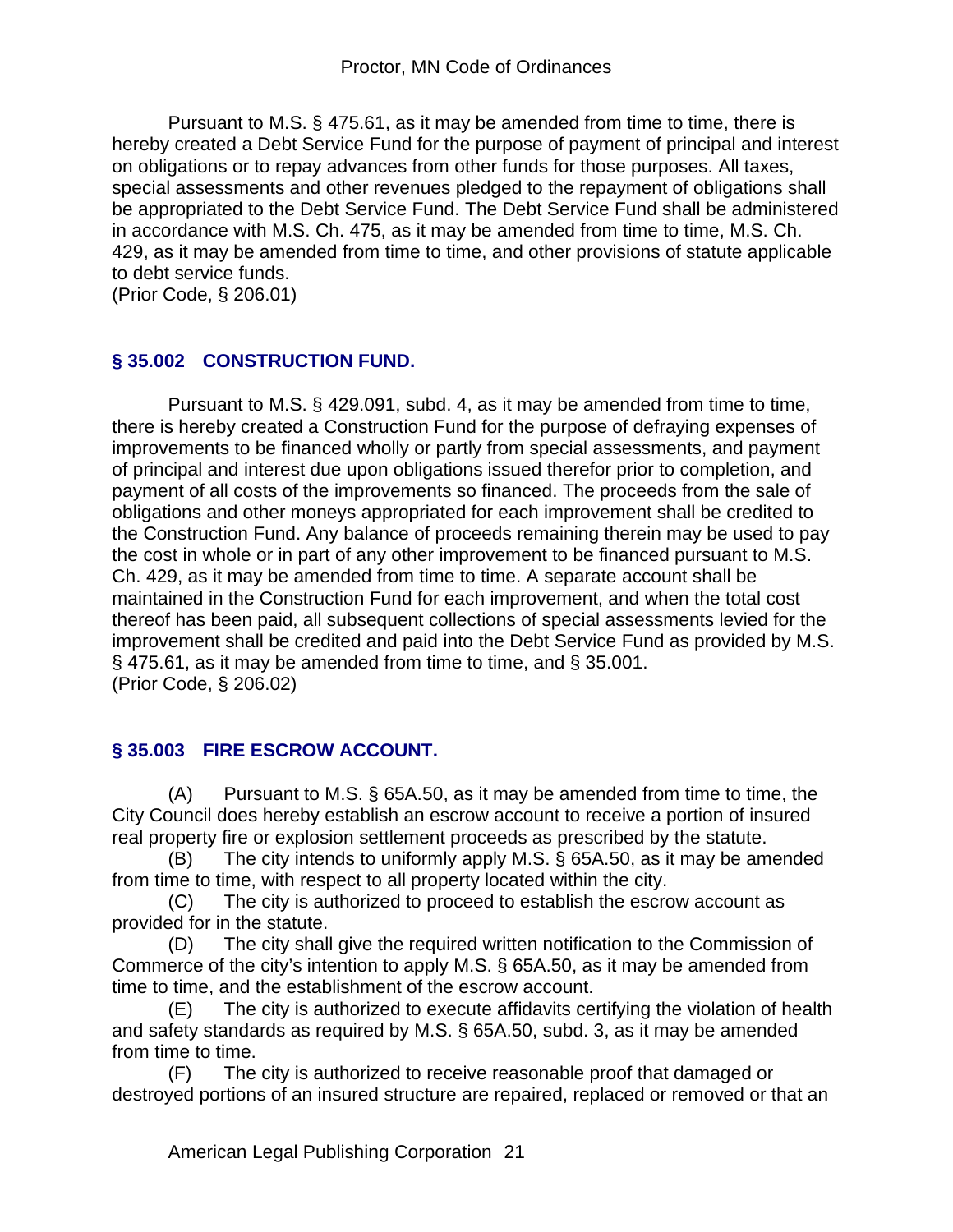Pursuant to M.S. § 475.61, as it may be amended from time to time, there is hereby created a Debt Service Fund for the purpose of payment of principal and interest on obligations or to repay advances from other funds for those purposes. All taxes, special assessments and other revenues pledged to the repayment of obligations shall be appropriated to the Debt Service Fund. The Debt Service Fund shall be administered in accordance with M.S. Ch. 475, as it may be amended from time to time, M.S. Ch. 429, as it may be amended from time to time, and other provisions of statute applicable to debt service funds.
(Prior Code, § 206.01)

## § 35.002 CONSTRUCTION FUND.

Pursuant to M.S. § 429.091, subd. 4, as it may be amended from time to time, there is hereby created a Construction Fund for the purpose of defraying expenses of improvements to be financed wholly or partly from special assessments, and payment of principal and interest due upon obligations issued therefor prior to completion, and payment of all costs of the improvements so financed. The proceeds from the sale of obligations and other moneys appropriated for each improvement shall be credited to the Construction Fund. Any balance of proceeds remaining therein may be used to pay the cost in whole or in part of any other improvement to be financed pursuant to M.S. Ch. 429, as it may be amended from time to time. A separate account shall be maintained in the Construction Fund for each improvement, and when the total cost thereof has been paid, all subsequent collections of special assessments levied for the improvement shall be credited and paid into the Debt Service Fund as provided by M.S. § 475.61, as it may be amended from time to time, and § 35.001.
(Prior Code, § 206.02)

## § 35.003 FIRE ESCROW ACCOUNT.

(A) Pursuant to M.S. § 65A.50, as it may be amended from time to time, the City Council does hereby establish an escrow account to receive a portion of insured real property fire or explosion settlement proceeds as prescribed by the statute.

(B) The city intends to uniformly apply M.S. § 65A.50, as it may be amended from time to time, with respect to all property located within the city.

(C) The city is authorized to proceed to establish the escrow account as provided for in the statute.

(D) The city shall give the required written notification to the Commission of Commerce of the city's intention to apply M.S. § 65A.50, as it may be amended from time to time, and the establishment of the escrow account.

(E) The city is authorized to execute affidavits certifying the violation of health and safety standards as required by M.S. § 65A.50, subd. 3, as it may be amended from time to time.

(F) The city is authorized to receive reasonable proof that damaged or destroyed portions of an insured structure are repaired, replaced or removed or that an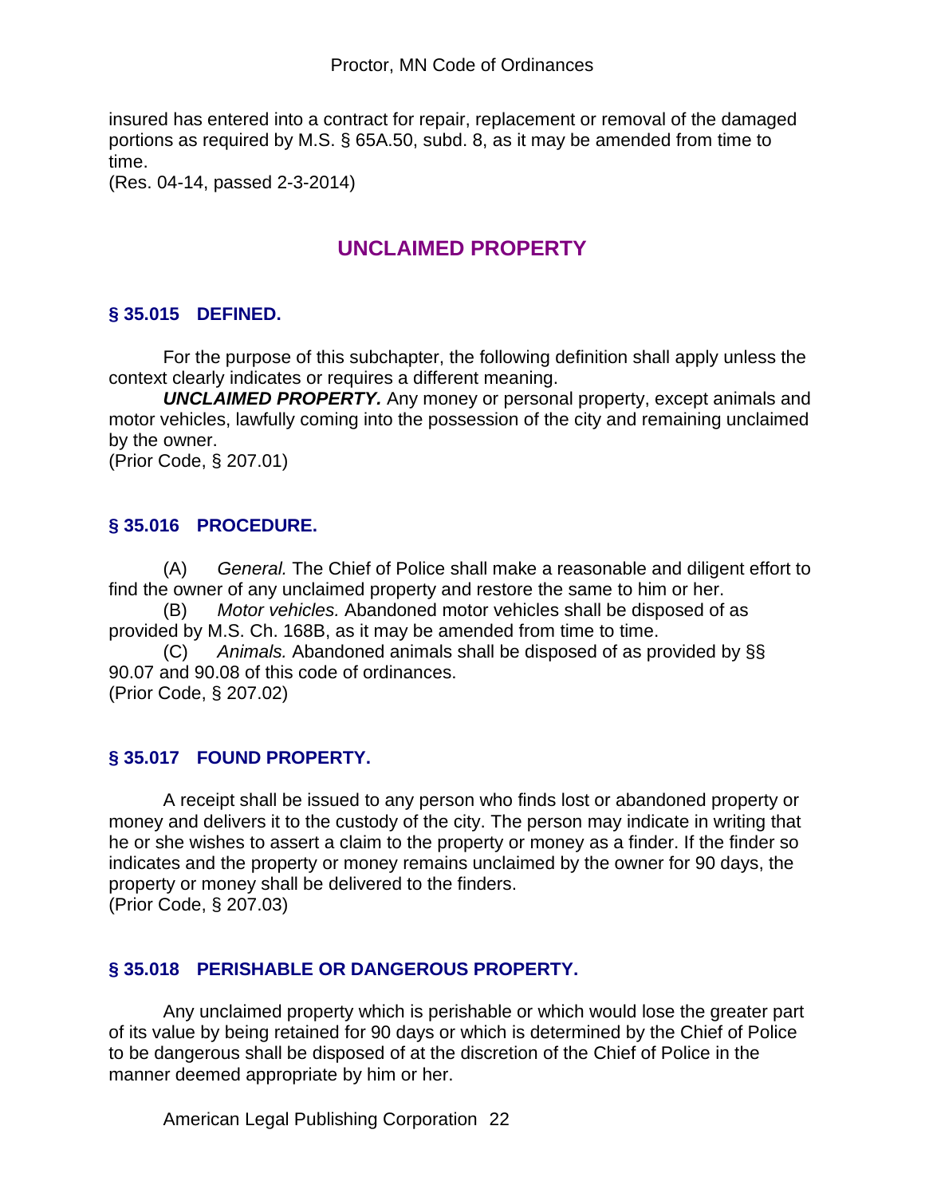insured has entered into a contract for repair, replacement or removal of the damaged portions as required by M.S. § 65A.50, subd. 8, as it may be amended from time to time.
(Res. 04-14, passed 2-3-2014)

## UNCLAIMED PROPERTY

### § 35.015 DEFINED.

For the purpose of this subchapter, the following definition shall apply unless the context clearly indicates or requires a different meaning.

***UNCLAIMED PROPERTY.*** Any money or personal property, except animals and motor vehicles, lawfully coming into the possession of the city and remaining unclaimed by the owner.
(Prior Code, § 207.01)

### § 35.016 PROCEDURE.

(A) *General.* The Chief of Police shall make a reasonable and diligent effort to find the owner of any unclaimed property and restore the same to him or her.

(B) *Motor vehicles.* Abandoned motor vehicles shall be disposed of as provided by M.S. Ch. 168B, as it may be amended from time to time.

(C) *Animals.* Abandoned animals shall be disposed of as provided by §§ 90.07 and 90.08 of this code of ordinances.
(Prior Code, § 207.02)

### § 35.017 FOUND PROPERTY.

A receipt shall be issued to any person who finds lost or abandoned property or money and delivers it to the custody of the city. The person may indicate in writing that he or she wishes to assert a claim to the property or money as a finder. If the finder so indicates and the property or money remains unclaimed by the owner for 90 days, the property or money shall be delivered to the finders.
(Prior Code, § 207.03)

### § 35.018 PERISHABLE OR DANGEROUS PROPERTY.

Any unclaimed property which is perishable or which would lose the greater part of its value by being retained for 90 days or which is determined by the Chief of Police to be dangerous shall be disposed of at the discretion of the Chief of Police in the manner deemed appropriate by him or her.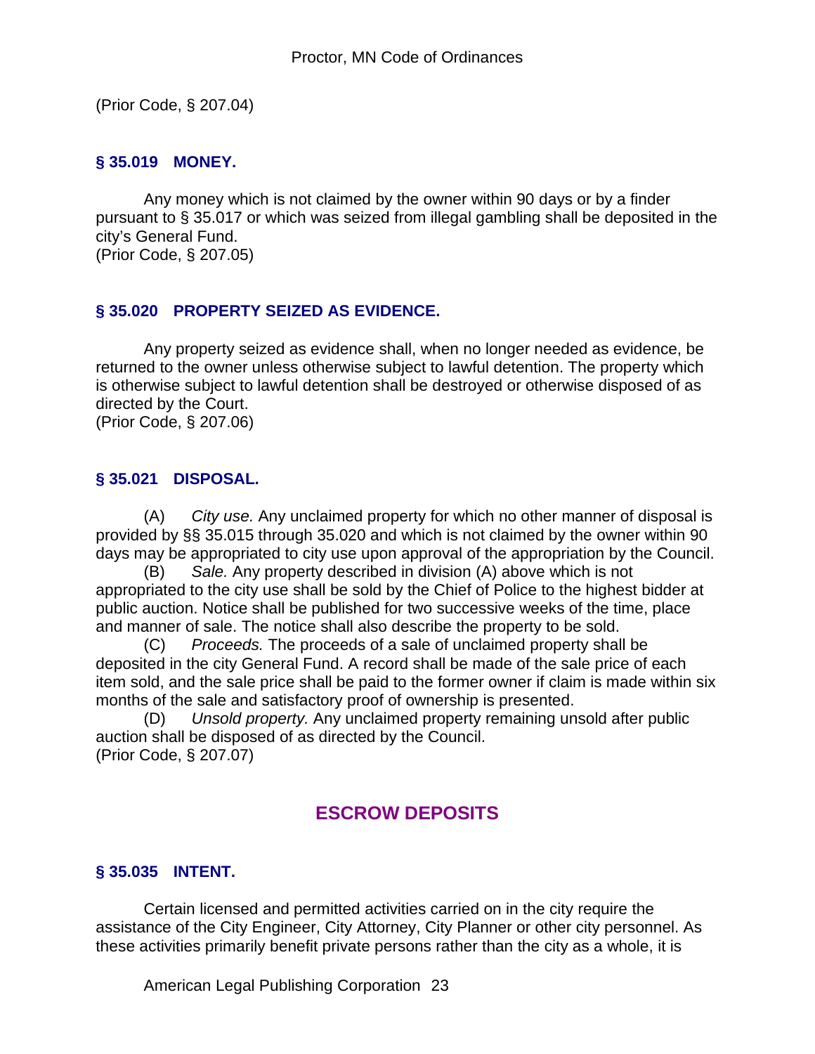(Prior Code, § 207.04)

### § 35.019 MONEY.

Any money which is not claimed by the owner within 90 days or by a finder pursuant to § 35.017 or which was seized from illegal gambling shall be deposited in the city's General Fund.
(Prior Code, § 207.05)

### § 35.020 PROPERTY SEIZED AS EVIDENCE.

Any property seized as evidence shall, when no longer needed as evidence, be returned to the owner unless otherwise subject to lawful detention. The property which is otherwise subject to lawful detention shall be destroyed or otherwise disposed of as directed by the Court.
(Prior Code, § 207.06)

### § 35.021 DISPOSAL.

(A) *City use.* Any unclaimed property for which no other manner of disposal is provided by §§ 35.015 through 35.020 and which is not claimed by the owner within 90 days may be appropriated to city use upon approval of the appropriation by the Council.

(B) *Sale.* Any property described in division (A) above which is not appropriated to the city use shall be sold by the Chief of Police to the highest bidder at public auction. Notice shall be published for two successive weeks of the time, place and manner of sale. The notice shall also describe the property to be sold.

(C) *Proceeds.* The proceeds of a sale of unclaimed property shall be deposited in the city General Fund. A record shall be made of the sale price of each item sold, and the sale price shall be paid to the former owner if claim is made within six months of the sale and satisfactory proof of ownership is presented.

(D) *Unsold property.* Any unclaimed property remaining unsold after public auction shall be disposed of as directed by the Council.
(Prior Code, § 207.07)

## ESCROW DEPOSITS

### § 35.035 INTENT.

Certain licensed and permitted activities carried on in the city require the assistance of the City Engineer, City Attorney, City Planner or other city personnel. As these activities primarily benefit private persons rather than the city as a whole, it is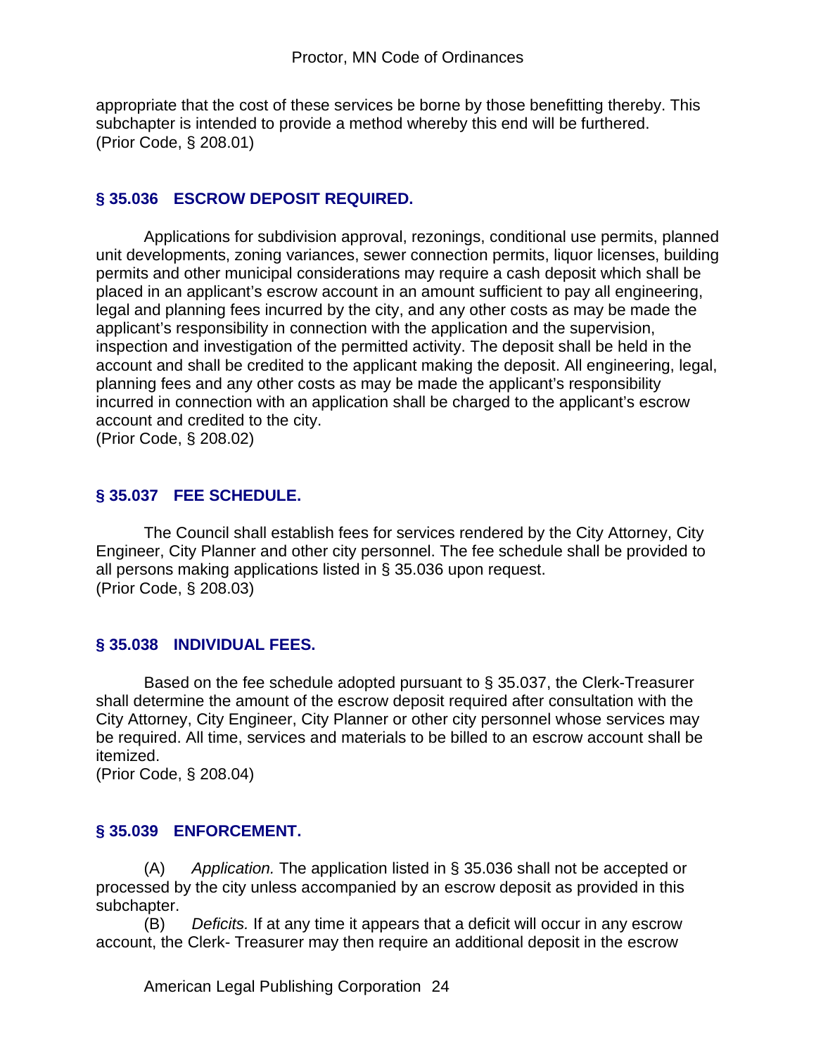appropriate that the cost of these services be borne by those benefitting thereby. This subchapter is intended to provide a method whereby this end will be furthered.
(Prior Code, § 208.01)

### § 35.036 ESCROW DEPOSIT REQUIRED.

Applications for subdivision approval, rezonings, conditional use permits, planned unit developments, zoning variances, sewer connection permits, liquor licenses, building permits and other municipal considerations may require a cash deposit which shall be placed in an applicant's escrow account in an amount sufficient to pay all engineering, legal and planning fees incurred by the city, and any other costs as may be made the applicant's responsibility in connection with the application and the supervision, inspection and investigation of the permitted activity. The deposit shall be held in the account and shall be credited to the applicant making the deposit. All engineering, legal, planning fees and any other costs as may be made the applicant's responsibility incurred in connection with an application shall be charged to the applicant's escrow account and credited to the city.
(Prior Code, § 208.02)

### § 35.037 FEE SCHEDULE.

The Council shall establish fees for services rendered by the City Attorney, City Engineer, City Planner and other city personnel. The fee schedule shall be provided to all persons making applications listed in § 35.036 upon request.
(Prior Code, § 208.03)

### § 35.038 INDIVIDUAL FEES.

Based on the fee schedule adopted pursuant to § 35.037, the Clerk-Treasurer shall determine the amount of the escrow deposit required after consultation with the City Attorney, City Engineer, City Planner or other city personnel whose services may be required. All time, services and materials to be billed to an escrow account shall be itemized.
(Prior Code, § 208.04)

### § 35.039 ENFORCEMENT.

(A) *Application.* The application listed in § 35.036 shall not be accepted or processed by the city unless accompanied by an escrow deposit as provided in this subchapter.

(B) *Deficits.* If at any time it appears that a deficit will occur in any escrow account, the Clerk- Treasurer may then require an additional deposit in the escrow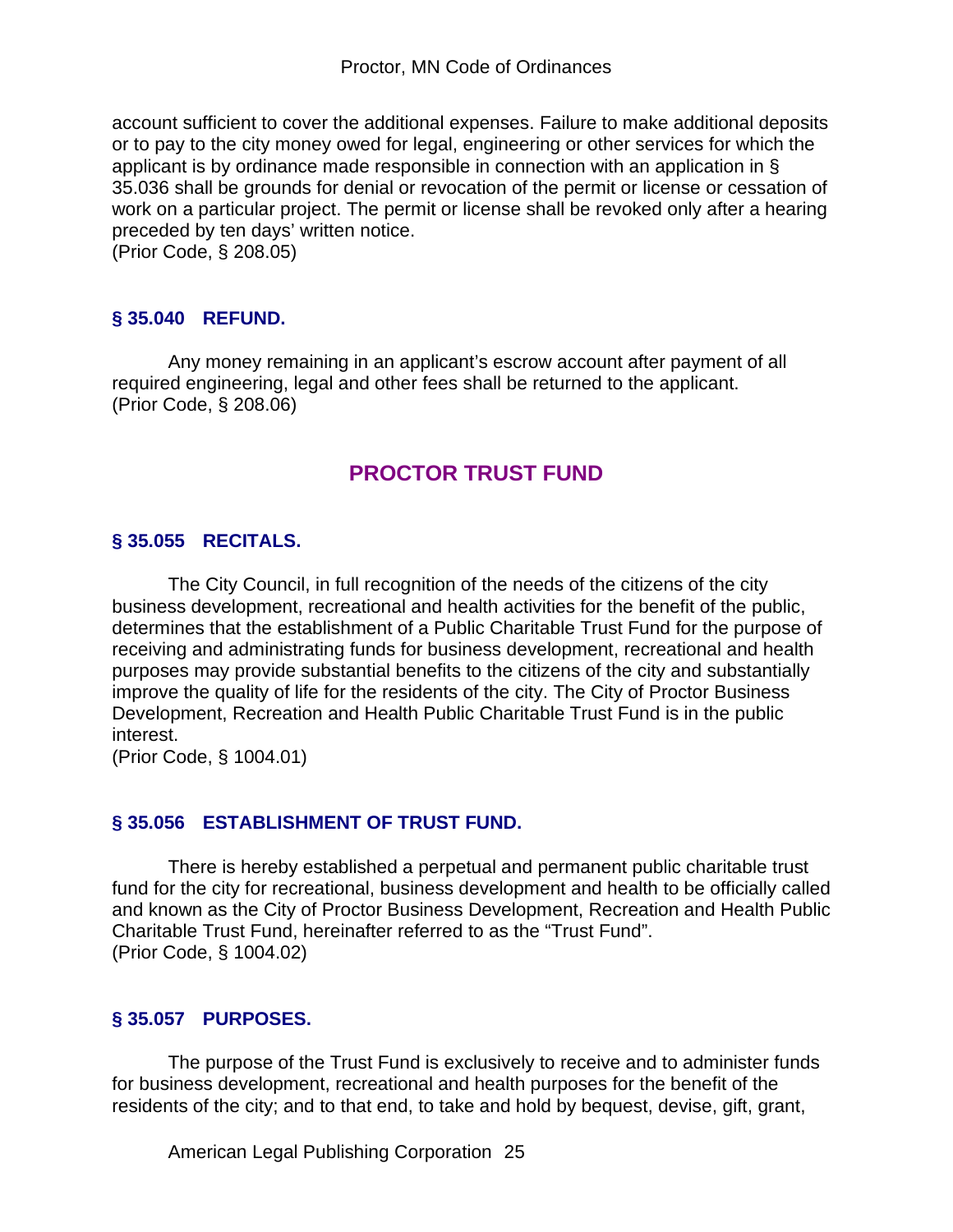account sufficient to cover the additional expenses. Failure to make additional deposits or to pay to the city money owed for legal, engineering or other services for which the applicant is by ordinance made responsible in connection with an application in § 35.036 shall be grounds for denial or revocation of the permit or license or cessation of work on a particular project. The permit or license shall be revoked only after a hearing preceded by ten days' written notice.
(Prior Code, § 208.05)

### § 35.040 REFUND.

Any money remaining in an applicant's escrow account after payment of all required engineering, legal and other fees shall be returned to the applicant.
(Prior Code, § 208.06)

## PROCTOR TRUST FUND

### § 35.055 RECITALS.

The City Council, in full recognition of the needs of the citizens of the city business development, recreational and health activities for the benefit of the public, determines that the establishment of a Public Charitable Trust Fund for the purpose of receiving and administrating funds for business development, recreational and health purposes may provide substantial benefits to the citizens of the city and substantially improve the quality of life for the residents of the city. The City of Proctor Business Development, Recreation and Health Public Charitable Trust Fund is in the public interest.
(Prior Code, § 1004.01)

### § 35.056 ESTABLISHMENT OF TRUST FUND.

There is hereby established a perpetual and permanent public charitable trust fund for the city for recreational, business development and health to be officially called and known as the City of Proctor Business Development, Recreation and Health Public Charitable Trust Fund, hereinafter referred to as the "Trust Fund".
(Prior Code, § 1004.02)

### § 35.057 PURPOSES.

The purpose of the Trust Fund is exclusively to receive and to administer funds for business development, recreational and health purposes for the benefit of the residents of the city; and to that end, to take and hold by bequest, devise, gift, grant,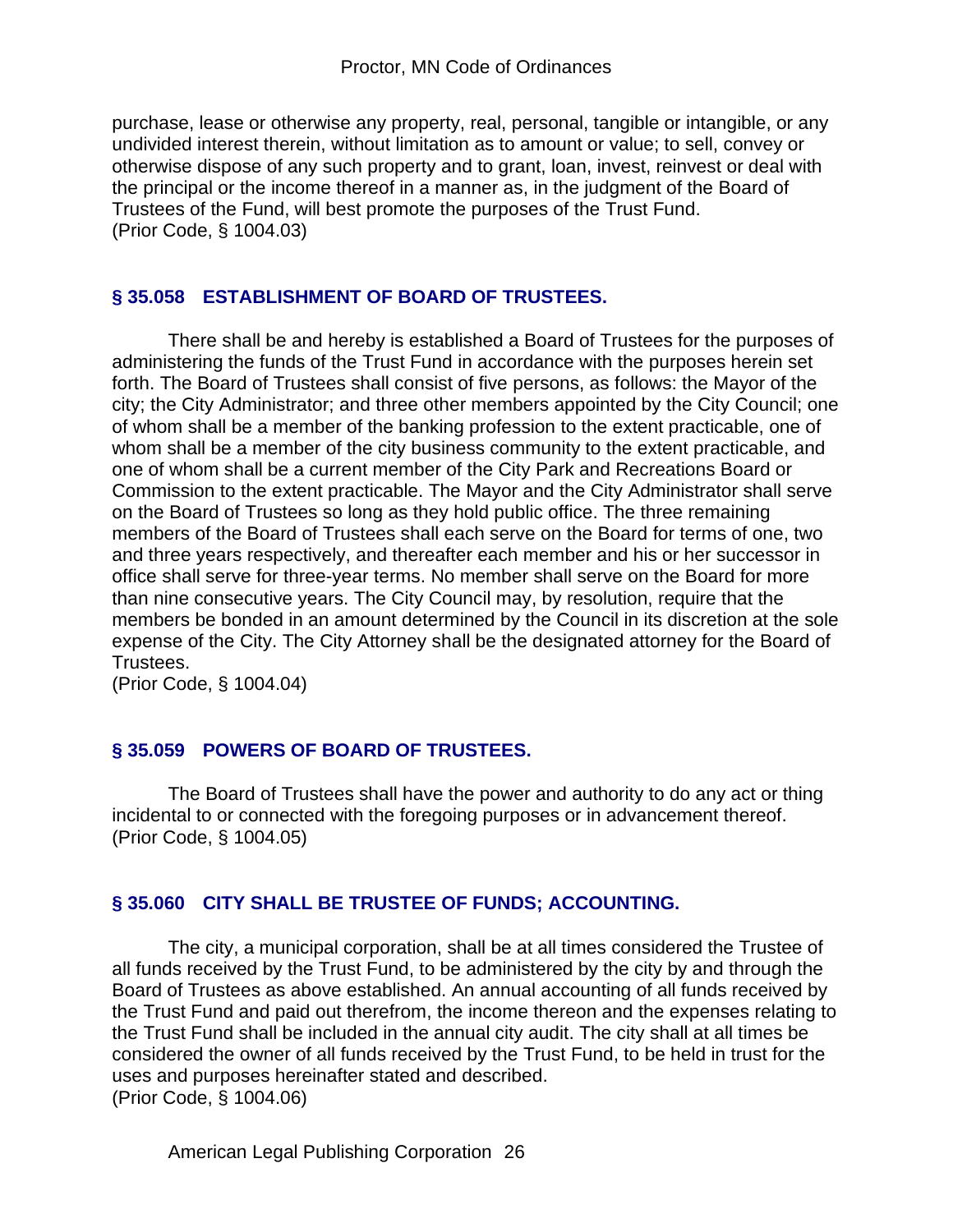purchase, lease or otherwise any property, real, personal, tangible or intangible, or any undivided interest therein, without limitation as to amount or value; to sell, convey or otherwise dispose of any such property and to grant, loan, invest, reinvest or deal with the principal or the income thereof in a manner as, in the judgment of the Board of Trustees of the Fund, will best promote the purposes of the Trust Fund.
(Prior Code, § 1004.03)

### § 35.058 ESTABLISHMENT OF BOARD OF TRUSTEES.

There shall be and hereby is established a Board of Trustees for the purposes of administering the funds of the Trust Fund in accordance with the purposes herein set forth. The Board of Trustees shall consist of five persons, as follows: the Mayor of the city; the City Administrator; and three other members appointed by the City Council; one of whom shall be a member of the banking profession to the extent practicable, one of whom shall be a member of the city business community to the extent practicable, and one of whom shall be a current member of the City Park and Recreations Board or Commission to the extent practicable. The Mayor and the City Administrator shall serve on the Board of Trustees so long as they hold public office. The three remaining members of the Board of Trustees shall each serve on the Board for terms of one, two and three years respectively, and thereafter each member and his or her successor in office shall serve for three-year terms. No member shall serve on the Board for more than nine consecutive years. The City Council may, by resolution, require that the members be bonded in an amount determined by the Council in its discretion at the sole expense of the City. The City Attorney shall be the designated attorney for the Board of Trustees.
(Prior Code, § 1004.04)

### § 35.059 POWERS OF BOARD OF TRUSTEES.

The Board of Trustees shall have the power and authority to do any act or thing incidental to or connected with the foregoing purposes or in advancement thereof.
(Prior Code, § 1004.05)

### § 35.060 CITY SHALL BE TRUSTEE OF FUNDS; ACCOUNTING.

The city, a municipal corporation, shall be at all times considered the Trustee of all funds received by the Trust Fund, to be administered by the city by and through the Board of Trustees as above established. An annual accounting of all funds received by the Trust Fund and paid out therefrom, the income thereon and the expenses relating to the Trust Fund shall be included in the annual city audit. The city shall at all times be considered the owner of all funds received by the Trust Fund, to be held in trust for the uses and purposes hereinafter stated and described.
(Prior Code, § 1004.06)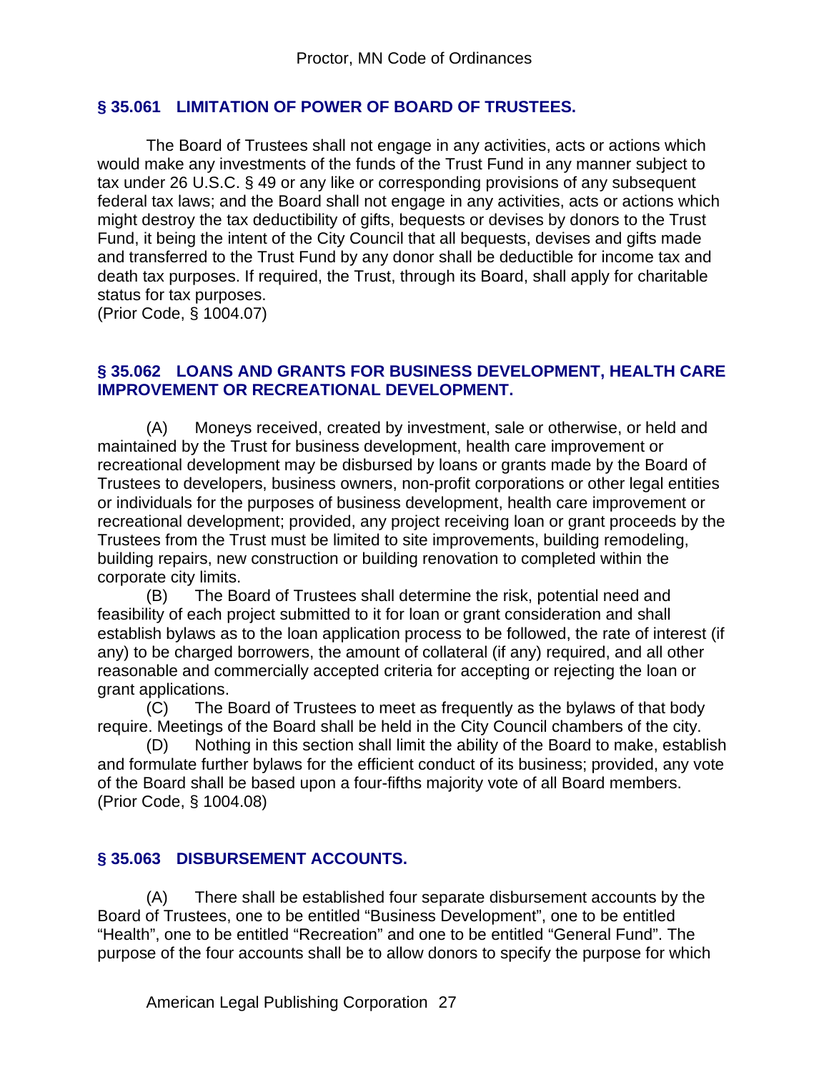## § 35.061 LIMITATION OF POWER OF BOARD OF TRUSTEES.

The Board of Trustees shall not engage in any activities, acts or actions which would make any investments of the funds of the Trust Fund in any manner subject to tax under 26 U.S.C. § 49 or any like or corresponding provisions of any subsequent federal tax laws; and the Board shall not engage in any activities, acts or actions which might destroy the tax deductibility of gifts, bequests or devises by donors to the Trust Fund, it being the intent of the City Council that all bequests, devises and gifts made and transferred to the Trust Fund by any donor shall be deductible for income tax and death tax purposes. If required, the Trust, through its Board, shall apply for charitable status for tax purposes.
(Prior Code, § 1004.07)

## § 35.062 LOANS AND GRANTS FOR BUSINESS DEVELOPMENT, HEALTH CARE IMPROVEMENT OR RECREATIONAL DEVELOPMENT.

(A) Moneys received, created by investment, sale or otherwise, or held and maintained by the Trust for business development, health care improvement or recreational development may be disbursed by loans or grants made by the Board of Trustees to developers, business owners, non-profit corporations or other legal entities or individuals for the purposes of business development, health care improvement or recreational development; provided, any project receiving loan or grant proceeds by the Trustees from the Trust must be limited to site improvements, building remodeling, building repairs, new construction or building renovation to completed within the corporate city limits.

(B) The Board of Trustees shall determine the risk, potential need and feasibility of each project submitted to it for loan or grant consideration and shall establish bylaws as to the loan application process to be followed, the rate of interest (if any) to be charged borrowers, the amount of collateral (if any) required, and all other reasonable and commercially accepted criteria for accepting or rejecting the loan or grant applications.

(C) The Board of Trustees to meet as frequently as the bylaws of that body require. Meetings of the Board shall be held in the City Council chambers of the city.

(D) Nothing in this section shall limit the ability of the Board to make, establish and formulate further bylaws for the efficient conduct of its business; provided, any vote of the Board shall be based upon a four-fifths majority vote of all Board members.
(Prior Code, § 1004.08)

## § 35.063 DISBURSEMENT ACCOUNTS.

(A) There shall be established four separate disbursement accounts by the Board of Trustees, one to be entitled "Business Development", one to be entitled "Health", one to be entitled "Recreation" and one to be entitled "General Fund". The purpose of the four accounts shall be to allow donors to specify the purpose for which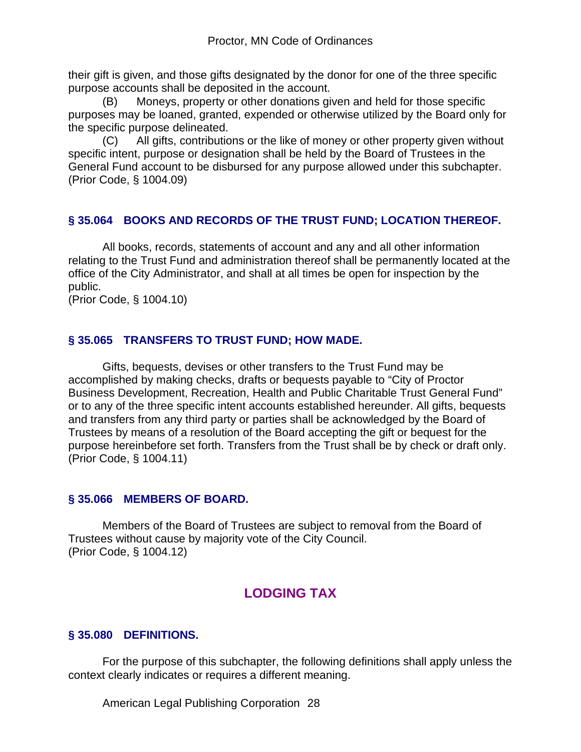their gift is given, and those gifts designated by the donor for one of the three specific purpose accounts shall be deposited in the account.

(B) Moneys, property or other donations given and held for those specific purposes may be loaned, granted, expended or otherwise utilized by the Board only for the specific purpose delineated.

(C) All gifts, contributions or the like of money or other property given without specific intent, purpose or designation shall be held by the Board of Trustees in the General Fund account to be disbursed for any purpose allowed under this subchapter.
(Prior Code, § 1004.09)

### § 35.064 BOOKS AND RECORDS OF THE TRUST FUND; LOCATION THEREOF.

All books, records, statements of account and any and all other information relating to the Trust Fund and administration thereof shall be permanently located at the office of the City Administrator, and shall at all times be open for inspection by the public.
(Prior Code, § 1004.10)

### § 35.065 TRANSFERS TO TRUST FUND; HOW MADE.

Gifts, bequests, devises or other transfers to the Trust Fund may be accomplished by making checks, drafts or bequests payable to "City of Proctor Business Development, Recreation, Health and Public Charitable Trust General Fund" or to any of the three specific intent accounts established hereunder. All gifts, bequests and transfers from any third party or parties shall be acknowledged by the Board of Trustees by means of a resolution of the Board accepting the gift or bequest for the purpose hereinbefore set forth. Transfers from the Trust shall be by check or draft only.
(Prior Code, § 1004.11)

### § 35.066 MEMBERS OF BOARD.

Members of the Board of Trustees are subject to removal from the Board of Trustees without cause by majority vote of the City Council.
(Prior Code, § 1004.12)

## LODGING TAX

### § 35.080 DEFINITIONS.

For the purpose of this subchapter, the following definitions shall apply unless the context clearly indicates or requires a different meaning.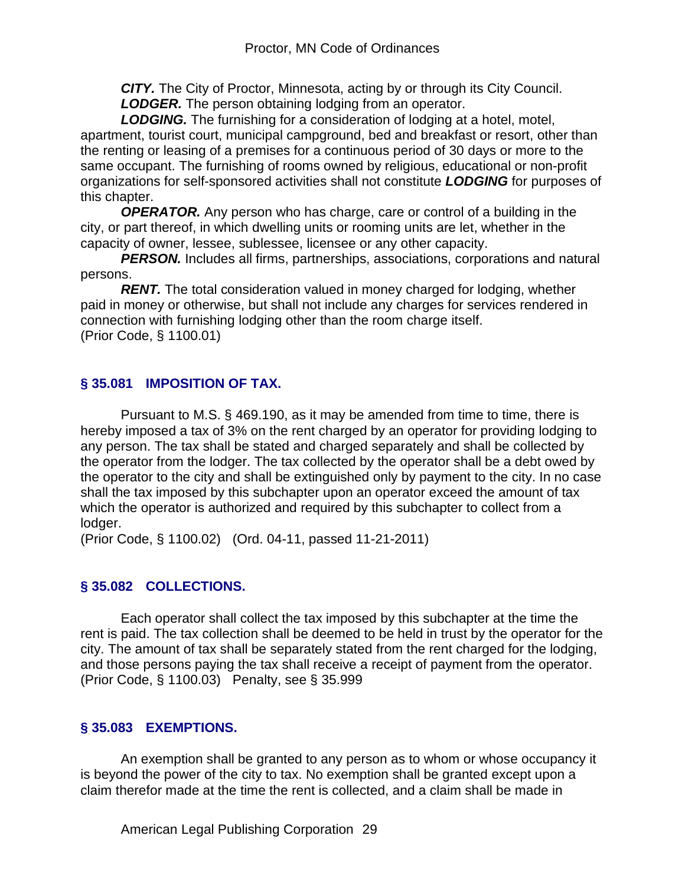***CITY.*** The City of Proctor, Minnesota, acting by or through its City Council.

***LODGER.*** The person obtaining lodging from an operator.

***LODGING.*** The furnishing for a consideration of lodging at a hotel, motel, apartment, tourist court, municipal campground, bed and breakfast or resort, other than the renting or leasing of a premises for a continuous period of 30 days or more to the same occupant. The furnishing of rooms owned by religious, educational or non-profit organizations for self-sponsored activities shall not constitute ***LODGING*** for purposes of this chapter.

***OPERATOR.*** Any person who has charge, care or control of a building in the city, or part thereof, in which dwelling units or rooming units are let, whether in the capacity of owner, lessee, sublessee, licensee or any other capacity.

***PERSON.*** Includes all firms, partnerships, associations, corporations and natural persons.

***RENT.*** The total consideration valued in money charged for lodging, whether paid in money or otherwise, but shall not include any charges for services rendered in connection with furnishing lodging other than the room charge itself.
(Prior Code, § 1100.01)

## § 35.081 IMPOSITION OF TAX.

Pursuant to M.S. § 469.190, as it may be amended from time to time, there is hereby imposed a tax of 3% on the rent charged by an operator for providing lodging to any person. The tax shall be stated and charged separately and shall be collected by the operator from the lodger. The tax collected by the operator shall be a debt owed by the operator to the city and shall be extinguished only by payment to the city. In no case shall the tax imposed by this subchapter upon an operator exceed the amount of tax which the operator is authorized and required by this subchapter to collect from a lodger.
(Prior Code, § 1100.02) (Ord. 04-11, passed 11-21-2011)

## § 35.082 COLLECTIONS.

Each operator shall collect the tax imposed by this subchapter at the time the rent is paid. The tax collection shall be deemed to be held in trust by the operator for the city. The amount of tax shall be separately stated from the rent charged for the lodging, and those persons paying the tax shall receive a receipt of payment from the operator.
(Prior Code, § 1100.03) Penalty, see § 35.999

## § 35.083 EXEMPTIONS.

An exemption shall be granted to any person as to whom or whose occupancy it is beyond the power of the city to tax. No exemption shall be granted except upon a claim therefor made at the time the rent is collected, and a claim shall be made in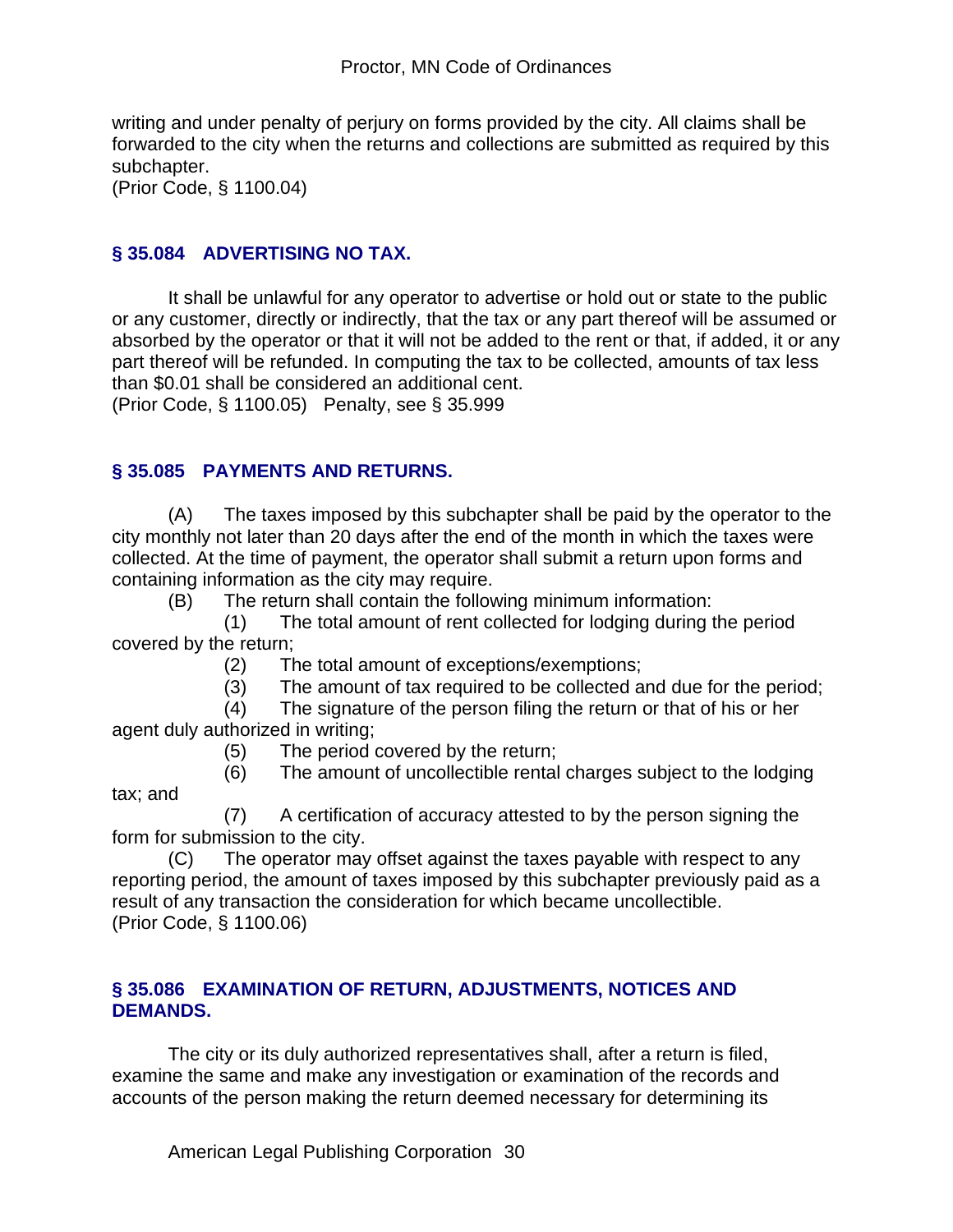writing and under penalty of perjury on forms provided by the city. All claims shall be forwarded to the city when the returns and collections are submitted as required by this subchapter.
(Prior Code, § 1100.04)

## § 35.084 ADVERTISING NO TAX.

It shall be unlawful for any operator to advertise or hold out or state to the public or any customer, directly or indirectly, that the tax or any part thereof will be assumed or absorbed by the operator or that it will not be added to the rent or that, if added, it or any part thereof will be refunded. In computing the tax to be collected, amounts of tax less than $0.01 shall be considered an additional cent.
(Prior Code, § 1100.05) Penalty, see § 35.999

## § 35.085 PAYMENTS AND RETURNS.

(A) The taxes imposed by this subchapter shall be paid by the operator to the city monthly not later than 20 days after the end of the month in which the taxes were collected. At the time of payment, the operator shall submit a return upon forms and containing information as the city may require.

(B) The return shall contain the following minimum information:

(1) The total amount of rent collected for lodging during the period covered by the return;

(2) The total amount of exceptions/exemptions;

(3) The amount of tax required to be collected and due for the period;

(4) The signature of the person filing the return or that of his or her agent duly authorized in writing;

(5) The period covered by the return;

(6) The amount of uncollectible rental charges subject to the lodging tax; and

(7) A certification of accuracy attested to by the person signing the form for submission to the city.

(C) The operator may offset against the taxes payable with respect to any reporting period, the amount of taxes imposed by this subchapter previously paid as a result of any transaction the consideration for which became uncollectible.
(Prior Code, § 1100.06)

## § 35.086 EXAMINATION OF RETURN, ADJUSTMENTS, NOTICES AND DEMANDS.

The city or its duly authorized representatives shall, after a return is filed, examine the same and make any investigation or examination of the records and accounts of the person making the return deemed necessary for determining its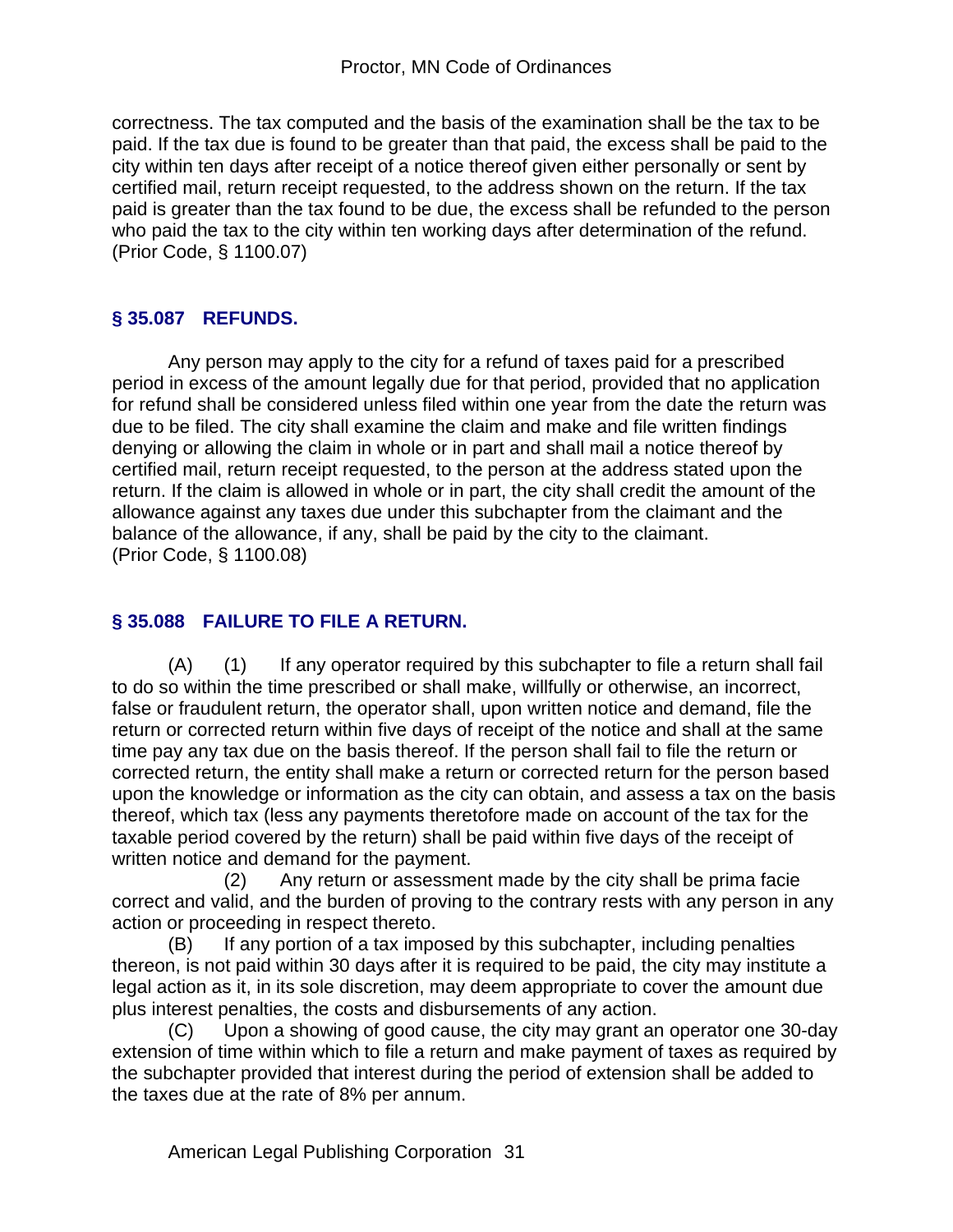correctness. The tax computed and the basis of the examination shall be the tax to be paid. If the tax due is found to be greater than that paid, the excess shall be paid to the city within ten days after receipt of a notice thereof given either personally or sent by certified mail, return receipt requested, to the address shown on the return. If the tax paid is greater than the tax found to be due, the excess shall be refunded to the person who paid the tax to the city within ten working days after determination of the refund.
(Prior Code, § 1100.07)

### § 35.087 REFUNDS.

Any person may apply to the city for a refund of taxes paid for a prescribed period in excess of the amount legally due for that period, provided that no application for refund shall be considered unless filed within one year from the date the return was due to be filed. The city shall examine the claim and make and file written findings denying or allowing the claim in whole or in part and shall mail a notice thereof by certified mail, return receipt requested, to the person at the address stated upon the return. If the claim is allowed in whole or in part, the city shall credit the amount of the allowance against any taxes due under this subchapter from the claimant and the balance of the allowance, if any, shall be paid by the city to the claimant.
(Prior Code, § 1100.08)

### § 35.088 FAILURE TO FILE A RETURN.

(A) (1) If any operator required by this subchapter to file a return shall fail to do so within the time prescribed or shall make, willfully or otherwise, an incorrect, false or fraudulent return, the operator shall, upon written notice and demand, file the return or corrected return within five days of receipt of the notice and shall at the same time pay any tax due on the basis thereof. If the person shall fail to file the return or corrected return, the entity shall make a return or corrected return for the person based upon the knowledge or information as the city can obtain, and assess a tax on the basis thereof, which tax (less any payments theretofore made on account of the tax for the taxable period covered by the return) shall be paid within five days of the receipt of written notice and demand for the payment.

(2) Any return or assessment made by the city shall be prima facie correct and valid, and the burden of proving to the contrary rests with any person in any action or proceeding in respect thereto.

(B) If any portion of a tax imposed by this subchapter, including penalties thereon, is not paid within 30 days after it is required to be paid, the city may institute a legal action as it, in its sole discretion, may deem appropriate to cover the amount due plus interest penalties, the costs and disbursements of any action.

(C) Upon a showing of good cause, the city may grant an operator one 30-day extension of time within which to file a return and make payment of taxes as required by the subchapter provided that interest during the period of extension shall be added to the taxes due at the rate of 8% per annum.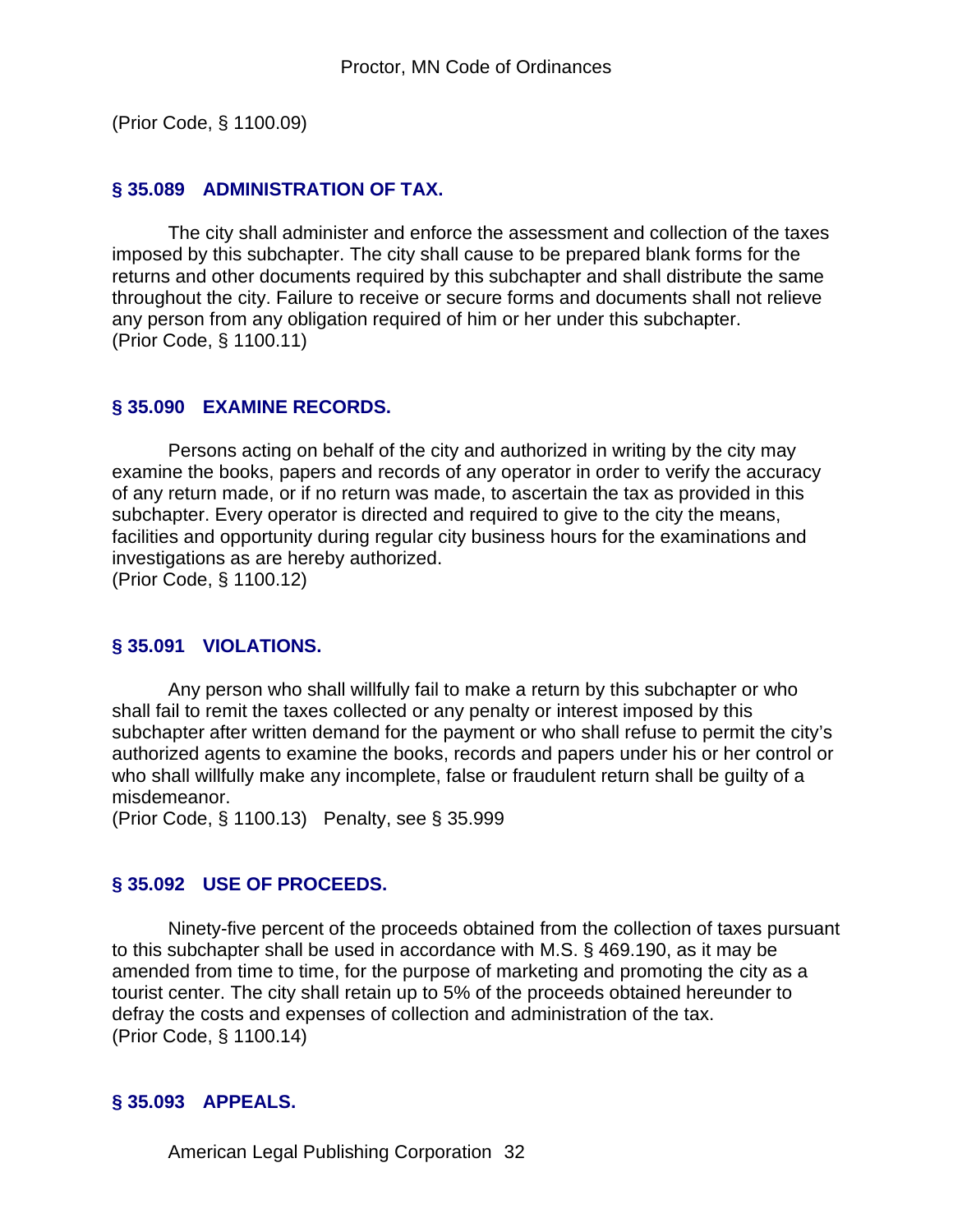(Prior Code, § 1100.09)

### § 35.089 ADMINISTRATION OF TAX.

The city shall administer and enforce the assessment and collection of the taxes imposed by this subchapter. The city shall cause to be prepared blank forms for the returns and other documents required by this subchapter and shall distribute the same throughout the city. Failure to receive or secure forms and documents shall not relieve any person from any obligation required of him or her under this subchapter.
(Prior Code, § 1100.11)

### § 35.090 EXAMINE RECORDS.

Persons acting on behalf of the city and authorized in writing by the city may examine the books, papers and records of any operator in order to verify the accuracy of any return made, or if no return was made, to ascertain the tax as provided in this subchapter. Every operator is directed and required to give to the city the means, facilities and opportunity during regular city business hours for the examinations and investigations as are hereby authorized.
(Prior Code, § 1100.12)

### § 35.091 VIOLATIONS.

Any person who shall willfully fail to make a return by this subchapter or who shall fail to remit the taxes collected or any penalty or interest imposed by this subchapter after written demand for the payment or who shall refuse to permit the city's authorized agents to examine the books, records and papers under his or her control or who shall willfully make any incomplete, false or fraudulent return shall be guilty of a misdemeanor.
(Prior Code, § 1100.13) Penalty, see § 35.999

### § 35.092 USE OF PROCEEDS.

Ninety-five percent of the proceeds obtained from the collection of taxes pursuant to this subchapter shall be used in accordance with M.S. § 469.190, as it may be amended from time to time, for the purpose of marketing and promoting the city as a tourist center. The city shall retain up to 5% of the proceeds obtained hereunder to defray the costs and expenses of collection and administration of the tax.
(Prior Code, § 1100.14)

### § 35.093 APPEALS.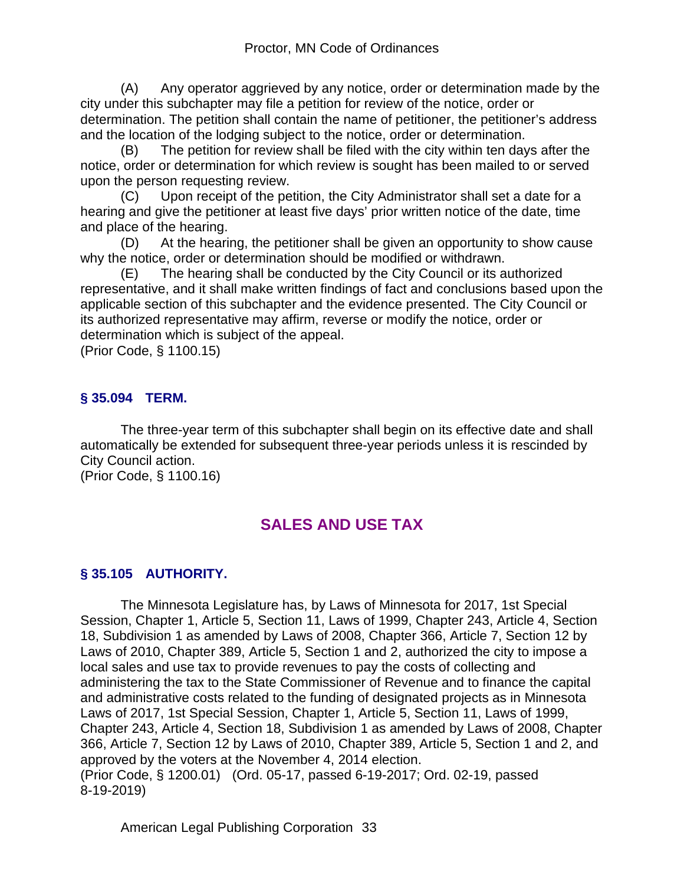(A) Any operator aggrieved by any notice, order or determination made by the city under this subchapter may file a petition for review of the notice, order or determination. The petition shall contain the name of petitioner, the petitioner's address and the location of the lodging subject to the notice, order or determination.

(B) The petition for review shall be filed with the city within ten days after the notice, order or determination for which review is sought has been mailed to or served upon the person requesting review.

(C) Upon receipt of the petition, the City Administrator shall set a date for a hearing and give the petitioner at least five days' prior written notice of the date, time and place of the hearing.

(D) At the hearing, the petitioner shall be given an opportunity to show cause why the notice, order or determination should be modified or withdrawn.

(E) The hearing shall be conducted by the City Council or its authorized representative, and it shall make written findings of fact and conclusions based upon the applicable section of this subchapter and the evidence presented. The City Council or its authorized representative may affirm, reverse or modify the notice, order or determination which is subject of the appeal.

(Prior Code, § 1100.15)

### § 35.094 TERM.

The three-year term of this subchapter shall begin on its effective date and shall automatically be extended for subsequent three-year periods unless it is rescinded by City Council action.

(Prior Code, § 1100.16)

## SALES AND USE TAX

### § 35.105 AUTHORITY.

The Minnesota Legislature has, by Laws of Minnesota for 2017, 1st Special Session, Chapter 1, Article 5, Section 11, Laws of 1999, Chapter 243, Article 4, Section 18, Subdivision 1 as amended by Laws of 2008, Chapter 366, Article 7, Section 12 by Laws of 2010, Chapter 389, Article 5, Section 1 and 2, authorized the city to impose a local sales and use tax to provide revenues to pay the costs of collecting and administering the tax to the State Commissioner of Revenue and to finance the capital and administrative costs related to the funding of designated projects as in Minnesota Laws of 2017, 1st Special Session, Chapter 1, Article 5, Section 11, Laws of 1999, Chapter 243, Article 4, Section 18, Subdivision 1 as amended by Laws of 2008, Chapter 366, Article 7, Section 12 by Laws of 2010, Chapter 389, Article 5, Section 1 and 2, and approved by the voters at the November 4, 2014 election.

(Prior Code, § 1200.01) (Ord. 05-17, passed 6-19-2017; Ord. 02-19, passed 8-19-2019)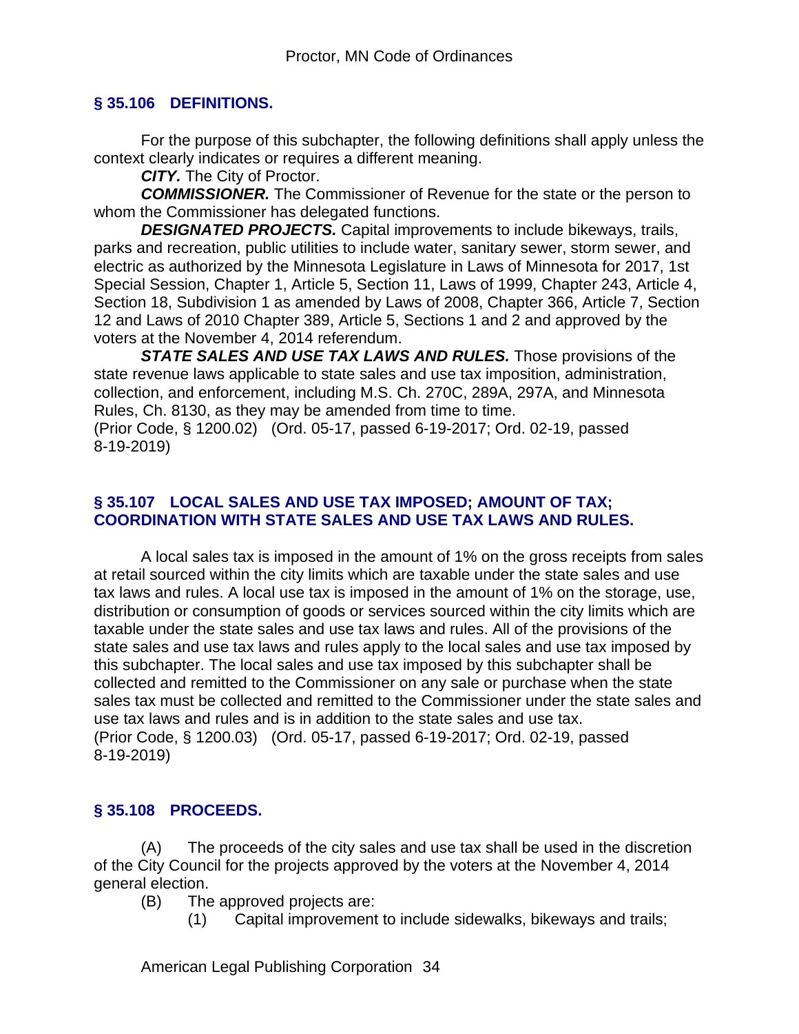## § 35.106 DEFINITIONS.

For the purpose of this subchapter, the following definitions shall apply unless the context clearly indicates or requires a different meaning.

***CITY.*** The City of Proctor.

***COMMISSIONER.*** The Commissioner of Revenue for the state or the person to whom the Commissioner has delegated functions.

***DESIGNATED PROJECTS.*** Capital improvements to include bikeways, trails, parks and recreation, public utilities to include water, sanitary sewer, storm sewer, and electric as authorized by the Minnesota Legislature in Laws of Minnesota for 2017, 1st Special Session, Chapter 1, Article 5, Section 11, Laws of 1999, Chapter 243, Article 4, Section 18, Subdivision 1 as amended by Laws of 2008, Chapter 366, Article 7, Section 12 and Laws of 2010 Chapter 389, Article 5, Sections 1 and 2 and approved by the voters at the November 4, 2014 referendum.

***STATE SALES AND USE TAX LAWS AND RULES.*** Those provisions of the state revenue laws applicable to state sales and use tax imposition, administration, collection, and enforcement, including M.S. Ch. 270C, 289A, 297A, and Minnesota Rules, Ch. 8130, as they may be amended from time to time.

(Prior Code, § 1200.02) (Ord. 05-17, passed 6-19-2017; Ord. 02-19, passed 8-19-2019)

## § 35.107 LOCAL SALES AND USE TAX IMPOSED; AMOUNT OF TAX; COORDINATION WITH STATE SALES AND USE TAX LAWS AND RULES.

A local sales tax is imposed in the amount of 1% on the gross receipts from sales at retail sourced within the city limits which are taxable under the state sales and use tax laws and rules. A local use tax is imposed in the amount of 1% on the storage, use, distribution or consumption of goods or services sourced within the city limits which are taxable under the state sales and use tax laws and rules. All of the provisions of the state sales and use tax laws and rules apply to the local sales and use tax imposed by this subchapter. The local sales and use tax imposed by this subchapter shall be collected and remitted to the Commissioner on any sale or purchase when the state sales tax must be collected and remitted to the Commissioner under the state sales and use tax laws and rules and is in addition to the state sales and use tax.

(Prior Code, § 1200.03) (Ord. 05-17, passed 6-19-2017; Ord. 02-19, passed 8-19-2019)

## § 35.108 PROCEEDS.

(A) The proceeds of the city sales and use tax shall be used in the discretion of the City Council for the projects approved by the voters at the November 4, 2014 general election.

(B) The approved projects are:

(1) Capital improvement to include sidewalks, bikeways and trails;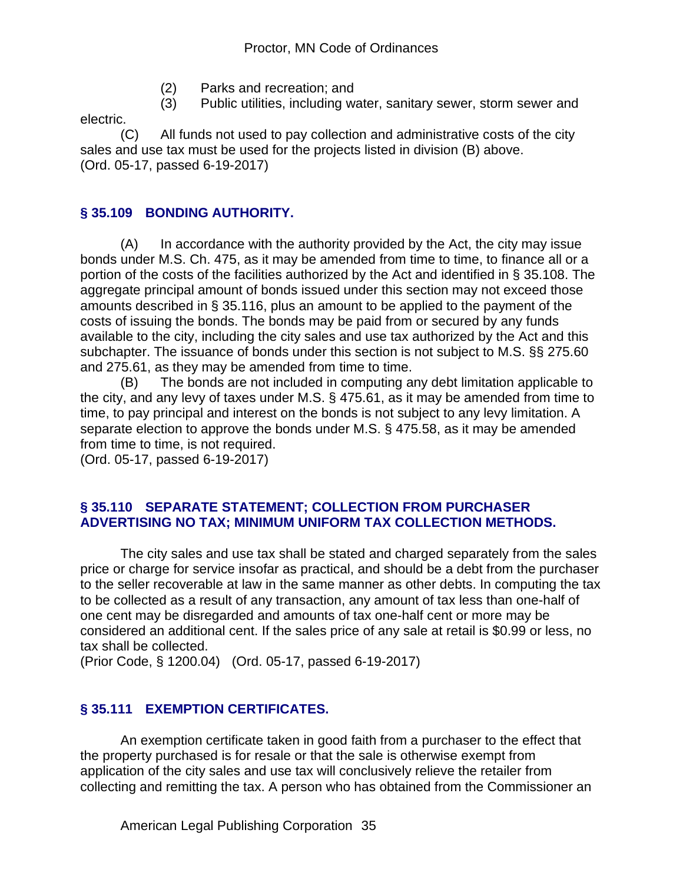(2) Parks and recreation; and

(3) Public utilities, including water, sanitary sewer, storm sewer and electric.

(C) All funds not used to pay collection and administrative costs of the city sales and use tax must be used for the projects listed in division (B) above.
(Ord. 05-17, passed 6-19-2017)

## § 35.109 BONDING AUTHORITY.

(A) In accordance with the authority provided by the Act, the city may issue bonds under M.S. Ch. 475, as it may be amended from time to time, to finance all or a portion of the costs of the facilities authorized by the Act and identified in § 35.108. The aggregate principal amount of bonds issued under this section may not exceed those amounts described in § 35.116, plus an amount to be applied to the payment of the costs of issuing the bonds. The bonds may be paid from or secured by any funds available to the city, including the city sales and use tax authorized by the Act and this subchapter. The issuance of bonds under this section is not subject to M.S. §§ 275.60 and 275.61, as they may be amended from time to time.

(B) The bonds are not included in computing any debt limitation applicable to the city, and any levy of taxes under M.S. § 475.61, as it may be amended from time to time, to pay principal and interest on the bonds is not subject to any levy limitation. A separate election to approve the bonds under M.S. § 475.58, as it may be amended from time to time, is not required.
(Ord. 05-17, passed 6-19-2017)

## § 35.110 SEPARATE STATEMENT; COLLECTION FROM PURCHASER ADVERTISING NO TAX; MINIMUM UNIFORM TAX COLLECTION METHODS.

The city sales and use tax shall be stated and charged separately from the sales price or charge for service insofar as practical, and should be a debt from the purchaser to the seller recoverable at law in the same manner as other debts. In computing the tax to be collected as a result of any transaction, any amount of tax less than one-half of one cent may be disregarded and amounts of tax one-half cent or more may be considered an additional cent. If the sales price of any sale at retail is $0.99 or less, no tax shall be collected.
(Prior Code, § 1200.04) (Ord. 05-17, passed 6-19-2017)

## § 35.111 EXEMPTION CERTIFICATES.

An exemption certificate taken in good faith from a purchaser to the effect that the property purchased is for resale or that the sale is otherwise exempt from application of the city sales and use tax will conclusively relieve the retailer from collecting and remitting the tax. A person who has obtained from the Commissioner an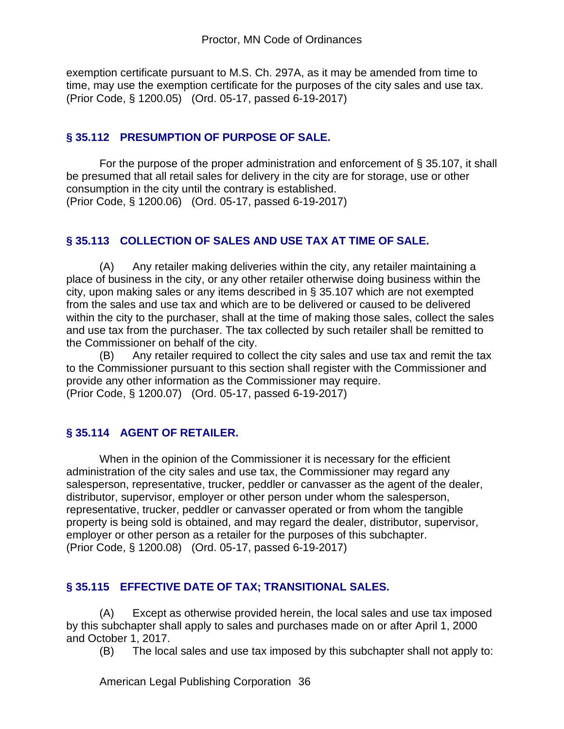exemption certificate pursuant to M.S. Ch. 297A, as it may be amended from time to time, may use the exemption certificate for the purposes of the city sales and use tax.
(Prior Code, § 1200.05) (Ord. 05-17, passed 6-19-2017)

### § 35.112 PRESUMPTION OF PURPOSE OF SALE.

For the purpose of the proper administration and enforcement of § 35.107, it shall be presumed that all retail sales for delivery in the city are for storage, use or other consumption in the city until the contrary is established.
(Prior Code, § 1200.06) (Ord. 05-17, passed 6-19-2017)

### § 35.113 COLLECTION OF SALES AND USE TAX AT TIME OF SALE.

(A) Any retailer making deliveries within the city, any retailer maintaining a place of business in the city, or any other retailer otherwise doing business within the city, upon making sales or any items described in § 35.107 which are not exempted from the sales and use tax and which are to be delivered or caused to be delivered within the city to the purchaser, shall at the time of making those sales, collect the sales and use tax from the purchaser. The tax collected by such retailer shall be remitted to the Commissioner on behalf of the city.

(B) Any retailer required to collect the city sales and use tax and remit the tax to the Commissioner pursuant to this section shall register with the Commissioner and provide any other information as the Commissioner may require.
(Prior Code, § 1200.07) (Ord. 05-17, passed 6-19-2017)

### § 35.114 AGENT OF RETAILER.

When in the opinion of the Commissioner it is necessary for the efficient administration of the city sales and use tax, the Commissioner may regard any salesperson, representative, trucker, peddler or canvasser as the agent of the dealer, distributor, supervisor, employer or other person under whom the salesperson, representative, trucker, peddler or canvasser operated or from whom the tangible property is being sold is obtained, and may regard the dealer, distributor, supervisor, employer or other person as a retailer for the purposes of this subchapter.
(Prior Code, § 1200.08) (Ord. 05-17, passed 6-19-2017)

### § 35.115 EFFECTIVE DATE OF TAX; TRANSITIONAL SALES.

(A) Except as otherwise provided herein, the local sales and use tax imposed by this subchapter shall apply to sales and purchases made on or after April 1, 2000 and October 1, 2017.

(B) The local sales and use tax imposed by this subchapter shall not apply to: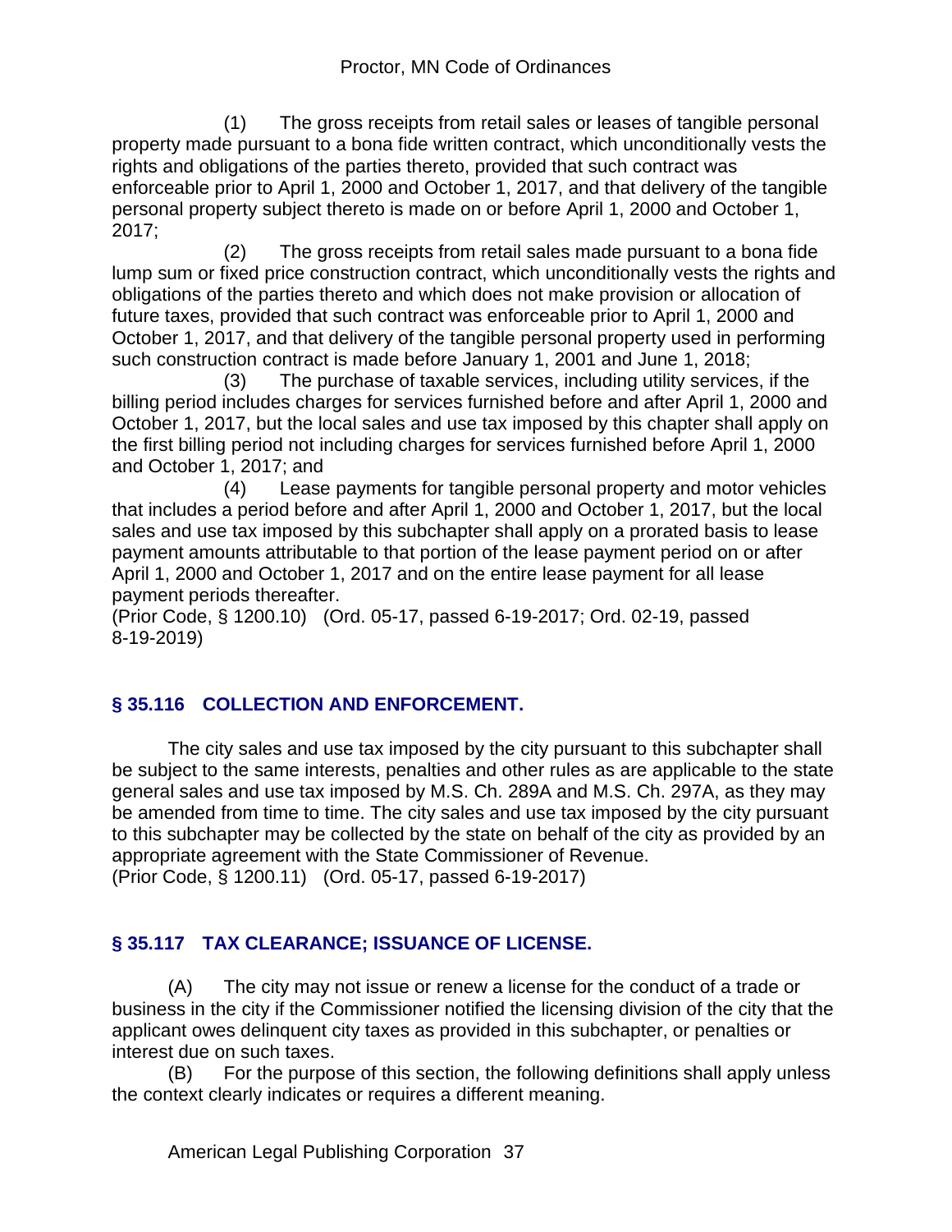(1) The gross receipts from retail sales or leases of tangible personal property made pursuant to a bona fide written contract, which unconditionally vests the rights and obligations of the parties thereto, provided that such contract was enforceable prior to April 1, 2000 and October 1, 2017, and that delivery of the tangible personal property subject thereto is made on or before April 1, 2000 and October 1, 2017;

(2) The gross receipts from retail sales made pursuant to a bona fide lump sum or fixed price construction contract, which unconditionally vests the rights and obligations of the parties thereto and which does not make provision or allocation of future taxes, provided that such contract was enforceable prior to April 1, 2000 and October 1, 2017, and that delivery of the tangible personal property used in performing such construction contract is made before January 1, 2001 and June 1, 2018;

(3) The purchase of taxable services, including utility services, if the billing period includes charges for services furnished before and after April 1, 2000 and October 1, 2017, but the local sales and use tax imposed by this chapter shall apply on the first billing period not including charges for services furnished before April 1, 2000 and October 1, 2017; and

(4) Lease payments for tangible personal property and motor vehicles that includes a period before and after April 1, 2000 and October 1, 2017, but the local sales and use tax imposed by this subchapter shall apply on a prorated basis to lease payment amounts attributable to that portion of the lease payment period on or after April 1, 2000 and October 1, 2017 and on the entire lease payment for all lease payment periods thereafter.

(Prior Code, § 1200.10) (Ord. 05-17, passed 6-19-2017; Ord. 02-19, passed 8-19-2019)

## § 35.116 COLLECTION AND ENFORCEMENT.

The city sales and use tax imposed by the city pursuant to this subchapter shall be subject to the same interests, penalties and other rules as are applicable to the state general sales and use tax imposed by M.S. Ch. 289A and M.S. Ch. 297A, as they may be amended from time to time. The city sales and use tax imposed by the city pursuant to this subchapter may be collected by the state on behalf of the city as provided by an appropriate agreement with the State Commissioner of Revenue.

(Prior Code, § 1200.11) (Ord. 05-17, passed 6-19-2017)

## § 35.117 TAX CLEARANCE; ISSUANCE OF LICENSE.

(A) The city may not issue or renew a license for the conduct of a trade or business in the city if the Commissioner notified the licensing division of the city that the applicant owes delinquent city taxes as provided in this subchapter, or penalties or interest due on such taxes.

(B) For the purpose of this section, the following definitions shall apply unless the context clearly indicates or requires a different meaning.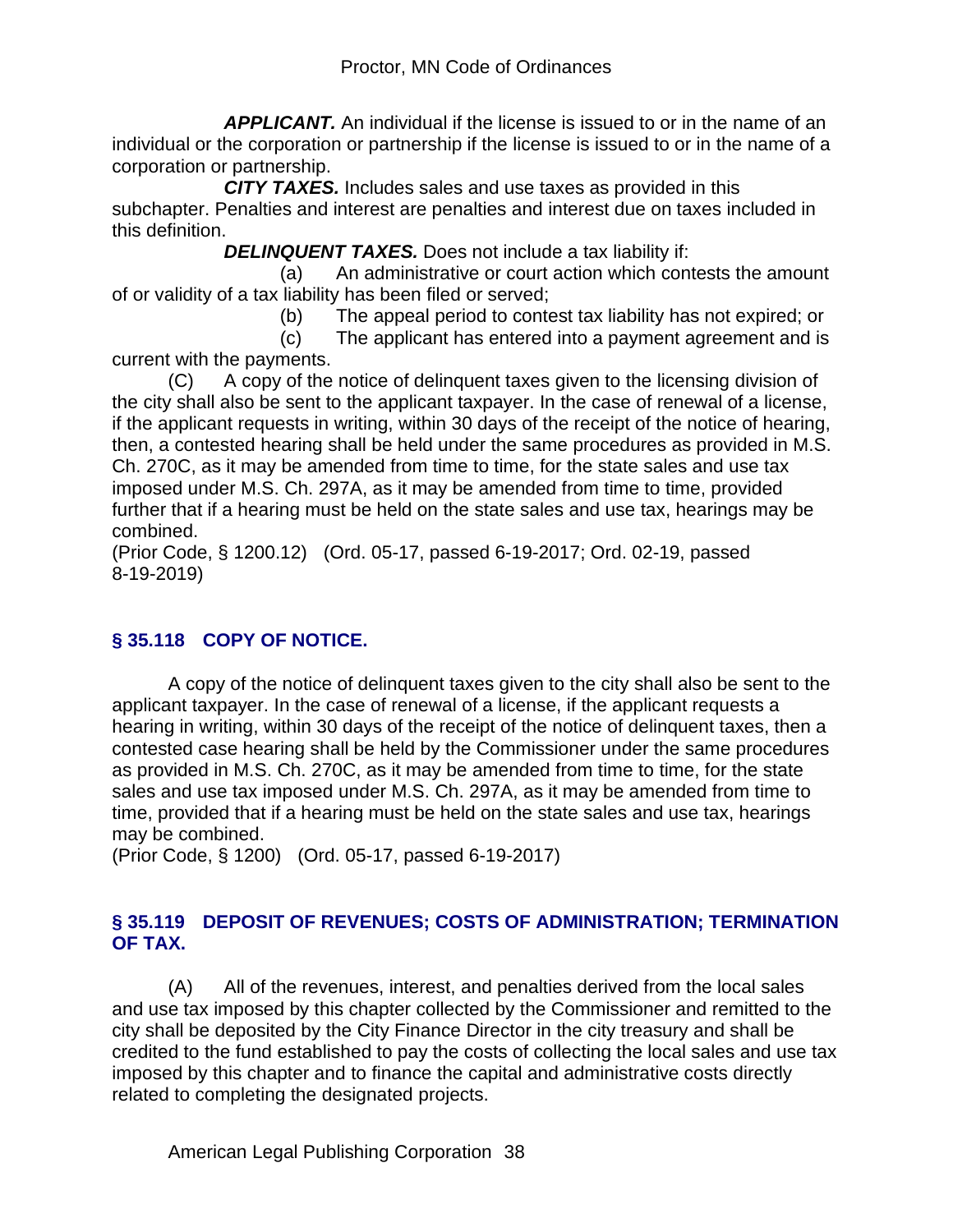***APPLICANT.*** An individual if the license is issued to or in the name of an individual or the corporation or partnership if the license is issued to or in the name of a corporation or partnership.

***CITY TAXES.*** Includes sales and use taxes as provided in this subchapter. Penalties and interest are penalties and interest due on taxes included in this definition.

***DELINQUENT TAXES.*** Does not include a tax liability if:

(a) An administrative or court action which contests the amount of or validity of a tax liability has been filed or served;

(b) The appeal period to contest tax liability has not expired; or

(c) The applicant has entered into a payment agreement and is current with the payments.

(C) A copy of the notice of delinquent taxes given to the licensing division of the city shall also be sent to the applicant taxpayer. In the case of renewal of a license, if the applicant requests in writing, within 30 days of the receipt of the notice of hearing, then, a contested hearing shall be held under the same procedures as provided in M.S. Ch. 270C, as it may be amended from time to time, for the state sales and use tax imposed under M.S. Ch. 297A, as it may be amended from time to time, provided further that if a hearing must be held on the state sales and use tax, hearings may be combined.

(Prior Code, § 1200.12) (Ord. 05-17, passed 6-19-2017; Ord. 02-19, passed 8-19-2019)

### § 35.118 COPY OF NOTICE.

A copy of the notice of delinquent taxes given to the city shall also be sent to the applicant taxpayer. In the case of renewal of a license, if the applicant requests a hearing in writing, within 30 days of the receipt of the notice of delinquent taxes, then a contested case hearing shall be held by the Commissioner under the same procedures as provided in M.S. Ch. 270C, as it may be amended from time to time, for the state sales and use tax imposed under M.S. Ch. 297A, as it may be amended from time to time, provided that if a hearing must be held on the state sales and use tax, hearings may be combined.

(Prior Code, § 1200) (Ord. 05-17, passed 6-19-2017)

### § 35.119 DEPOSIT OF REVENUES; COSTS OF ADMINISTRATION; TERMINATION OF TAX.

(A) All of the revenues, interest, and penalties derived from the local sales and use tax imposed by this chapter collected by the Commissioner and remitted to the city shall be deposited by the City Finance Director in the city treasury and shall be credited to the fund established to pay the costs of collecting the local sales and use tax imposed by this chapter and to finance the capital and administrative costs directly related to completing the designated projects.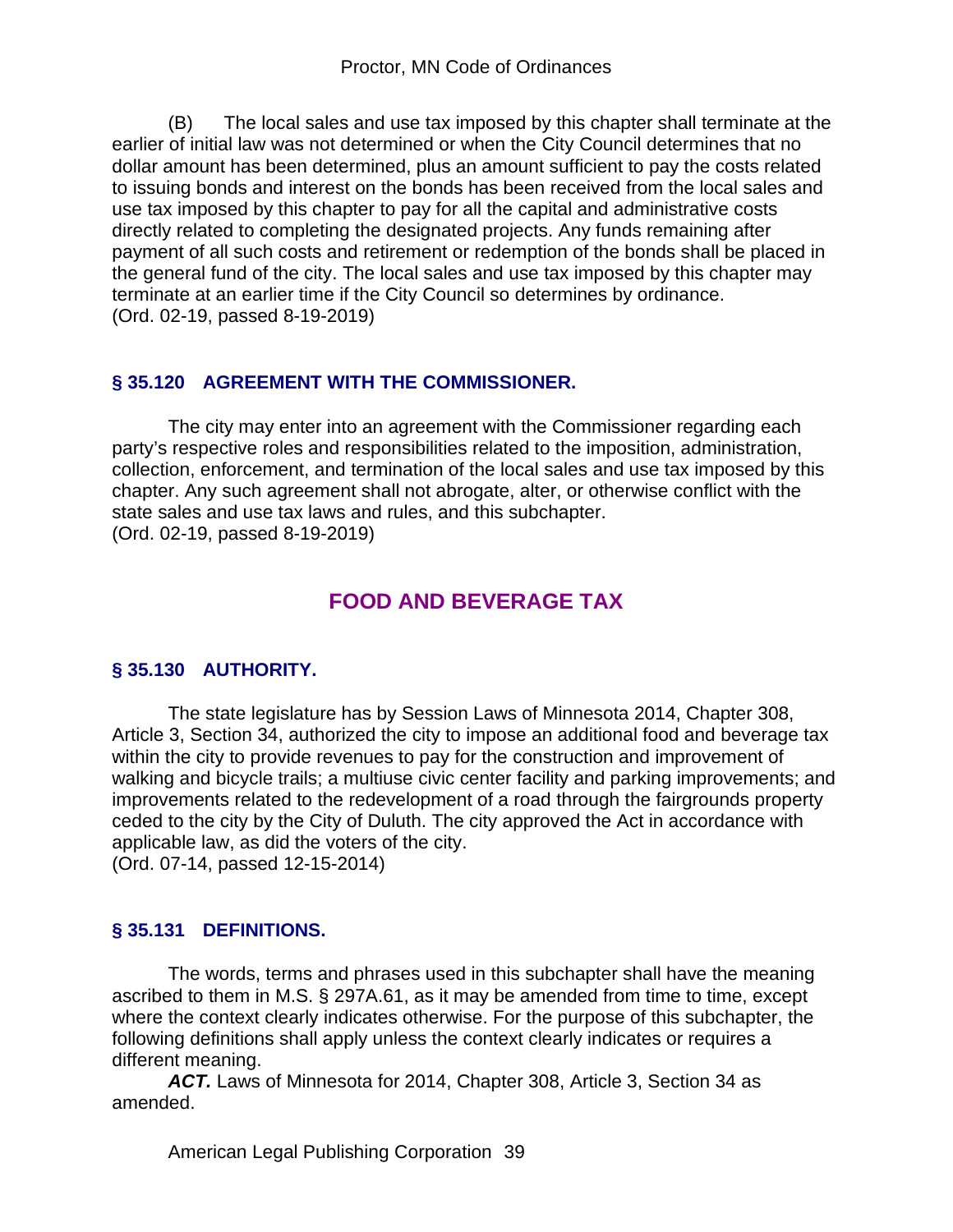(B) The local sales and use tax imposed by this chapter shall terminate at the earlier of initial law was not determined or when the City Council determines that no dollar amount has been determined, plus an amount sufficient to pay the costs related to issuing bonds and interest on the bonds has been received from the local sales and use tax imposed by this chapter to pay for all the capital and administrative costs directly related to completing the designated projects. Any funds remaining after payment of all such costs and retirement or redemption of the bonds shall be placed in the general fund of the city. The local sales and use tax imposed by this chapter may terminate at an earlier time if the City Council so determines by ordinance.
(Ord. 02-19, passed 8-19-2019)

### § 35.120 AGREEMENT WITH THE COMMISSIONER.

The city may enter into an agreement with the Commissioner regarding each party's respective roles and responsibilities related to the imposition, administration, collection, enforcement, and termination of the local sales and use tax imposed by this chapter. Any such agreement shall not abrogate, alter, or otherwise conflict with the state sales and use tax laws and rules, and this subchapter.
(Ord. 02-19, passed 8-19-2019)

## FOOD AND BEVERAGE TAX

### § 35.130 AUTHORITY.

The state legislature has by Session Laws of Minnesota 2014, Chapter 308, Article 3, Section 34, authorized the city to impose an additional food and beverage tax within the city to provide revenues to pay for the construction and improvement of walking and bicycle trails; a multiuse civic center facility and parking improvements; and improvements related to the redevelopment of a road through the fairgrounds property ceded to the city by the City of Duluth. The city approved the Act in accordance with applicable law, as did the voters of the city.
(Ord. 07-14, passed 12-15-2014)

### § 35.131 DEFINITIONS.

The words, terms and phrases used in this subchapter shall have the meaning ascribed to them in M.S. § 297A.61, as it may be amended from time to time, except where the context clearly indicates otherwise. For the purpose of this subchapter, the following definitions shall apply unless the context clearly indicates or requires a different meaning.

***ACT.*** Laws of Minnesota for 2014, Chapter 308, Article 3, Section 34 as amended.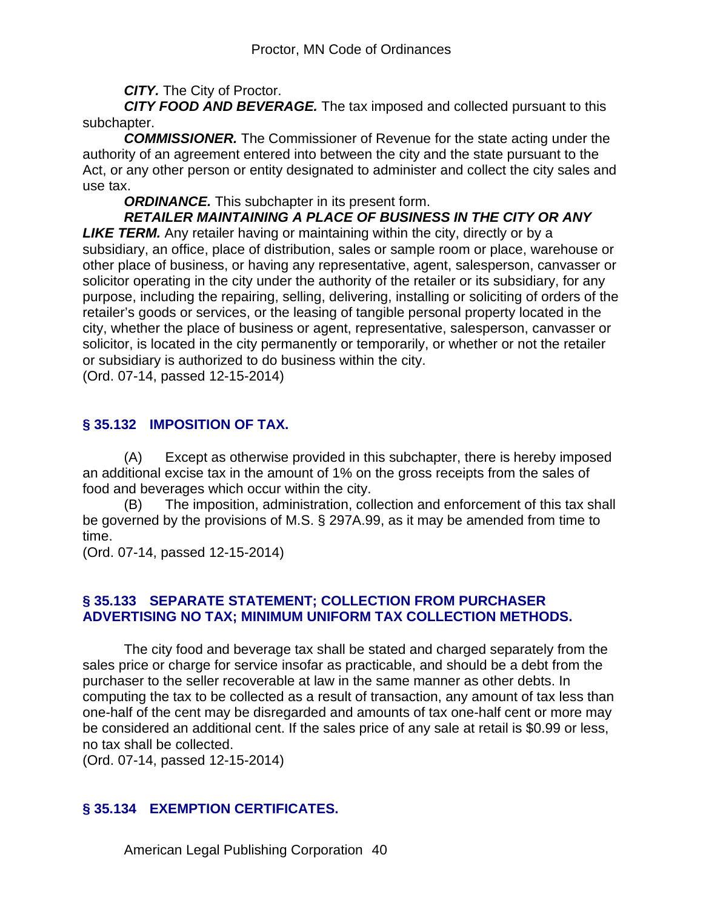***CITY.*** The City of Proctor.

***CITY FOOD AND BEVERAGE.*** The tax imposed and collected pursuant to this subchapter.

***COMMISSIONER.*** The Commissioner of Revenue for the state acting under the authority of an agreement entered into between the city and the state pursuant to the Act, or any other person or entity designated to administer and collect the city sales and use tax.

***ORDINANCE.*** This subchapter in its present form.

***RETAILER MAINTAINING A PLACE OF BUSINESS IN THE CITY OR ANY LIKE TERM.*** Any retailer having or maintaining within the city, directly or by a subsidiary, an office, place of distribution, sales or sample room or place, warehouse or other place of business, or having any representative, agent, salesperson, canvasser or solicitor operating in the city under the authority of the retailer or its subsidiary, for any purpose, including the repairing, selling, delivering, installing or soliciting of orders of the retailer's goods or services, or the leasing of tangible personal property located in the city, whether the place of business or agent, representative, salesperson, canvasser or solicitor, is located in the city permanently or temporarily, or whether or not the retailer or subsidiary is authorized to do business within the city.

(Ord. 07-14, passed 12-15-2014)

### § 35.132 IMPOSITION OF TAX.

(A) Except as otherwise provided in this subchapter, there is hereby imposed an additional excise tax in the amount of 1% on the gross receipts from the sales of food and beverages which occur within the city.

(B) The imposition, administration, collection and enforcement of this tax shall be governed by the provisions of M.S. § 297A.99, as it may be amended from time to time.

(Ord. 07-14, passed 12-15-2014)

### § 35.133 SEPARATE STATEMENT; COLLECTION FROM PURCHASER ADVERTISING NO TAX; MINIMUM UNIFORM TAX COLLECTION METHODS.

The city food and beverage tax shall be stated and charged separately from the sales price or charge for service insofar as practicable, and should be a debt from the purchaser to the seller recoverable at law in the same manner as other debts. In computing the tax to be collected as a result of transaction, any amount of tax less than one-half of the cent may be disregarded and amounts of tax one-half cent or more may be considered an additional cent. If the sales price of any sale at retail is $0.99 or less, no tax shall be collected.

(Ord. 07-14, passed 12-15-2014)

### § 35.134 EXEMPTION CERTIFICATES.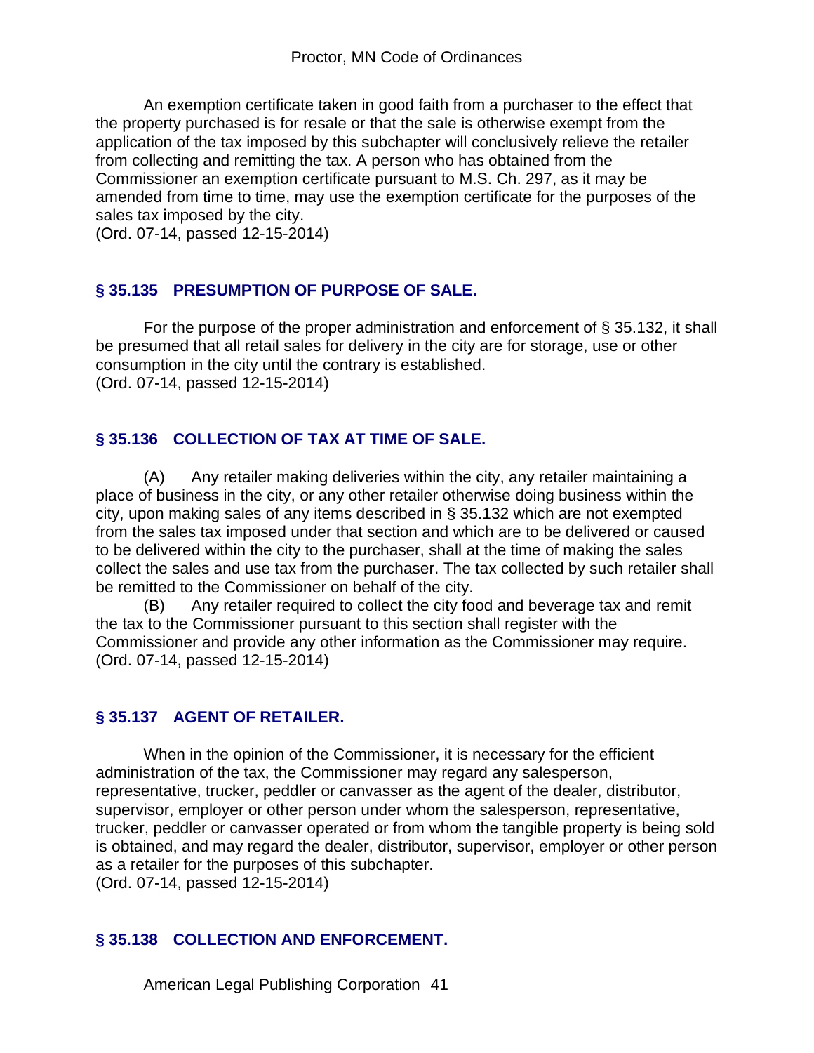An exemption certificate taken in good faith from a purchaser to the effect that the property purchased is for resale or that the sale is otherwise exempt from the application of the tax imposed by this subchapter will conclusively relieve the retailer from collecting and remitting the tax. A person who has obtained from the Commissioner an exemption certificate pursuant to M.S. Ch. 297, as it may be amended from time to time, may use the exemption certificate for the purposes of the sales tax imposed by the city.
(Ord. 07-14, passed 12-15-2014)

## § 35.135 PRESUMPTION OF PURPOSE OF SALE.

For the purpose of the proper administration and enforcement of § 35.132, it shall be presumed that all retail sales for delivery in the city are for storage, use or other consumption in the city until the contrary is established.
(Ord. 07-14, passed 12-15-2014)

## § 35.136 COLLECTION OF TAX AT TIME OF SALE.

(A) Any retailer making deliveries within the city, any retailer maintaining a place of business in the city, or any other retailer otherwise doing business within the city, upon making sales of any items described in § 35.132 which are not exempted from the sales tax imposed under that section and which are to be delivered or caused to be delivered within the city to the purchaser, shall at the time of making the sales collect the sales and use tax from the purchaser. The tax collected by such retailer shall be remitted to the Commissioner on behalf of the city.

(B) Any retailer required to collect the city food and beverage tax and remit the tax to the Commissioner pursuant to this section shall register with the Commissioner and provide any other information as the Commissioner may require.
(Ord. 07-14, passed 12-15-2014)

## § 35.137 AGENT OF RETAILER.

When in the opinion of the Commissioner, it is necessary for the efficient administration of the tax, the Commissioner may regard any salesperson, representative, trucker, peddler or canvasser as the agent of the dealer, distributor, supervisor, employer or other person under whom the salesperson, representative, trucker, peddler or canvasser operated or from whom the tangible property is being sold is obtained, and may regard the dealer, distributor, supervisor, employer or other person as a retailer for the purposes of this subchapter.
(Ord. 07-14, passed 12-15-2014)

## § 35.138 COLLECTION AND ENFORCEMENT.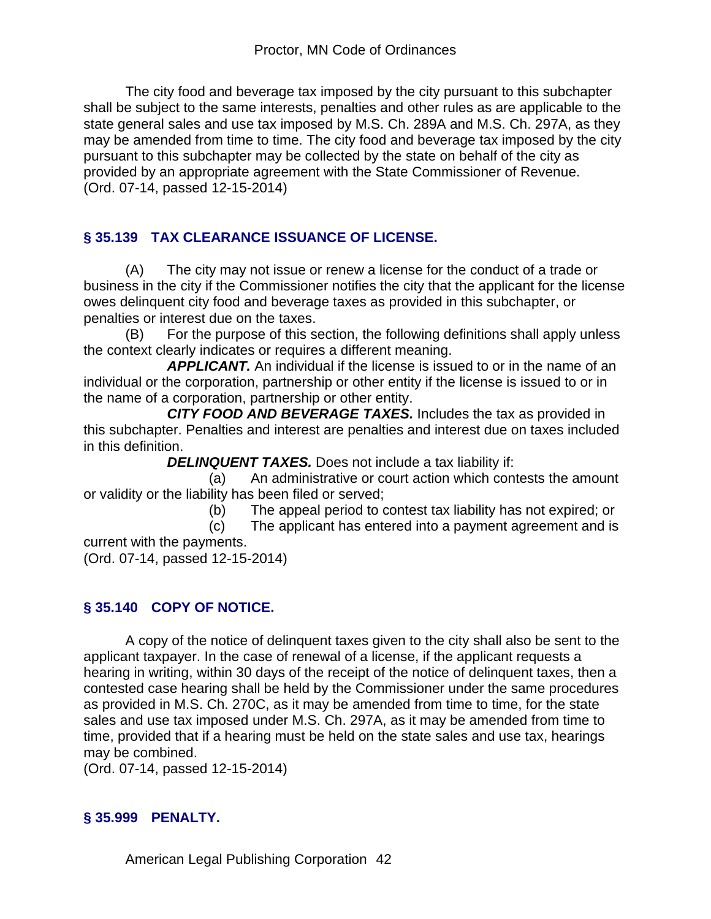The city food and beverage tax imposed by the city pursuant to this subchapter shall be subject to the same interests, penalties and other rules as are applicable to the state general sales and use tax imposed by M.S. Ch. 289A and M.S. Ch. 297A, as they may be amended from time to time. The city food and beverage tax imposed by the city pursuant to this subchapter may be collected by the state on behalf of the city as provided by an appropriate agreement with the State Commissioner of Revenue.
(Ord. 07-14, passed 12-15-2014)

## § 35.139 TAX CLEARANCE ISSUANCE OF LICENSE.

(A) The city may not issue or renew a license for the conduct of a trade or business in the city if the Commissioner notifies the city that the applicant for the license owes delinquent city food and beverage taxes as provided in this subchapter, or penalties or interest due on the taxes.

(B) For the purpose of this section, the following definitions shall apply unless the context clearly indicates or requires a different meaning.

***APPLICANT.*** An individual if the license is issued to or in the name of an individual or the corporation, partnership or other entity if the license is issued to or in the name of a corporation, partnership or other entity.

***CITY FOOD AND BEVERAGE TAXES.*** Includes the tax as provided in this subchapter. Penalties and interest are penalties and interest due on taxes included in this definition.

***DELINQUENT TAXES.*** Does not include a tax liability if:

(a) An administrative or court action which contests the amount or validity or the liability has been filed or served;

(b) The appeal period to contest tax liability has not expired; or

(c) The applicant has entered into a payment agreement and is current with the payments.

(Ord. 07-14, passed 12-15-2014)

## § 35.140 COPY OF NOTICE.

A copy of the notice of delinquent taxes given to the city shall also be sent to the applicant taxpayer. In the case of renewal of a license, if the applicant requests a hearing in writing, within 30 days of the receipt of the notice of delinquent taxes, then a contested case hearing shall be held by the Commissioner under the same procedures as provided in M.S. Ch. 270C, as it may be amended from time to time, for the state sales and use tax imposed under M.S. Ch. 297A, as it may be amended from time to time, provided that if a hearing must be held on the state sales and use tax, hearings may be combined.
(Ord. 07-14, passed 12-15-2014)

## § 35.999 PENALTY.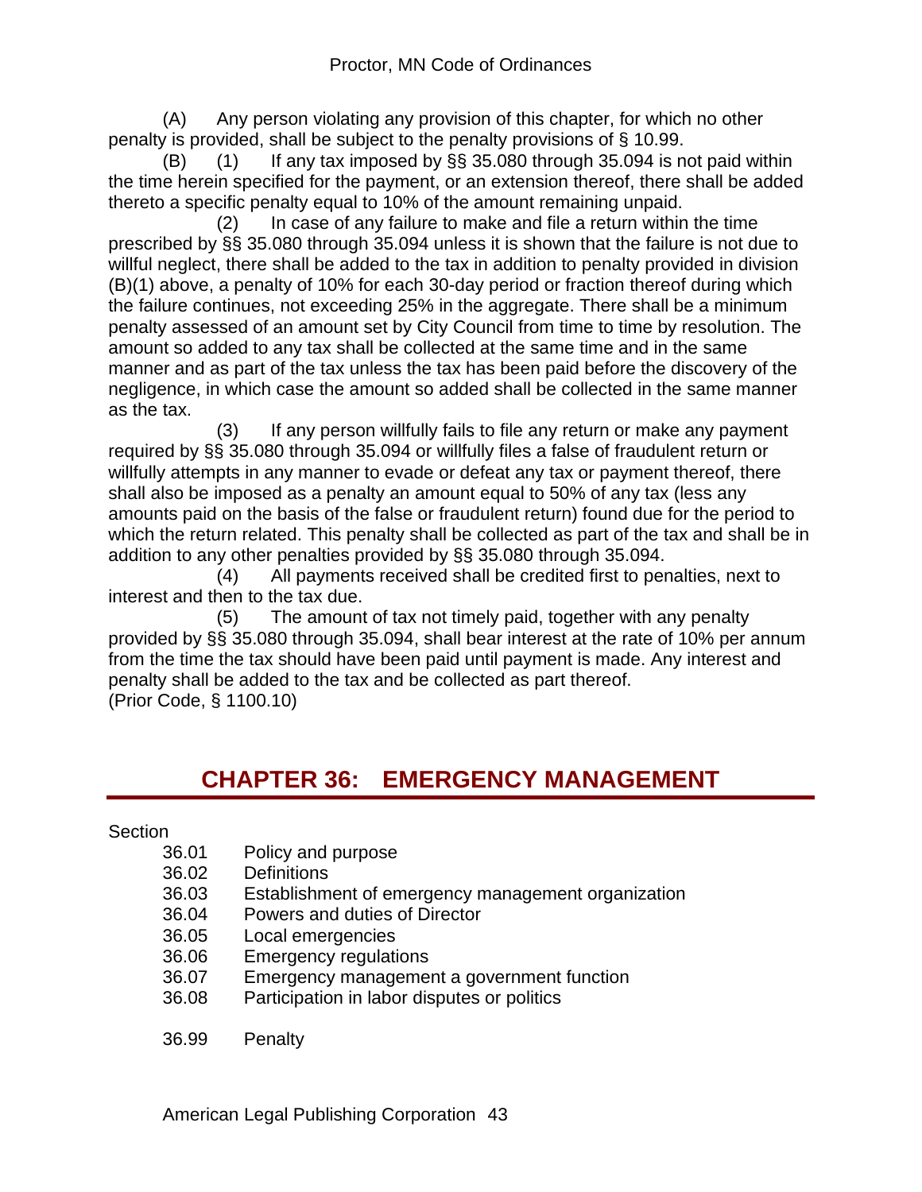(A) Any person violating any provision of this chapter, for which no other penalty is provided, shall be subject to the penalty provisions of § 10.99.

(B) (1) If any tax imposed by §§ 35.080 through 35.094 is not paid within the time herein specified for the payment, or an extension thereof, there shall be added thereto a specific penalty equal to 10% of the amount remaining unpaid.

(2) In case of any failure to make and file a return within the time prescribed by §§ 35.080 through 35.094 unless it is shown that the failure is not due to willful neglect, there shall be added to the tax in addition to penalty provided in division (B)(1) above, a penalty of 10% for each 30-day period or fraction thereof during which the failure continues, not exceeding 25% in the aggregate. There shall be a minimum penalty assessed of an amount set by City Council from time to time by resolution. The amount so added to any tax shall be collected at the same time and in the same manner and as part of the tax unless the tax has been paid before the discovery of the negligence, in which case the amount so added shall be collected in the same manner as the tax.

(3) If any person willfully fails to file any return or make any payment required by §§ 35.080 through 35.094 or willfully files a false of fraudulent return or willfully attempts in any manner to evade or defeat any tax or payment thereof, there shall also be imposed as a penalty an amount equal to 50% of any tax (less any amounts paid on the basis of the false or fraudulent return) found due for the period to which the return related. This penalty shall be collected as part of the tax and shall be in addition to any other penalties provided by §§ 35.080 through 35.094.

(4) All payments received shall be credited first to penalties, next to interest and then to the tax due.

(5) The amount of tax not timely paid, together with any penalty provided by §§ 35.080 through 35.094, shall bear interest at the rate of 10% per annum from the time the tax should have been paid until payment is made. Any interest and penalty shall be added to the tax and be collected as part thereof.

(Prior Code, § 1100.10)

# CHAPTER 36: EMERGENCY MANAGEMENT

Section

- 36.01 Policy and purpose
- 36.02 Definitions
- 36.03 Establishment of emergency management organization
- 36.04 Powers and duties of Director
- 36.05 Local emergencies
- 36.06 Emergency regulations
- 36.07 Emergency management a government function
- 36.08 Participation in labor disputes or politics

- 36.99 Penalty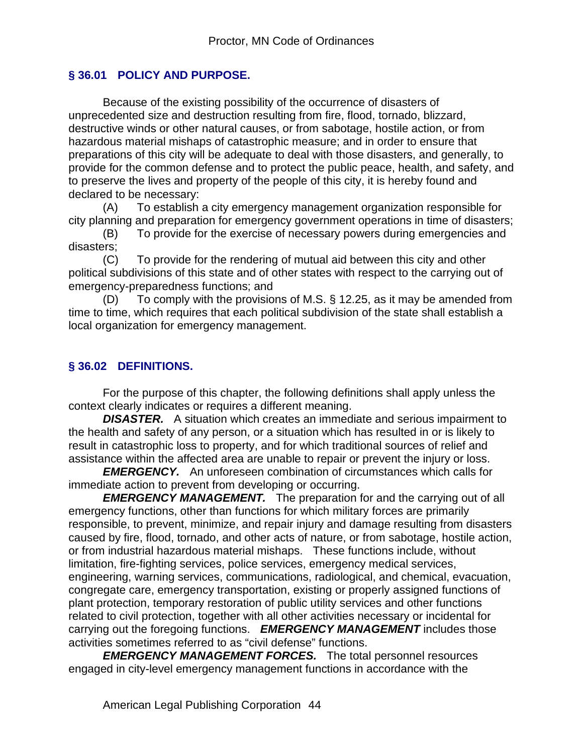## § 36.01 POLICY AND PURPOSE.

Because of the existing possibility of the occurrence of disasters of unprecedented size and destruction resulting from fire, flood, tornado, blizzard, destructive winds or other natural causes, or from sabotage, hostile action, or from hazardous material mishaps of catastrophic measure; and in order to ensure that preparations of this city will be adequate to deal with those disasters, and generally, to provide for the common defense and to protect the public peace, health, and safety, and to preserve the lives and property of the people of this city, it is hereby found and declared to be necessary:

(A) To establish a city emergency management organization responsible for city planning and preparation for emergency government operations in time of disasters;

(B) To provide for the exercise of necessary powers during emergencies and disasters;

(C) To provide for the rendering of mutual aid between this city and other political subdivisions of this state and of other states with respect to the carrying out of emergency-preparedness functions; and

(D) To comply with the provisions of M.S. § 12.25, as it may be amended from time to time, which requires that each political subdivision of the state shall establish a local organization for emergency management.

## § 36.02 DEFINITIONS.

For the purpose of this chapter, the following definitions shall apply unless the context clearly indicates or requires a different meaning.

***DISASTER.*** A situation which creates an immediate and serious impairment to the health and safety of any person, or a situation which has resulted in or is likely to result in catastrophic loss to property, and for which traditional sources of relief and assistance within the affected area are unable to repair or prevent the injury or loss.

***EMERGENCY.*** An unforeseen combination of circumstances which calls for immediate action to prevent from developing or occurring.

***EMERGENCY MANAGEMENT.*** The preparation for and the carrying out of all emergency functions, other than functions for which military forces are primarily responsible, to prevent, minimize, and repair injury and damage resulting from disasters caused by fire, flood, tornado, and other acts of nature, or from sabotage, hostile action, or from industrial hazardous material mishaps. These functions include, without limitation, fire-fighting services, police services, emergency medical services, engineering, warning services, communications, radiological, and chemical, evacuation, congregate care, emergency transportation, existing or properly assigned functions of plant protection, temporary restoration of public utility services and other functions related to civil protection, together with all other activities necessary or incidental for carrying out the foregoing functions. ***EMERGENCY MANAGEMENT*** includes those activities sometimes referred to as "civil defense" functions.

***EMERGENCY MANAGEMENT FORCES.*** The total personnel resources engaged in city-level emergency management functions in accordance with the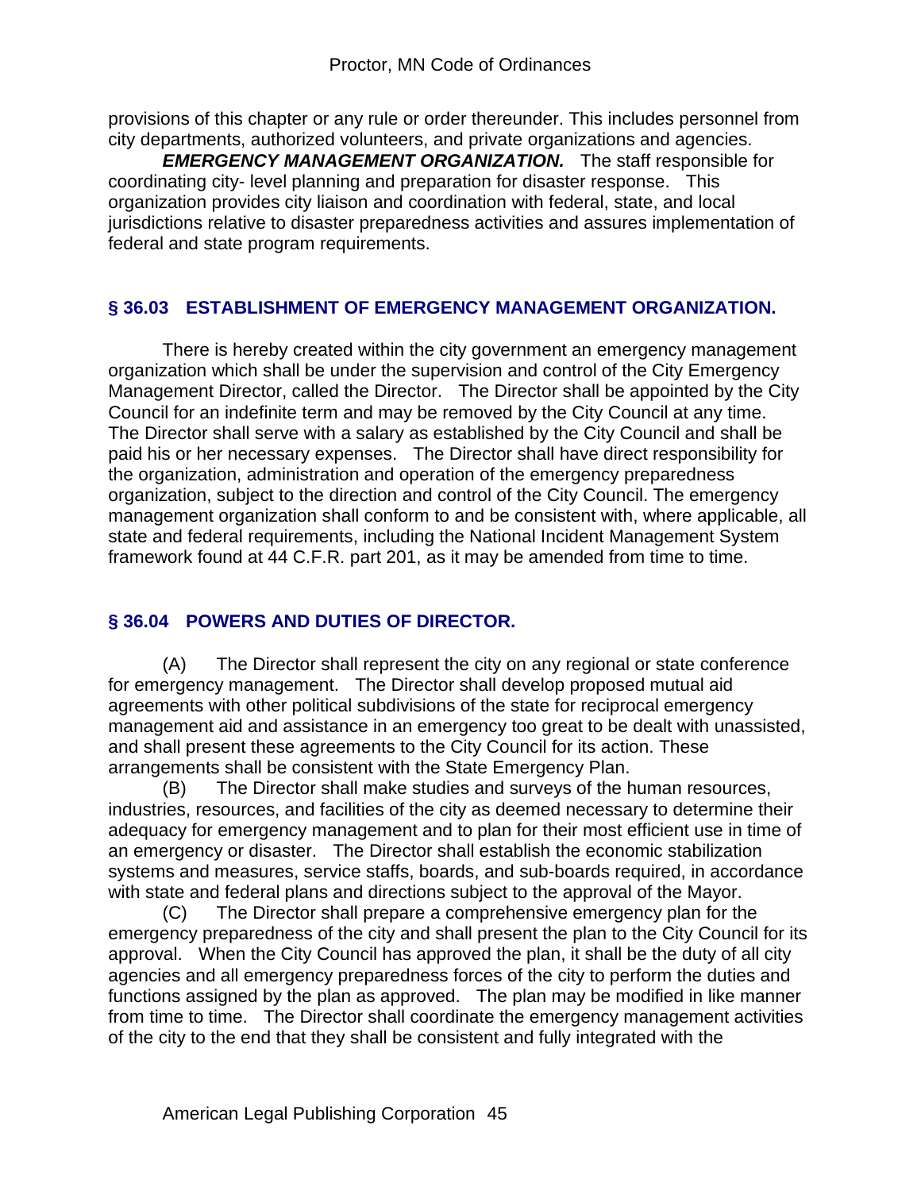provisions of this chapter or any rule or order thereunder. This includes personnel from city departments, authorized volunteers, and private organizations and agencies.

***EMERGENCY MANAGEMENT ORGANIZATION.*** The staff responsible for coordinating city- level planning and preparation for disaster response. This organization provides city liaison and coordination with federal, state, and local jurisdictions relative to disaster preparedness activities and assures implementation of federal and state program requirements.

## § 36.03 ESTABLISHMENT OF EMERGENCY MANAGEMENT ORGANIZATION.

There is hereby created within the city government an emergency management organization which shall be under the supervision and control of the City Emergency Management Director, called the Director. The Director shall be appointed by the City Council for an indefinite term and may be removed by the City Council at any time. The Director shall serve with a salary as established by the City Council and shall be paid his or her necessary expenses. The Director shall have direct responsibility for the organization, administration and operation of the emergency preparedness organization, subject to the direction and control of the City Council. The emergency management organization shall conform to and be consistent with, where applicable, all state and federal requirements, including the National Incident Management System framework found at 44 C.F.R. part 201, as it may be amended from time to time.

## § 36.04 POWERS AND DUTIES OF DIRECTOR.

(A) The Director shall represent the city on any regional or state conference for emergency management. The Director shall develop proposed mutual aid agreements with other political subdivisions of the state for reciprocal emergency management aid and assistance in an emergency too great to be dealt with unassisted, and shall present these agreements to the City Council for its action. These arrangements shall be consistent with the State Emergency Plan.

(B) The Director shall make studies and surveys of the human resources, industries, resources, and facilities of the city as deemed necessary to determine their adequacy for emergency management and to plan for their most efficient use in time of an emergency or disaster. The Director shall establish the economic stabilization systems and measures, service staffs, boards, and sub-boards required, in accordance with state and federal plans and directions subject to the approval of the Mayor.

(C) The Director shall prepare a comprehensive emergency plan for the emergency preparedness of the city and shall present the plan to the City Council for its approval. When the City Council has approved the plan, it shall be the duty of all city agencies and all emergency preparedness forces of the city to perform the duties and functions assigned by the plan as approved. The plan may be modified in like manner from time to time. The Director shall coordinate the emergency management activities of the city to the end that they shall be consistent and fully integrated with the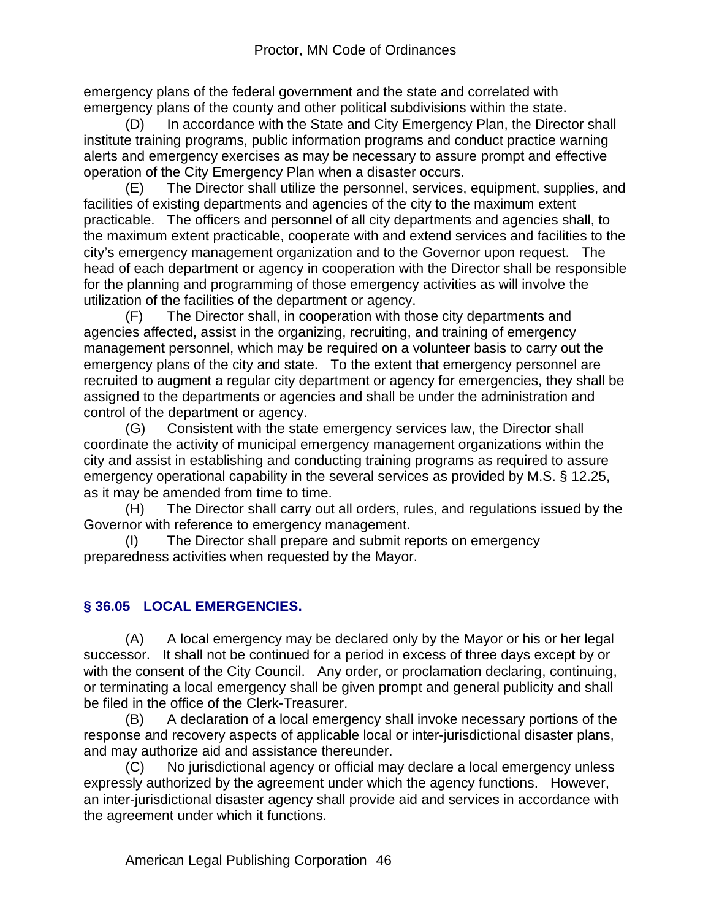emergency plans of the federal government and the state and correlated with emergency plans of the county and other political subdivisions within the state.

(D) In accordance with the State and City Emergency Plan, the Director shall institute training programs, public information programs and conduct practice warning alerts and emergency exercises as may be necessary to assure prompt and effective operation of the City Emergency Plan when a disaster occurs.

(E) The Director shall utilize the personnel, services, equipment, supplies, and facilities of existing departments and agencies of the city to the maximum extent practicable. The officers and personnel of all city departments and agencies shall, to the maximum extent practicable, cooperate with and extend services and facilities to the city's emergency management organization and to the Governor upon request. The head of each department or agency in cooperation with the Director shall be responsible for the planning and programming of those emergency activities as will involve the utilization of the facilities of the department or agency.

(F) The Director shall, in cooperation with those city departments and agencies affected, assist in the organizing, recruiting, and training of emergency management personnel, which may be required on a volunteer basis to carry out the emergency plans of the city and state. To the extent that emergency personnel are recruited to augment a regular city department or agency for emergencies, they shall be assigned to the departments or agencies and shall be under the administration and control of the department or agency.

(G) Consistent with the state emergency services law, the Director shall coordinate the activity of municipal emergency management organizations within the city and assist in establishing and conducting training programs as required to assure emergency operational capability in the several services as provided by M.S. § 12.25, as it may be amended from time to time.

(H) The Director shall carry out all orders, rules, and regulations issued by the Governor with reference to emergency management.

(I) The Director shall prepare and submit reports on emergency preparedness activities when requested by the Mayor.

## § 36.05 LOCAL EMERGENCIES.

(A) A local emergency may be declared only by the Mayor or his or her legal successor. It shall not be continued for a period in excess of three days except by or with the consent of the City Council. Any order, or proclamation declaring, continuing, or terminating a local emergency shall be given prompt and general publicity and shall be filed in the office of the Clerk-Treasurer.

(B) A declaration of a local emergency shall invoke necessary portions of the response and recovery aspects of applicable local or inter-jurisdictional disaster plans, and may authorize aid and assistance thereunder.

(C) No jurisdictional agency or official may declare a local emergency unless expressly authorized by the agreement under which the agency functions. However, an inter-jurisdictional disaster agency shall provide aid and services in accordance with the agreement under which it functions.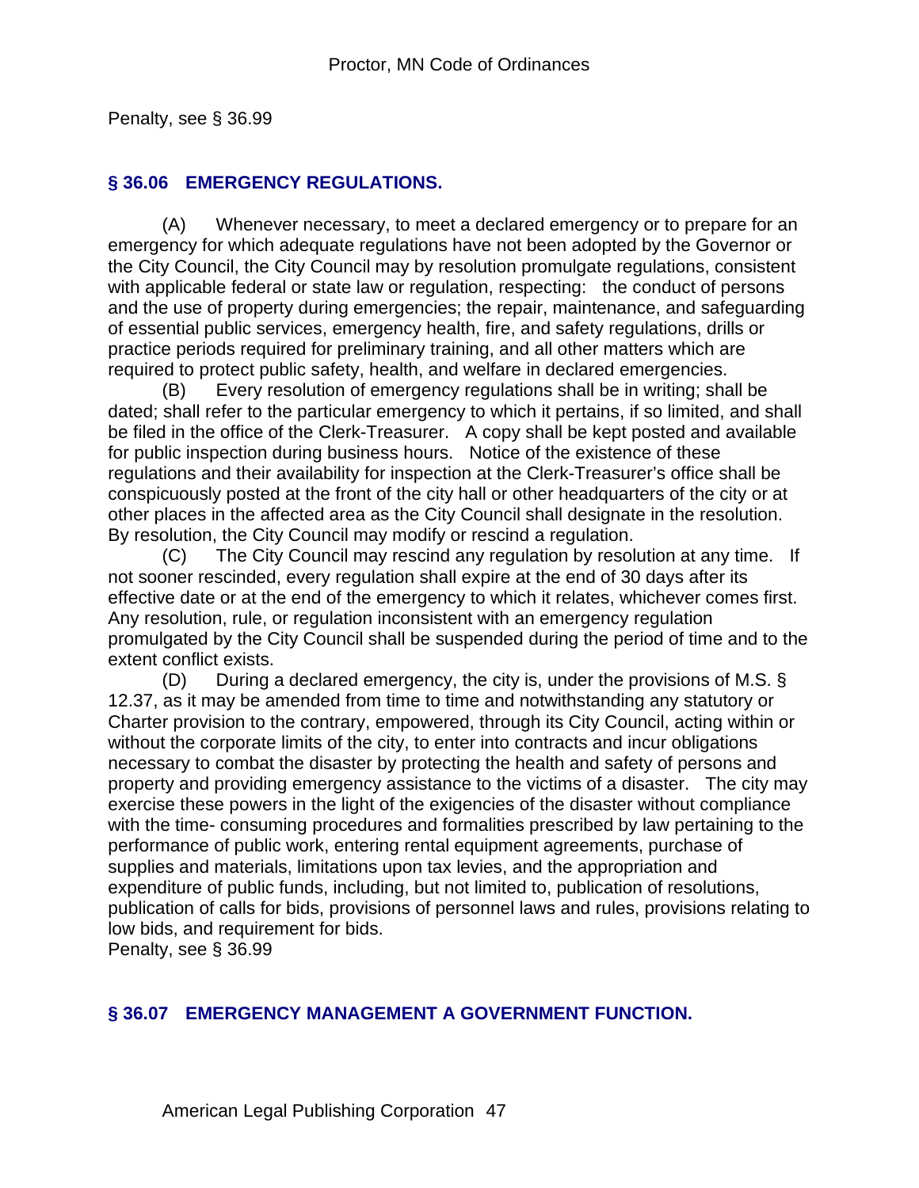Penalty, see § 36.99

### § 36.06 EMERGENCY REGULATIONS.

(A) Whenever necessary, to meet a declared emergency or to prepare for an emergency for which adequate regulations have not been adopted by the Governor or the City Council, the City Council may by resolution promulgate regulations, consistent with applicable federal or state law or regulation, respecting: the conduct of persons and the use of property during emergencies; the repair, maintenance, and safeguarding of essential public services, emergency health, fire, and safety regulations, drills or practice periods required for preliminary training, and all other matters which are required to protect public safety, health, and welfare in declared emergencies.

(B) Every resolution of emergency regulations shall be in writing; shall be dated; shall refer to the particular emergency to which it pertains, if so limited, and shall be filed in the office of the Clerk-Treasurer. A copy shall be kept posted and available for public inspection during business hours. Notice of the existence of these regulations and their availability for inspection at the Clerk-Treasurer's office shall be conspicuously posted at the front of the city hall or other headquarters of the city or at other places in the affected area as the City Council shall designate in the resolution. By resolution, the City Council may modify or rescind a regulation.

(C) The City Council may rescind any regulation by resolution at any time. If not sooner rescinded, every regulation shall expire at the end of 30 days after its effective date or at the end of the emergency to which it relates, whichever comes first. Any resolution, rule, or regulation inconsistent with an emergency regulation promulgated by the City Council shall be suspended during the period of time and to the extent conflict exists.

(D) During a declared emergency, the city is, under the provisions of M.S. § 12.37, as it may be amended from time to time and notwithstanding any statutory or Charter provision to the contrary, empowered, through its City Council, acting within or without the corporate limits of the city, to enter into contracts and incur obligations necessary to combat the disaster by protecting the health and safety of persons and property and providing emergency assistance to the victims of a disaster. The city may exercise these powers in the light of the exigencies of the disaster without compliance with the time- consuming procedures and formalities prescribed by law pertaining to the performance of public work, entering rental equipment agreements, purchase of supplies and materials, limitations upon tax levies, and the appropriation and expenditure of public funds, including, but not limited to, publication of resolutions, publication of calls for bids, provisions of personnel laws and rules, provisions relating to low bids, and requirement for bids.

Penalty, see § 36.99

### § 36.07 EMERGENCY MANAGEMENT A GOVERNMENT FUNCTION.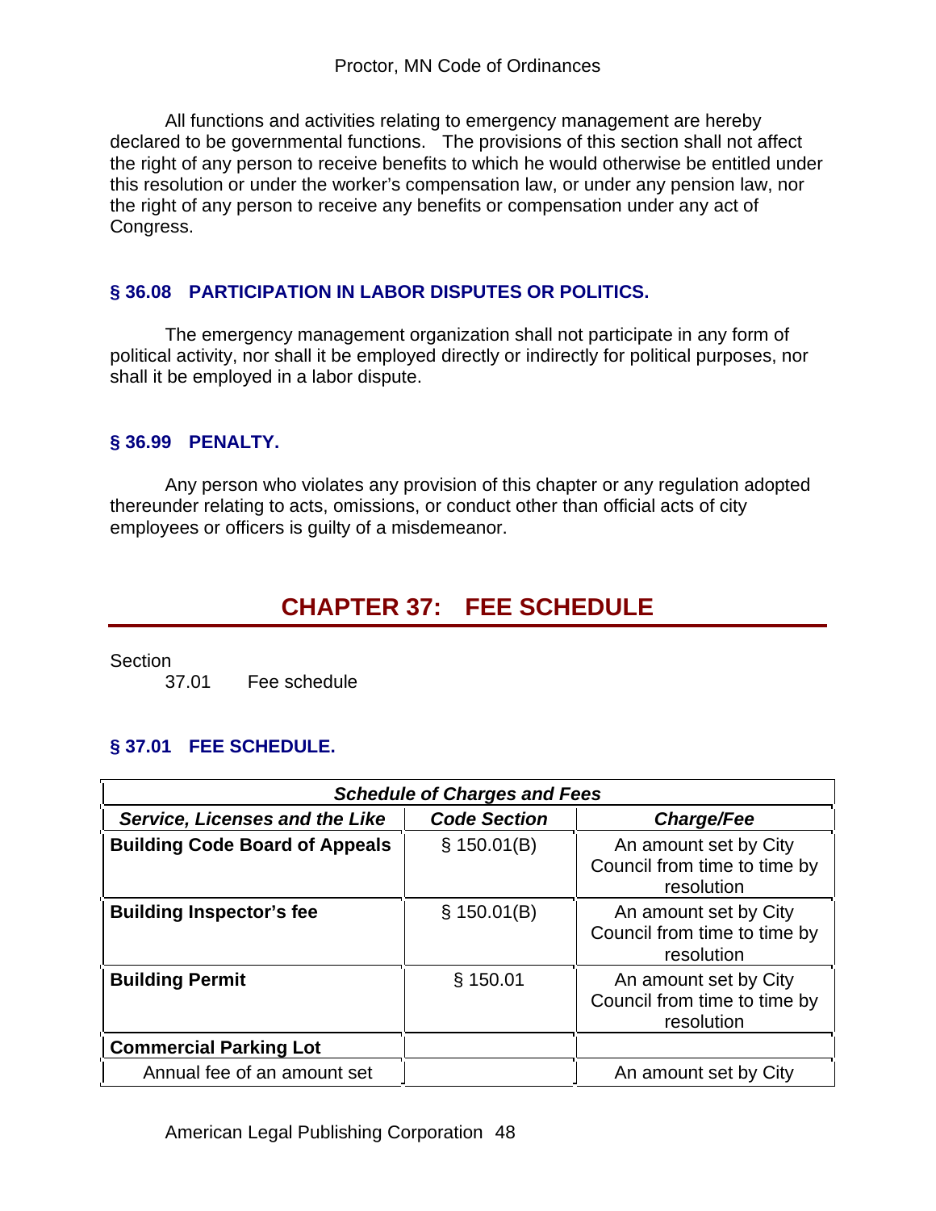All functions and activities relating to emergency management are hereby declared to be governmental functions. The provisions of this section shall not affect the right of any person to receive benefits to which he would otherwise be entitled under this resolution or under the worker's compensation law, or under any pension law, nor the right of any person to receive any benefits or compensation under any act of Congress.

### § 36.08 PARTICIPATION IN LABOR DISPUTES OR POLITICS.

The emergency management organization shall not participate in any form of political activity, nor shall it be employed directly or indirectly for political purposes, nor shall it be employed in a labor dispute.

### § 36.99 PENALTY.

Any person who violates any provision of this chapter or any regulation adopted thereunder relating to acts, omissions, or conduct other than official acts of city employees or officers is guilty of a misdemeanor.

# CHAPTER 37: FEE SCHEDULE

Section

37.01 Fee schedule

### § 37.01 FEE SCHEDULE.

| ***Schedule of Charges and Fees*** | | |
|---|---|---|
| ***Service, Licenses and the Like*** | ***Code Section*** | ***Charge/Fee*** |
| **Building Code Board of Appeals** | § 150.01(B) | An amount set by City Council from time to time by resolution |
| **Building Inspector's fee** | § 150.01(B) | An amount set by City Council from time to time by resolution |
| **Building Permit** | § 150.01 | An amount set by City Council from time to time by resolution |
| **Commercial Parking Lot** | | |
| Annual fee of an amount set | | An amount set by City |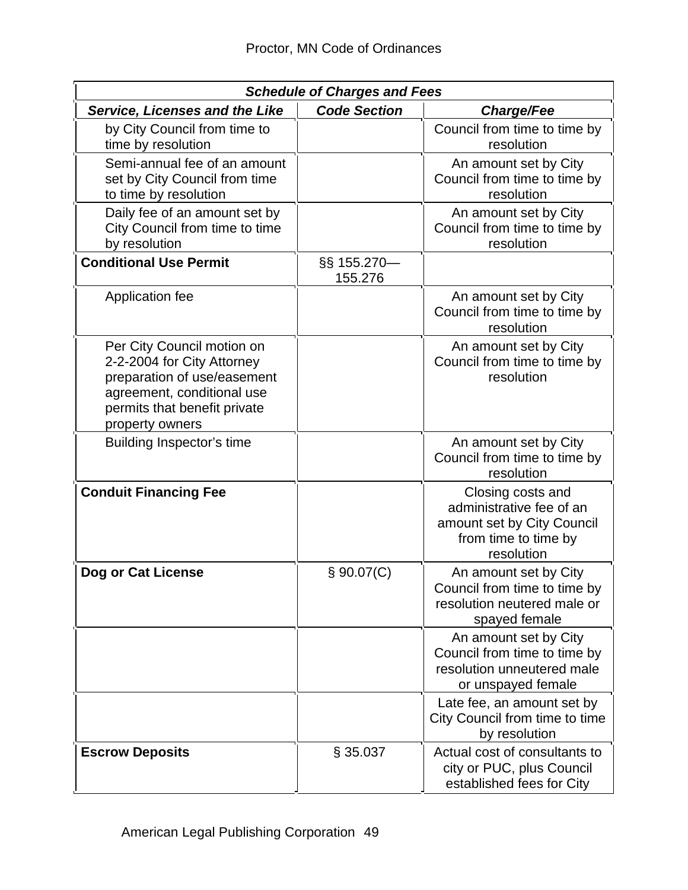| *Schedule of Charges and Fees* | | |
|---|---|---|
| ***Service, Licenses and the Like*** | ***Code Section*** | ***Charge/Fee*** |
| by City Council from time to time by resolution | | Council from time to time by resolution |
| Semi-annual fee of an amount set by City Council from time to time by resolution | | An amount set by City Council from time to time by resolution |
| Daily fee of an amount set by City Council from time to time by resolution | | An amount set by City Council from time to time by resolution |
| **Conditional Use Permit** | §§ 155.270—155.276 | |
| Application fee | | An amount set by City Council from time to time by resolution |
| Per City Council motion on 2-2-2004 for City Attorney preparation of use/easement agreement, conditional use permits that benefit private property owners | | An amount set by City Council from time to time by resolution |
| Building Inspector's time | | An amount set by City Council from time to time by resolution |
| **Conduit Financing Fee** | | Closing costs and administrative fee of an amount set by City Council from time to time by resolution |
| **Dog or Cat License** | § 90.07(C) | An amount set by City Council from time to time by resolution neutered male or spayed female |
| | | An amount set by City Council from time to time by resolution unneutered male or unspayed female |
| | | Late fee, an amount set by City Council from time to time by resolution |
| **Escrow Deposits** | § 35.037 | Actual cost of consultants to city or PUC, plus Council established fees for City |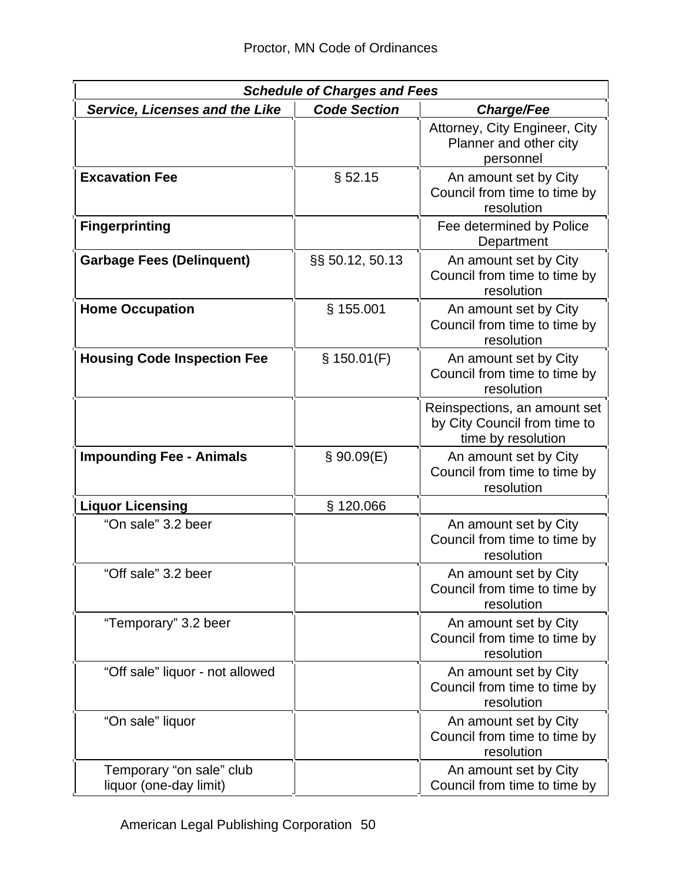| *Schedule of Charges and Fees* | | |
|---|---|---|
| ***Service, Licenses and the Like*** | ***Code Section*** | ***Charge/Fee*** |
| | | Attorney, City Engineer, City Planner and other city personnel |
| **Excavation Fee** | § 52.15 | An amount set by City Council from time to time by resolution |
| **Fingerprinting** | | Fee determined by Police Department |
| **Garbage Fees (Delinquent)** | §§ 50.12, 50.13 | An amount set by City Council from time to time by resolution |
| **Home Occupation** | § 155.001 | An amount set by City Council from time to time by resolution |
| **Housing Code Inspection Fee** | § 150.01(F) | An amount set by City Council from time to time by resolution |
| | | Reinspections, an amount set by City Council from time to time by resolution |
| **Impounding Fee - Animals** | § 90.09(E) | An amount set by City Council from time to time by resolution |
| **Liquor Licensing** | § 120.066 | |
| “On sale” 3.2 beer | | An amount set by City Council from time to time by resolution |
| “Off sale” 3.2 beer | | An amount set by City Council from time to time by resolution |
| “Temporary” 3.2 beer | | An amount set by City Council from time to time by resolution |
| “Off sale” liquor - not allowed | | An amount set by City Council from time to time by resolution |
| “On sale” liquor | | An amount set by City Council from time to time by resolution |
| Temporary “on sale” club liquor (one-day limit) | | An amount set by City Council from time to time by |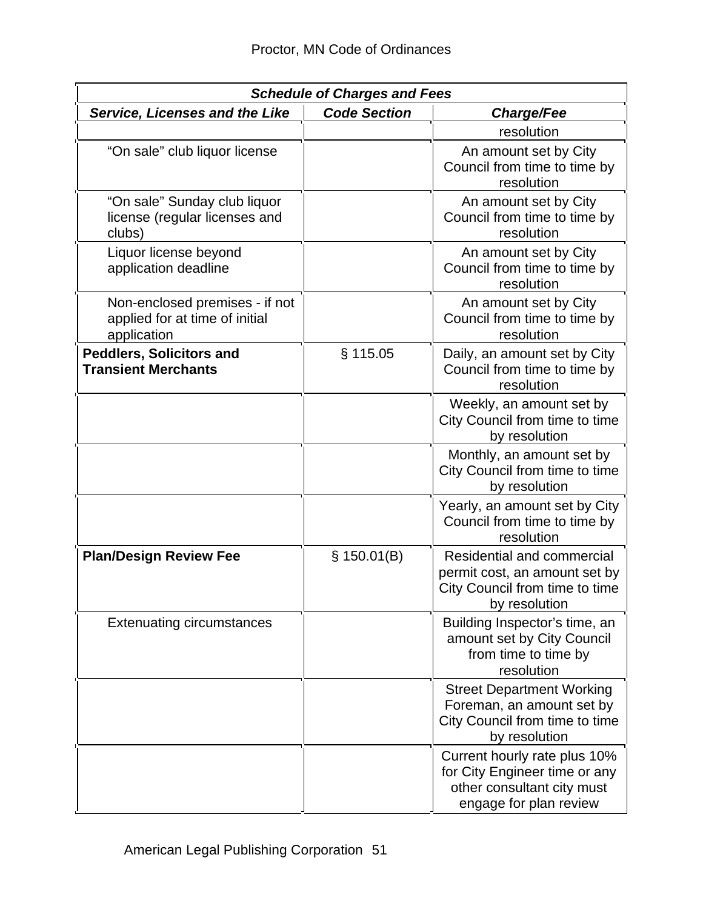| *Schedule of Charges and Fees* | | |
|---|---|---|
| ***Service, Licenses and the Like*** | ***Code Section*** | ***Charge/Fee*** |
| | | resolution |
| “On sale” club liquor license | | An amount set by City Council from time to time by resolution |
| “On sale” Sunday club liquor license (regular licenses and clubs) | | An amount set by City Council from time to time by resolution |
| Liquor license beyond application deadline | | An amount set by City Council from time to time by resolution |
| Non-enclosed premises - if not applied for at time of initial application | | An amount set by City Council from time to time by resolution |
| **Peddlers, Solicitors and Transient Merchants** | § 115.05 | Daily, an amount set by City Council from time to time by resolution |
| | | Weekly, an amount set by City Council from time to time by resolution |
| | | Monthly, an amount set by City Council from time to time by resolution |
| | | Yearly, an amount set by City Council from time to time by resolution |
| **Plan/Design Review Fee** | § 150.01(B) | Residential and commercial permit cost, an amount set by City Council from time to time by resolution |
| Extenuating circumstances | | Building Inspector’s time, an amount set by City Council from time to time by resolution |
| | | Street Department Working Foreman, an amount set by City Council from time to time by resolution |
| | | Current hourly rate plus 10% for City Engineer time or any other consultant city must engage for plan review |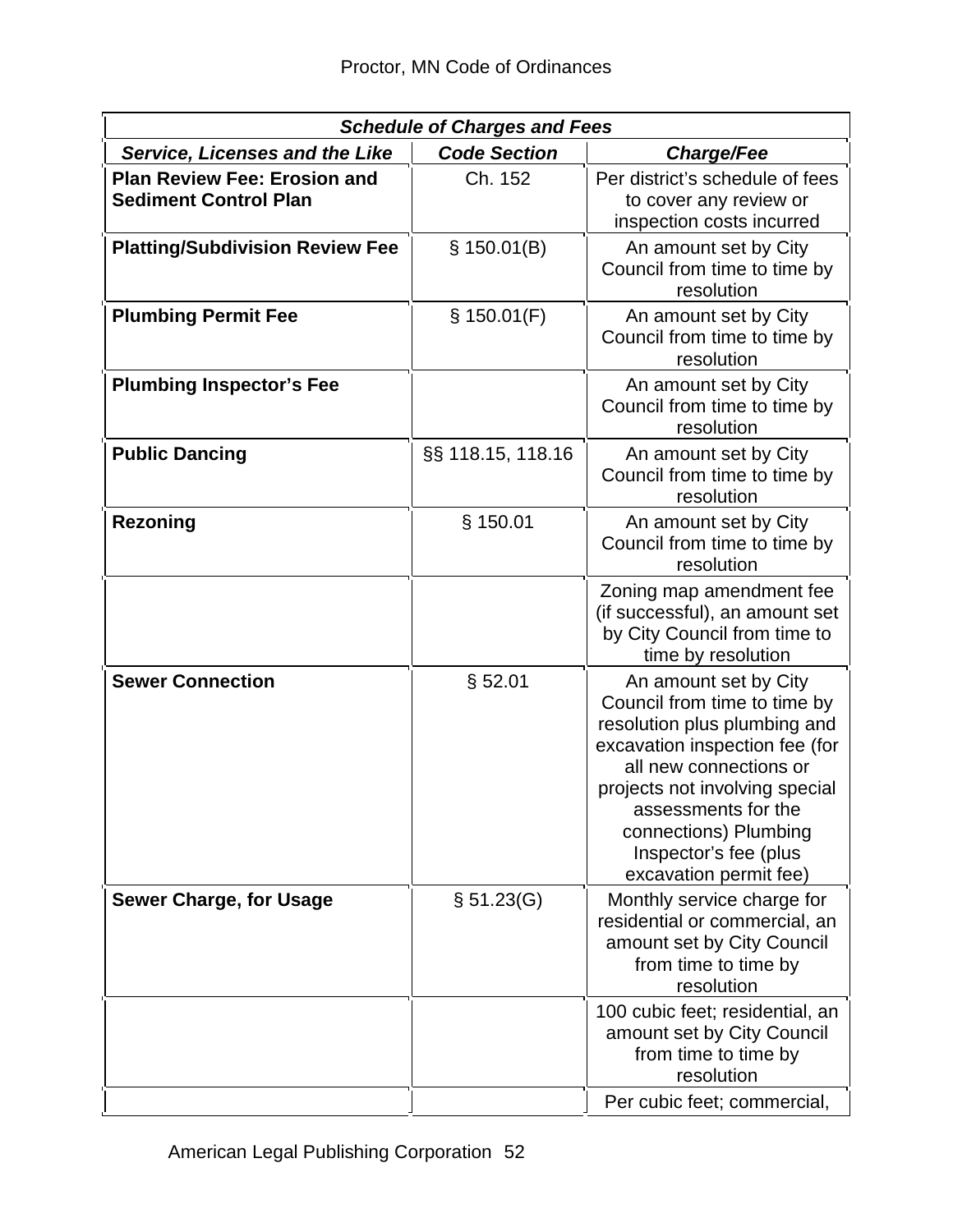| Schedule of Charges and Fees | | |
|---|---|---|
| ***Service, Licenses and the Like*** | ***Code Section*** | ***Charge/Fee*** |
| **Plan Review Fee: Erosion and Sediment Control Plan** | Ch. 152 | Per district's schedule of fees to cover any review or inspection costs incurred |
| **Platting/Subdivision Review Fee** | § 150.01(B) | An amount set by City Council from time to time by resolution |
| **Plumbing Permit Fee** | § 150.01(F) | An amount set by City Council from time to time by resolution |
| **Plumbing Inspector's Fee** | | An amount set by City Council from time to time by resolution |
| **Public Dancing** | §§ 118.15, 118.16 | An amount set by City Council from time to time by resolution |
| **Rezoning** | § 150.01 | An amount set by City Council from time to time by resolution |
| | | Zoning map amendment fee (if successful), an amount set by City Council from time to time by resolution |
| **Sewer Connection** | § 52.01 | An amount set by City Council from time to time by resolution plus plumbing and excavation inspection fee (for all new connections or projects not involving special assessments for the connections) Plumbing Inspector's fee (plus excavation permit fee) |
| **Sewer Charge, for Usage** | § 51.23(G) | Monthly service charge for residential or commercial, an amount set by City Council from time to time by resolution |
| | | 100 cubic feet; residential, an amount set by City Council from time to time by resolution |
| | | Per cubic feet; commercial, |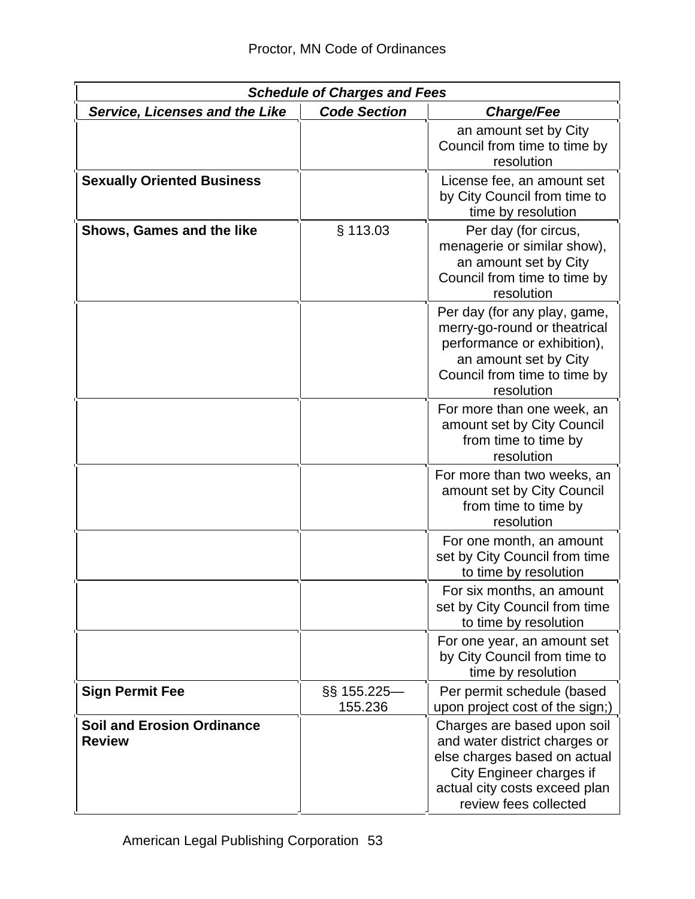| *Schedule of Charges and Fees* | | |
|---|---|---|
| ***Service, Licenses and the Like*** | ***Code Section*** | ***Charge/Fee*** |
| | | an amount set by City Council from time to time by resolution |
| **Sexually Oriented Business** | | License fee, an amount set by City Council from time to time by resolution |
| **Shows, Games and the like** | § 113.03 | Per day (for circus, menagerie or similar show), an amount set by City Council from time to time by resolution |
| | | Per day (for any play, game, merry-go-round or theatrical performance or exhibition), an amount set by City Council from time to time by resolution |
| | | For more than one week, an amount set by City Council from time to time by resolution |
| | | For more than two weeks, an amount set by City Council from time to time by resolution |
| | | For one month, an amount set by City Council from time to time by resolution |
| | | For six months, an amount set by City Council from time to time by resolution |
| | | For one year, an amount set by City Council from time to time by resolution |
| **Sign Permit Fee** | §§ 155.225—155.236 | Per permit schedule (based upon project cost of the sign;) |
| **Soil and Erosion Ordinance Review** | | Charges are based upon soil and water district charges or else charges based on actual City Engineer charges if actual city costs exceed plan review fees collected |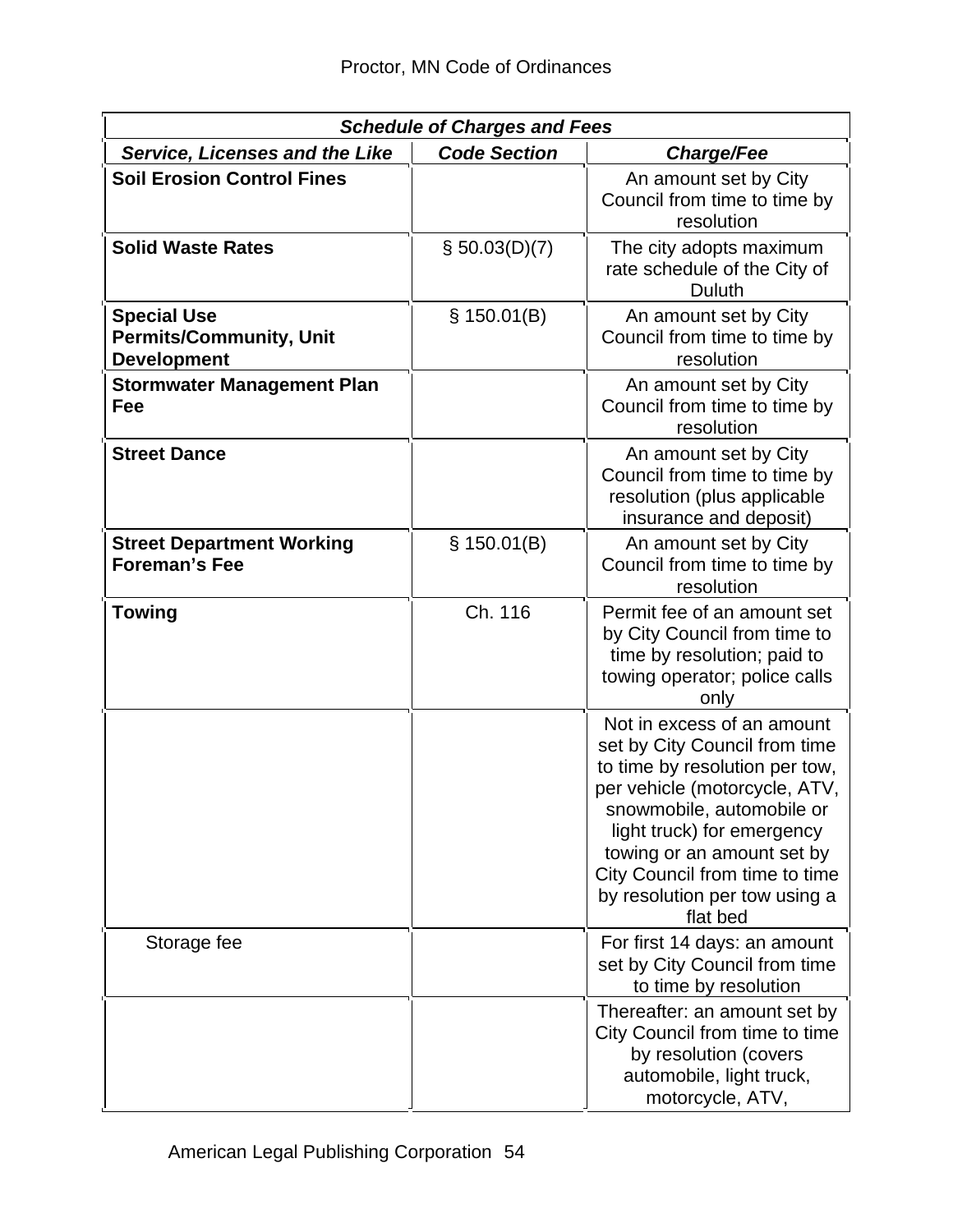| ***Schedule of Charges and Fees*** | | |
|---|---|---|
| ***Service, Licenses and the Like*** | ***Code Section*** | ***Charge/Fee*** |
| **Soil Erosion Control Fines** | | An amount set by City Council from time to time by resolution |
| **Solid Waste Rates** | § 50.03(D)(7) | The city adopts maximum rate schedule of the City of Duluth |
| **Special Use Permits/Community, Unit Development** | § 150.01(B) | An amount set by City Council from time to time by resolution |
| **Stormwater Management Plan Fee** | | An amount set by City Council from time to time by resolution |
| **Street Dance** | | An amount set by City Council from time to time by resolution (plus applicable insurance and deposit) |
| **Street Department Working Foreman's Fee** | § 150.01(B) | An amount set by City Council from time to time by resolution |
| **Towing** | Ch. 116 | Permit fee of an amount set by City Council from time to time by resolution; paid to towing operator; police calls only |
| | | Not in excess of an amount set by City Council from time to time by resolution per tow, per vehicle (motorcycle, ATV, snowmobile, automobile or light truck) for emergency towing or an amount set by City Council from time to time by resolution per tow using a flat bed |
| Storage fee | | For first 14 days: an amount set by City Council from time to time by resolution |
| | | Thereafter: an amount set by City Council from time to time by resolution (covers automobile, light truck, motorcycle, ATV, |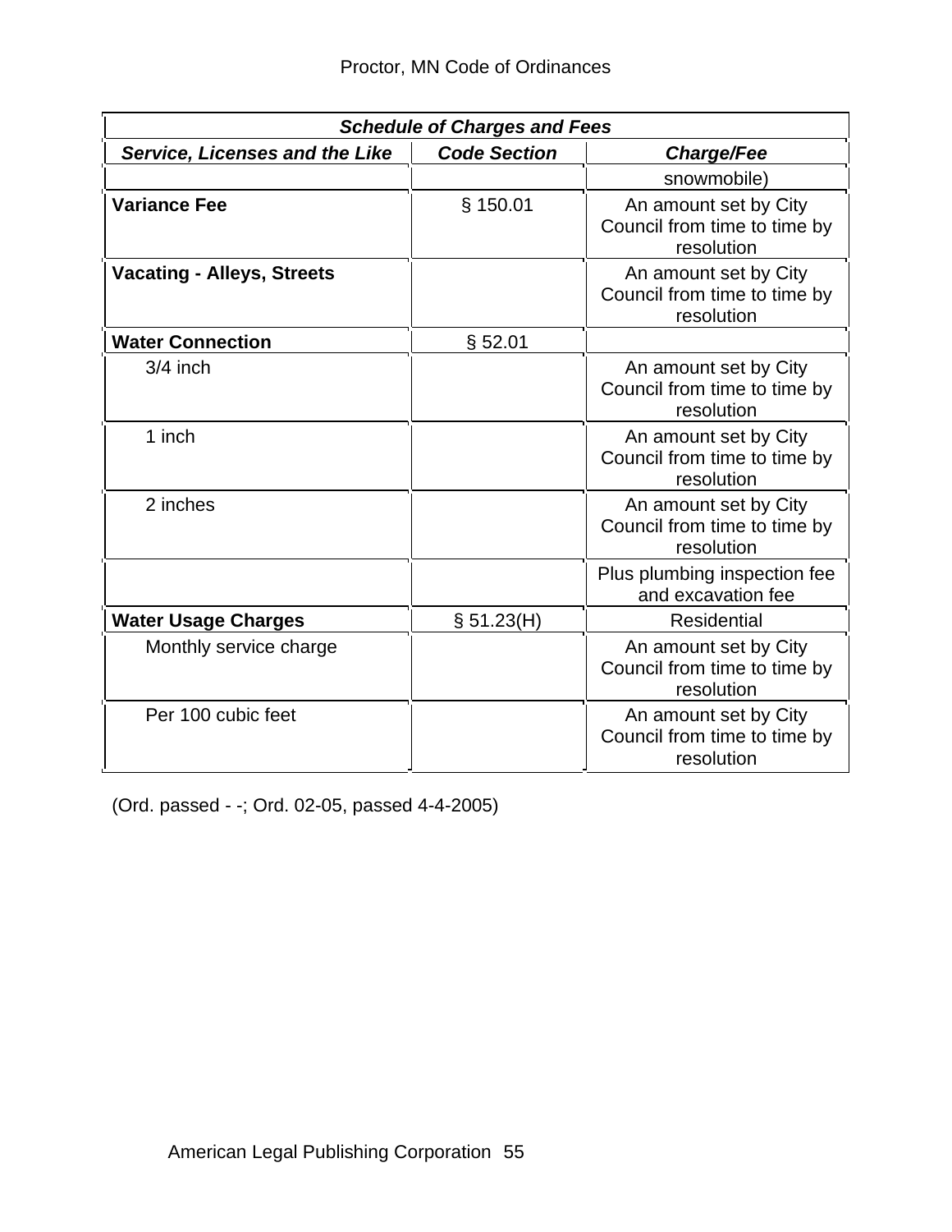| Schedule of Charges and Fees | | |
|---|---|---|
| ***Service, Licenses and the Like*** | ***Code Section*** | ***Charge/Fee*** |
| | | snowmobile) |
| **Variance Fee** | § 150.01 | An amount set by City Council from time to time by resolution |
| **Vacating - Alleys, Streets** | | An amount set by City Council from time to time by resolution |
| **Water Connection** | § 52.01 | |
| 3/4 inch | | An amount set by City Council from time to time by resolution |
| 1 inch | | An amount set by City Council from time to time by resolution |
| 2 inches | | An amount set by City Council from time to time by resolution |
| | | Plus plumbing inspection fee and excavation fee |
| **Water Usage Charges** | § 51.23(H) | Residential |
| Monthly service charge | | An amount set by City Council from time to time by resolution |
| Per 100 cubic feet | | An amount set by City Council from time to time by resolution |

(Ord. passed - -; Ord. 02-05, passed 4-4-2005)